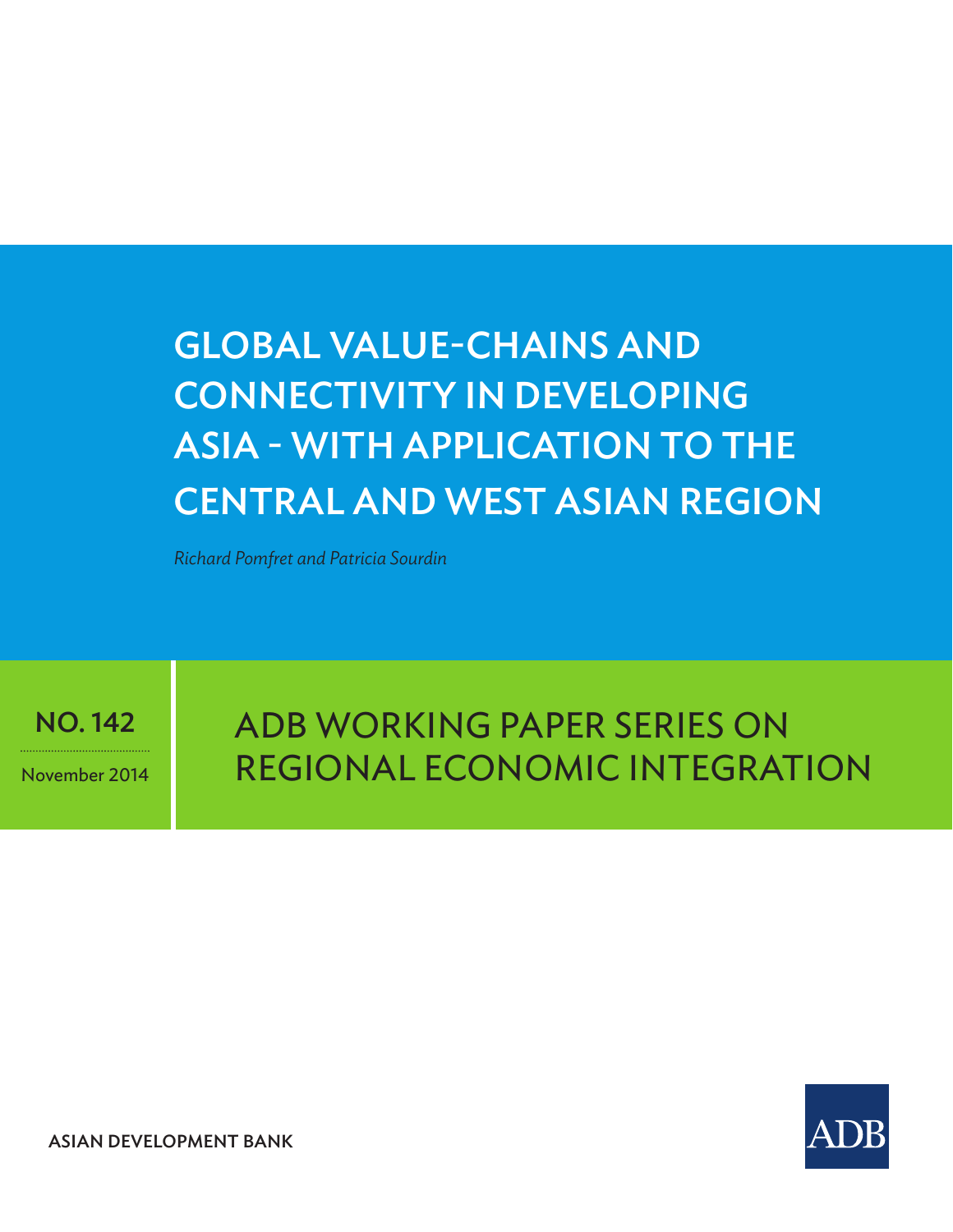# GLOBAL VALUE-CHAINS AND CONNECTIVITY IN DEVELOPING ASIA - WITH APPLICATION TO THE CENTRAL AND WEST ASIAN REGION

*Richard Pomfret and Patricia Sourdin*

**NO. 142**

November 2014

ADB WORKING PAPER SERIES ON REGIONAL ECONOMIC INTEGRATION

**ASIAN DEVELOPMENT BANK**

ADB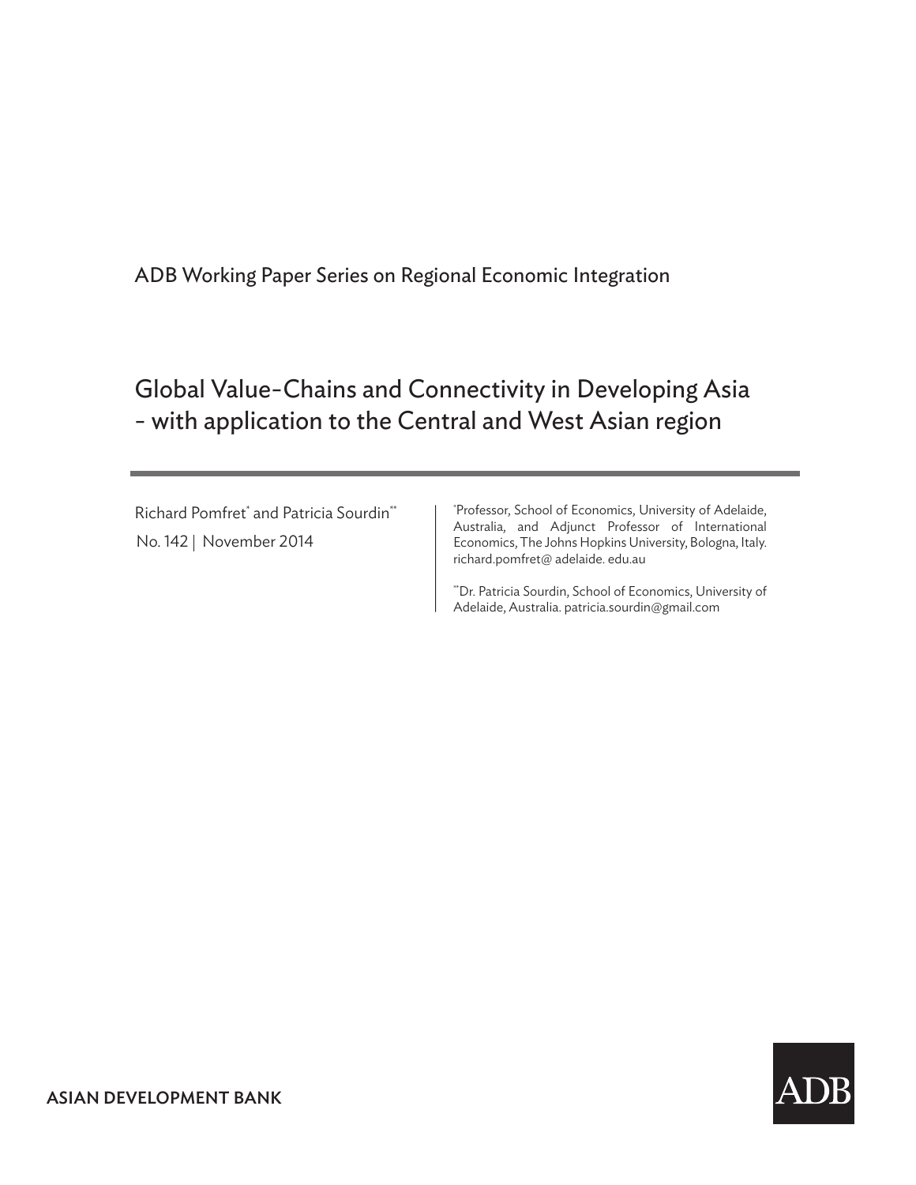ADB Working Paper Series on Regional Economic Integration

# Global Value-Chains and Connectivity in Developing Asia - with application to the Central and West Asian region

Richard Pomfret[*] and Patricia Sourdin[**]

No. 142 | November 2014

[*]Professor, School of Economics, University of Adelaide, Australia, and Adjunct Professor of International Economics, The Johns Hopkins University, Bologna, Italy. richard.pomfret@ adelaide. edu.au

[**]Dr. Patricia Sourdin, School of Economics, University of Adelaide, Australia. patricia.sourdin@gmail.com

ASIAN DEVELOPMENT BANK

ADB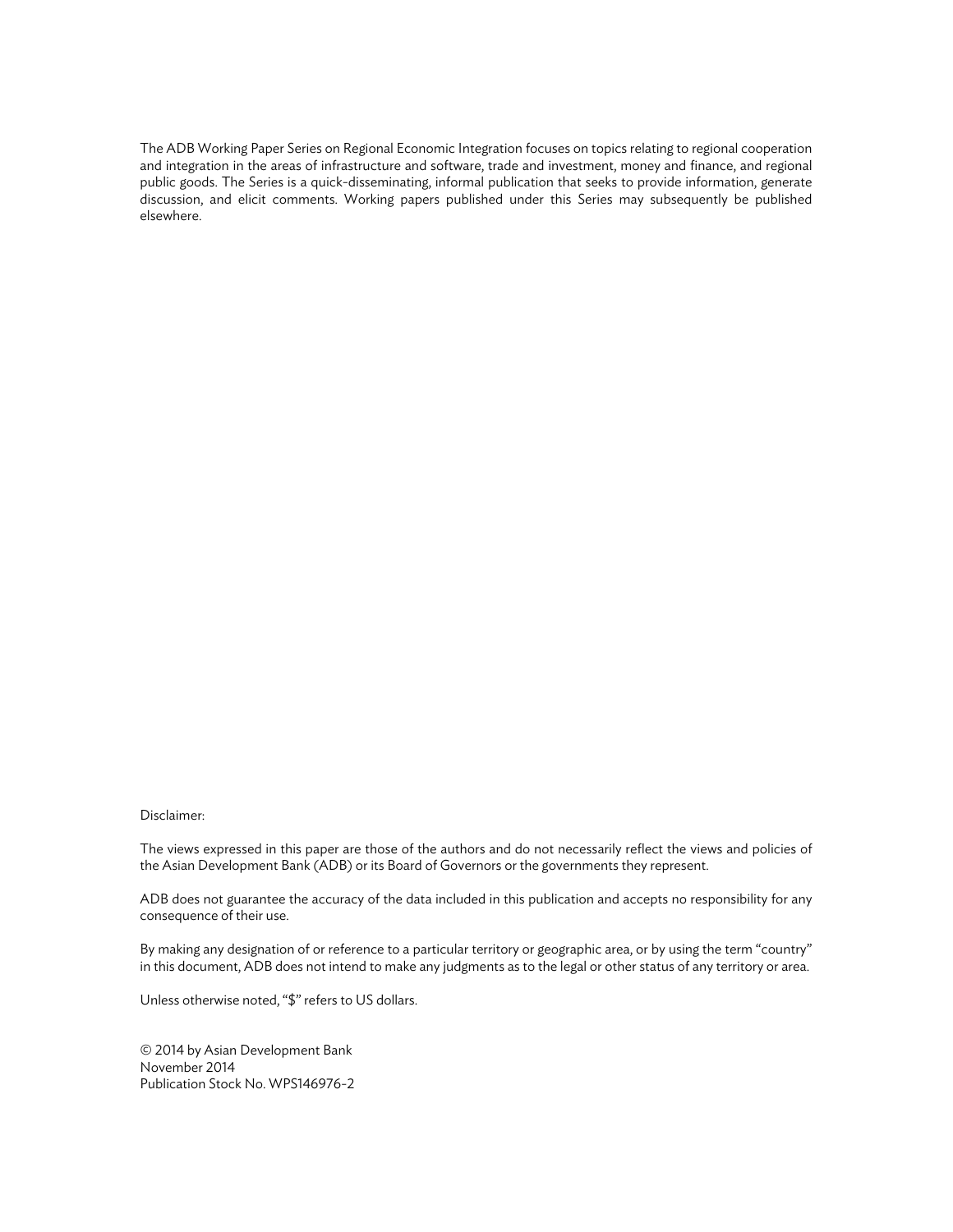The ADB Working Paper Series on Regional Economic Integration focuses on topics relating to regional cooperation and integration in the areas of infrastructure and software, trade and investment, money and finance, and regional public goods. The Series is a quick-disseminating, informal publication that seeks to provide information, generate discussion, and elicit comments. Working papers published under this Series may subsequently be published elsewhere.

Disclaimer:

The views expressed in this paper are those of the authors and do not necessarily reflect the views and policies of the Asian Development Bank (ADB) or its Board of Governors or the governments they represent.

ADB does not guarantee the accuracy of the data included in this publication and accepts no responsibility for any consequence of their use.

By making any designation of or reference to a particular territory or geographic area, or by using the term "country" in this document, ADB does not intend to make any judgments as to the legal or other status of any territory or area.

Unless otherwise noted, "$" refers to US dollars.

© 2014 by Asian Development Bank
November 2014
Publication Stock No. WPS146976-2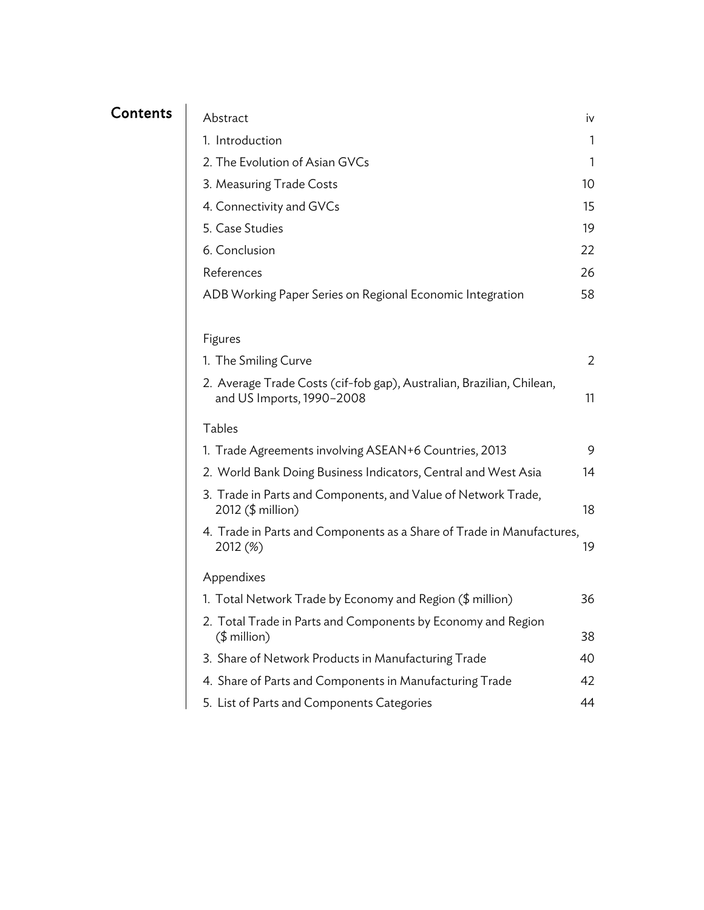# Contents

| | |
|---|---|
| Abstract | iv |
| 1. Introduction | 1 |
| 2. The Evolution of Asian GVCs | 1 |
| 3. Measuring Trade Costs | 10 |
| 4. Connectivity and GVCs | 15 |
| 5. Case Studies | 19 |
| 6. Conclusion | 22 |
| References | 26 |
| ADB Working Paper Series on Regional Economic Integration | 58 |

## Figures

| | |
|---|---|
| 1. The Smiling Curve | 2 |
| 2. Average Trade Costs (cif-fob gap), Australian, Brazilian, Chilean, and US Imports, 1990–2008 | 11 |

## Tables

| | |
|---|---|
| 1. Trade Agreements involving ASEAN+6 Countries, 2013 | 9 |
| 2. World Bank Doing Business Indicators, Central and West Asia | 14 |
| 3. Trade in Parts and Components, and Value of Network Trade, 2012 ($ million) | 18 |
| 4. Trade in Parts and Components as a Share of Trade in Manufactures, 2012 (%) | 19 |

## Appendixes

| | |
|---|---|
| 1. Total Network Trade by Economy and Region ($ million) | 36 |
| 2. Total Trade in Parts and Components by Economy and Region ($ million) | 38 |
| 3. Share of Network Products in Manufacturing Trade | 40 |
| 4. Share of Parts and Components in Manufacturing Trade | 42 |
| 5. List of Parts and Components Categories | 44 |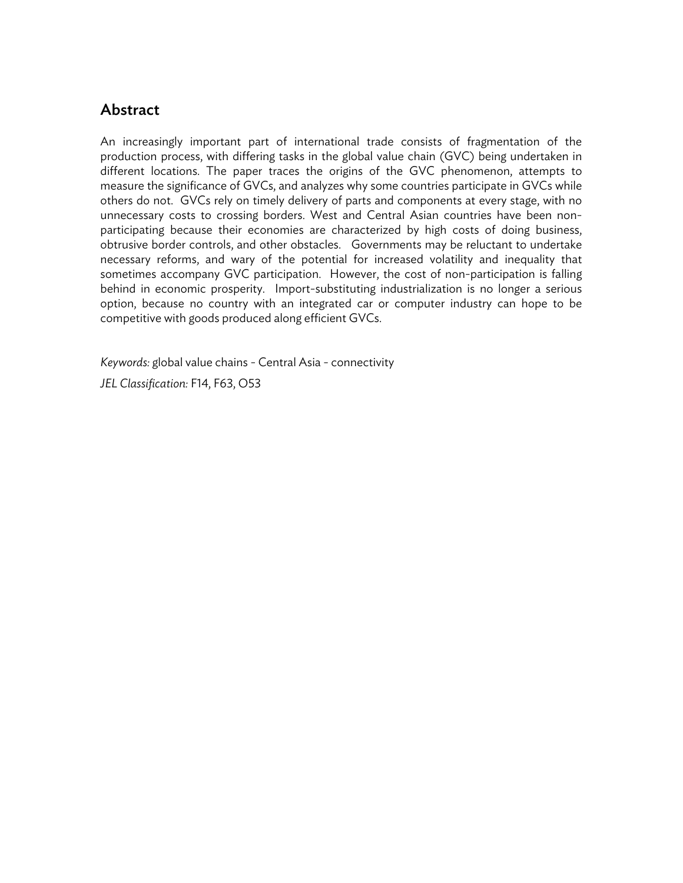## Abstract

An increasingly important part of international trade consists of fragmentation of the production process, with differing tasks in the global value chain (GVC) being undertaken in different locations. The paper traces the origins of the GVC phenomenon, attempts to measure the significance of GVCs, and analyzes why some countries participate in GVCs while others do not. GVCs rely on timely delivery of parts and components at every stage, with no unnecessary costs to crossing borders. West and Central Asian countries have been non-participating because their economies are characterized by high costs of doing business, obtrusive border controls, and other obstacles. Governments may be reluctant to undertake necessary reforms, and wary of the potential for increased volatility and inequality that sometimes accompany GVC participation. However, the cost of non-participation is falling behind in economic prosperity. Import-substituting industrialization is no longer a serious option, because no country with an integrated car or computer industry can hope to be competitive with goods produced along efficient GVCs.

*Keywords:* global value chains - Central Asia - connectivity

*JEL Classification:* F14, F63, O53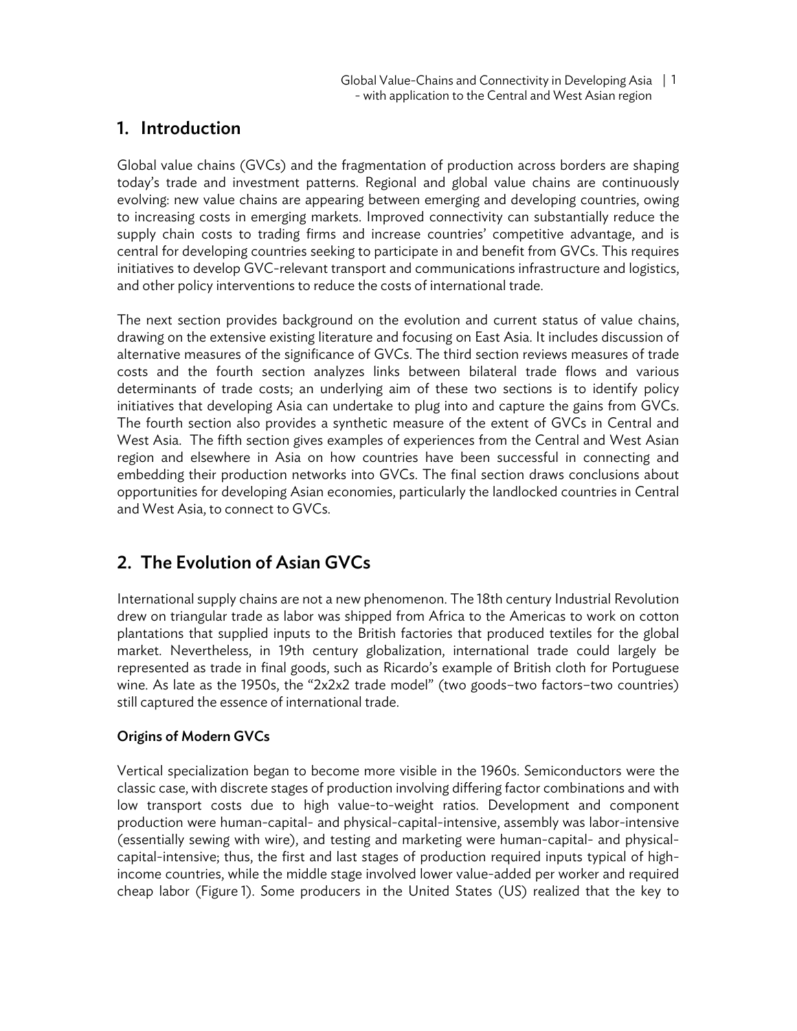## 1. Introduction

Global value chains (GVCs) and the fragmentation of production across borders are shaping today's trade and investment patterns. Regional and global value chains are continuously evolving: new value chains are appearing between emerging and developing countries, owing to increasing costs in emerging markets. Improved connectivity can substantially reduce the supply chain costs to trading firms and increase countries' competitive advantage, and is central for developing countries seeking to participate in and benefit from GVCs. This requires initiatives to develop GVC-relevant transport and communications infrastructure and logistics, and other policy interventions to reduce the costs of international trade.

The next section provides background on the evolution and current status of value chains, drawing on the extensive existing literature and focusing on East Asia. It includes discussion of alternative measures of the significance of GVCs. The third section reviews measures of trade costs and the fourth section analyzes links between bilateral trade flows and various determinants of trade costs; an underlying aim of these two sections is to identify policy initiatives that developing Asia can undertake to plug into and capture the gains from GVCs. The fourth section also provides a synthetic measure of the extent of GVCs in Central and West Asia. The fifth section gives examples of experiences from the Central and West Asian region and elsewhere in Asia on how countries have been successful in connecting and embedding their production networks into GVCs. The final section draws conclusions about opportunities for developing Asian economies, particularly the landlocked countries in Central and West Asia, to connect to GVCs.

## 2. The Evolution of Asian GVCs

International supply chains are not a new phenomenon. The 18th century Industrial Revolution drew on triangular trade as labor was shipped from Africa to the Americas to work on cotton plantations that supplied inputs to the British factories that produced textiles for the global market. Nevertheless, in 19th century globalization, international trade could largely be represented as trade in final goods, such as Ricardo's example of British cloth for Portuguese wine. As late as the 1950s, the "2x2x2 trade model" (two goods–two factors–two countries) still captured the essence of international trade.

### Origins of Modern GVCs

Vertical specialization began to become more visible in the 1960s. Semiconductors were the classic case, with discrete stages of production involving differing factor combinations and with low transport costs due to high value-to-weight ratios. Development and component production were human-capital- and physical-capital-intensive, assembly was labor-intensive (essentially sewing with wire), and testing and marketing were human-capital- and physical-capital-intensive; thus, the first and last stages of production required inputs typical of high-income countries, while the middle stage involved lower value-added per worker and required cheap labor (Figure 1). Some producers in the United States (US) realized that the key to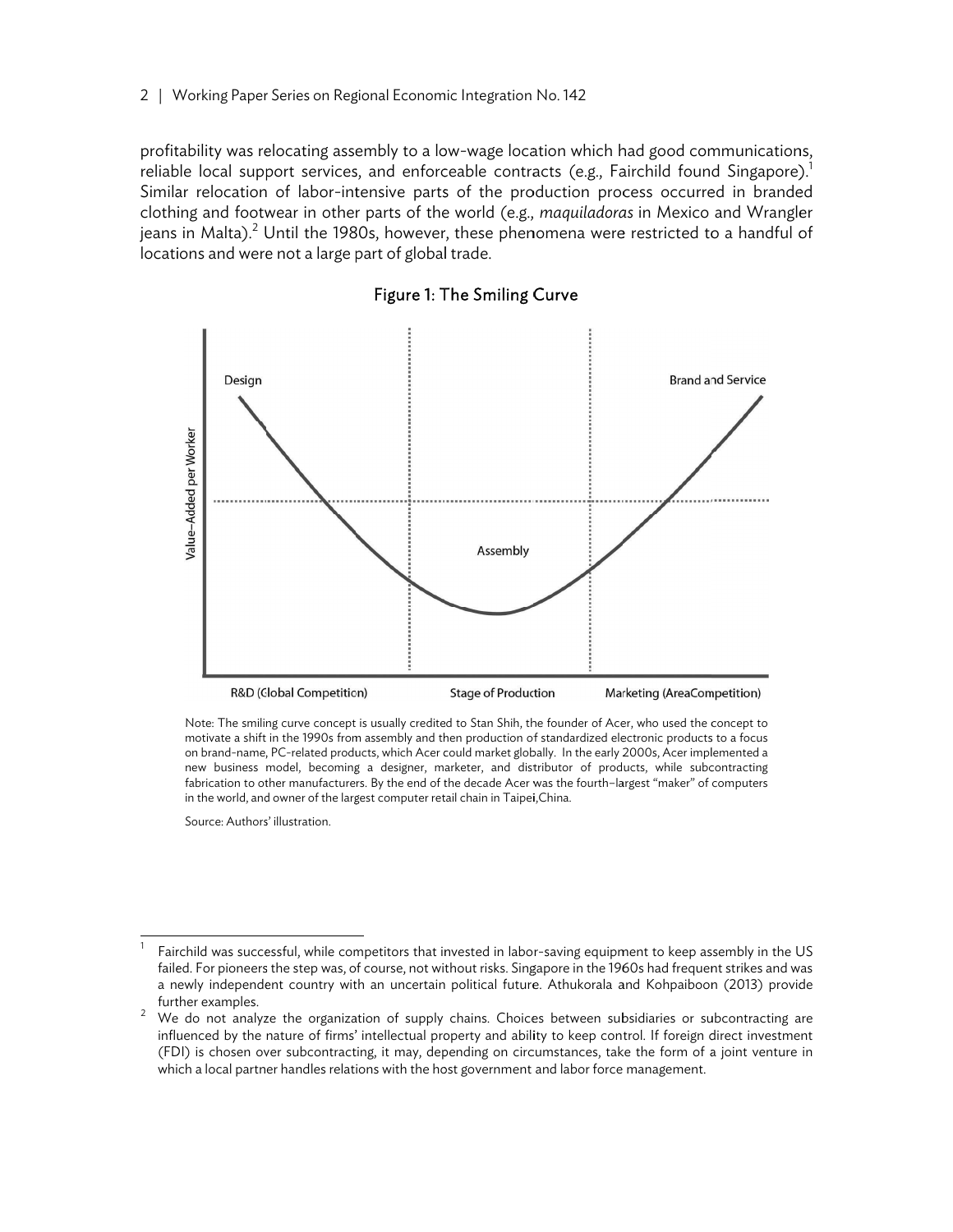profitability was relocating assembly to a low-wage location which had good communications, reliable local support services, and enforceable contracts (e.g., Fairchild found Singapore).[1] Similar relocation of labor-intensive parts of the production process occurred in branded clothing and footwear in other parts of the world (e.g., *maquiladoras* in Mexico and Wrangler jeans in Malta).[2] Until the 1980s, however, these phenomena were restricted to a handful of locations and were not a large part of global trade.

**Figure 1: The Smiling Curve**

Note: The smiling curve concept is usually credited to Stan Shih, the founder of Acer, who used the concept to motivate a shift in the 1990s from assembly and then production of standardized electronic products to a focus on brand-name, PC-related products, which Acer could market globally. In the early 2000s, Acer implemented a new business model, becoming a designer, marketer, and distributor of products, while subcontracting fabrication to other manufacturers. By the end of the decade Acer was the fourth–largest "maker" of computers in the world, and owner of the largest computer retail chain in Taipei,China.

Source: Authors' illustration.

[1] Fairchild was successful, while competitors that invested in labor-saving equipment to keep assembly in the US failed. For pioneers the step was, of course, not without risks. Singapore in the 1960s had frequent strikes and was a newly independent country with an uncertain political future. Athukorala and Kohpaiboon (2013) provide further examples.

[2] We do not analyze the organization of supply chains. Choices between subsidiaries or subcontracting are influenced by the nature of firms' intellectual property and ability to keep control. If foreign direct investment (FDI) is chosen over subcontracting, it may, depending on circumstances, take the form of a joint venture in which a local partner handles relations with the host government and labor force management.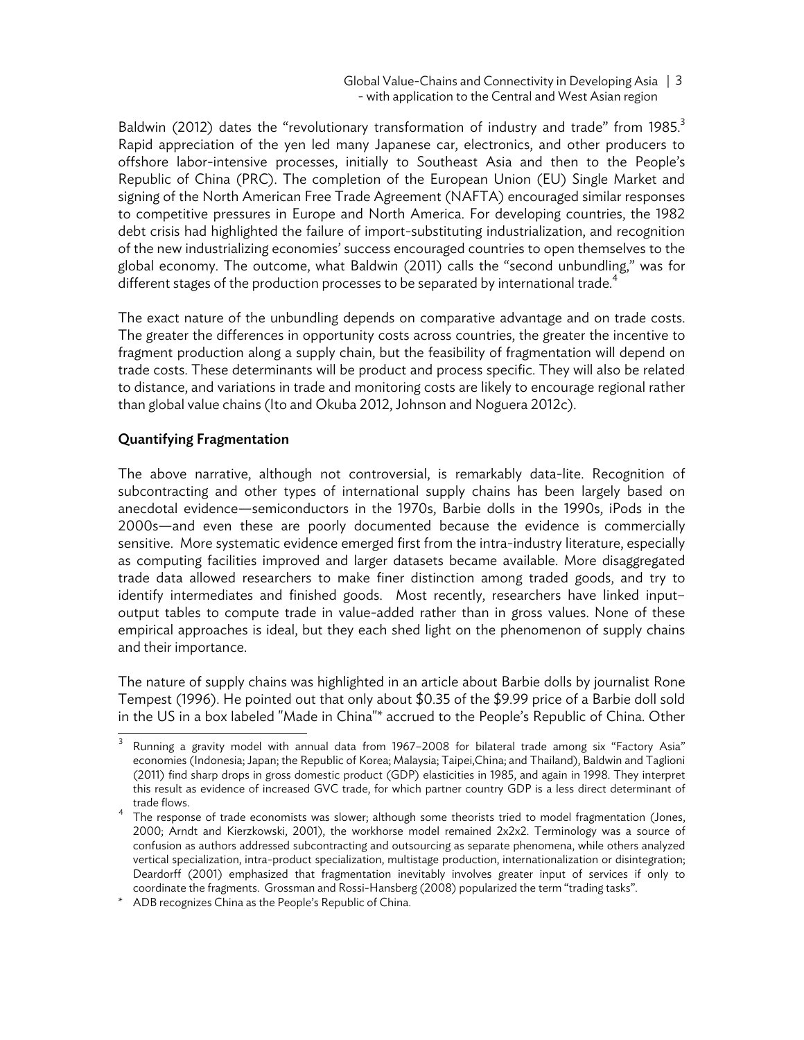Baldwin (2012) dates the "revolutionary transformation of industry and trade" from 1985.[3] Rapid appreciation of the yen led many Japanese car, electronics, and other producers to offshore labor-intensive processes, initially to Southeast Asia and then to the People's Republic of China (PRC). The completion of the European Union (EU) Single Market and signing of the North American Free Trade Agreement (NAFTA) encouraged similar responses to competitive pressures in Europe and North America. For developing countries, the 1982 debt crisis had highlighted the failure of import-substituting industrialization, and recognition of the new industrializing economies' success encouraged countries to open themselves to the global economy. The outcome, what Baldwin (2011) calls the "second unbundling," was for different stages of the production processes to be separated by international trade.[4]

The exact nature of the unbundling depends on comparative advantage and on trade costs. The greater the differences in opportunity costs across countries, the greater the incentive to fragment production along a supply chain, but the feasibility of fragmentation will depend on trade costs. These determinants will be product and process specific. They will also be related to distance, and variations in trade and monitoring costs are likely to encourage regional rather than global value chains (Ito and Okuba 2012, Johnson and Noguera 2012c).

**Quantifying Fragmentation**

The above narrative, although not controversial, is remarkably data-lite. Recognition of subcontracting and other types of international supply chains has been largely based on anecdotal evidence—semiconductors in the 1970s, Barbie dolls in the 1990s, iPods in the 2000s—and even these are poorly documented because the evidence is commercially sensitive. More systematic evidence emerged first from the intra-industry literature, especially as computing facilities improved and larger datasets became available. More disaggregated trade data allowed researchers to make finer distinction among traded goods, and try to identify intermediates and finished goods. Most recently, researchers have linked input–output tables to compute trade in value-added rather than in gross values. None of these empirical approaches is ideal, but they each shed light on the phenomenon of supply chains and their importance.

The nature of supply chains was highlighted in an article about Barbie dolls by journalist Rone Tempest (1996). He pointed out that only about $0.35 of the $9.99 price of a Barbie doll sold in the US in a box labeled "Made in China"* accrued to the People's Republic of China. Other

---

[3] Running a gravity model with annual data from 1967–2008 for bilateral trade among six "Factory Asia" economies (Indonesia; Japan; the Republic of Korea; Malaysia; Taipei,China; and Thailand), Baldwin and Taglioni (2011) find sharp drops in gross domestic product (GDP) elasticities in 1985, and again in 1998. They interpret this result as evidence of increased GVC trade, for which partner country GDP is a less direct determinant of trade flows.

[4] The response of trade economists was slower; although some theorists tried to model fragmentation (Jones, 2000; Arndt and Kierzkowski, 2001), the workhorse model remained 2x2x2. Terminology was a source of confusion as authors addressed subcontracting and outsourcing as separate phenomena, while others analyzed vertical specialization, intra-product specialization, multistage production, internationalization or disintegration; Deardorff (2001) emphasized that fragmentation inevitably involves greater input of services if only to coordinate the fragments. Grossman and Rossi-Hansberg (2008) popularized the term "trading tasks".

\* ADB recognizes China as the People's Republic of China.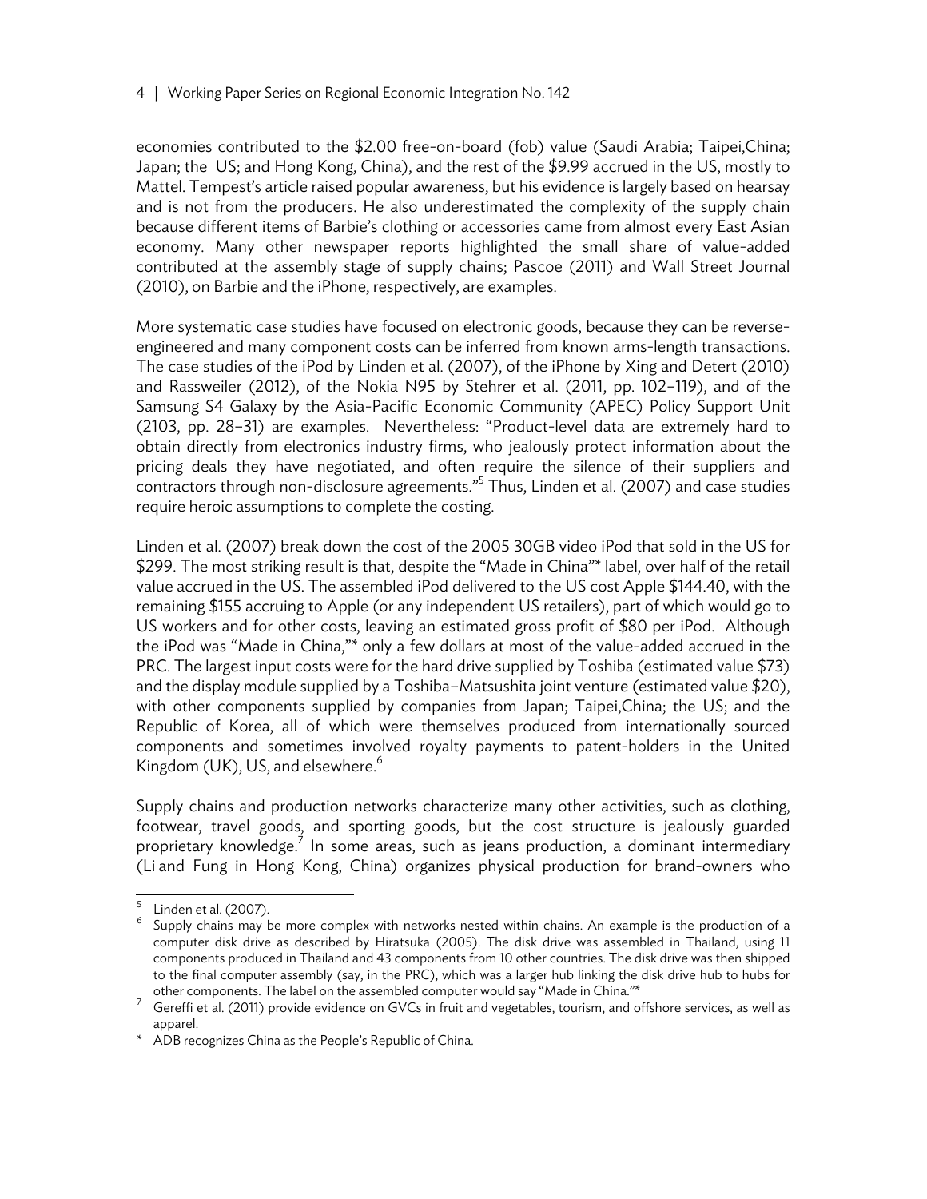economies contributed to the $2.00 free-on-board (fob) value (Saudi Arabia; Taipei,China; Japan; the US; and Hong Kong, China), and the rest of the $9.99 accrued in the US, mostly to Mattel. Tempest's article raised popular awareness, but his evidence is largely based on hearsay and is not from the producers. He also underestimated the complexity of the supply chain because different items of Barbie's clothing or accessories came from almost every East Asian economy. Many other newspaper reports highlighted the small share of value-added contributed at the assembly stage of supply chains; Pascoe (2011) and Wall Street Journal (2010), on Barbie and the iPhone, respectively, are examples.

More systematic case studies have focused on electronic goods, because they can be reverse-engineered and many component costs can be inferred from known arms-length transactions. The case studies of the iPod by Linden et al. (2007), of the iPhone by Xing and Detert (2010) and Rassweiler (2012), of the Nokia N95 by Stehrer et al. (2011, pp. 102–119), and of the Samsung S4 Galaxy by the Asia-Pacific Economic Community (APEC) Policy Support Unit (2103, pp. 28–31) are examples. Nevertheless: "Product-level data are extremely hard to obtain directly from electronics industry firms, who jealously protect information about the pricing deals they have negotiated, and often require the silence of their suppliers and contractors through non-disclosure agreements."[5] Thus, Linden et al. (2007) and case studies require heroic assumptions to complete the costing.

Linden et al. (2007) break down the cost of the 2005 30GB video iPod that sold in the US for $299. The most striking result is that, despite the "Made in China"* label, over half of the retail value accrued in the US. The assembled iPod delivered to the US cost Apple $144.40, with the remaining $155 accruing to Apple (or any independent US retailers), part of which would go to US workers and for other costs, leaving an estimated gross profit of $80 per iPod. Although the iPod was "Made in China,"* only a few dollars at most of the value-added accrued in the PRC. The largest input costs were for the hard drive supplied by Toshiba (estimated value $73) and the display module supplied by a Toshiba–Matsushita joint venture (estimated value $20), with other components supplied by companies from Japan; Taipei,China; the US; and the Republic of Korea, all of which were themselves produced from internationally sourced components and sometimes involved royalty payments to patent-holders in the United Kingdom (UK), US, and elsewhere.[6]

Supply chains and production networks characterize many other activities, such as clothing, footwear, travel goods, and sporting goods, but the cost structure is jealously guarded proprietary knowledge.[7] In some areas, such as jeans production, a dominant intermediary (Li and Fung in Hong Kong, China) organizes physical production for brand-owners who

---

[5] Linden et al. (2007).

[6] Supply chains may be more complex with networks nested within chains. An example is the production of a computer disk drive as described by Hiratsuka (2005). The disk drive was assembled in Thailand, using 11 components produced in Thailand and 43 components from 10 other countries. The disk drive was then shipped to the final computer assembly (say, in the PRC), which was a larger hub linking the disk drive hub to hubs for other components. The label on the assembled computer would say "Made in China."*

[7] Gereffi et al. (2011) provide evidence on GVCs in fruit and vegetables, tourism, and offshore services, as well as apparel.

\* ADB recognizes China as the People's Republic of China.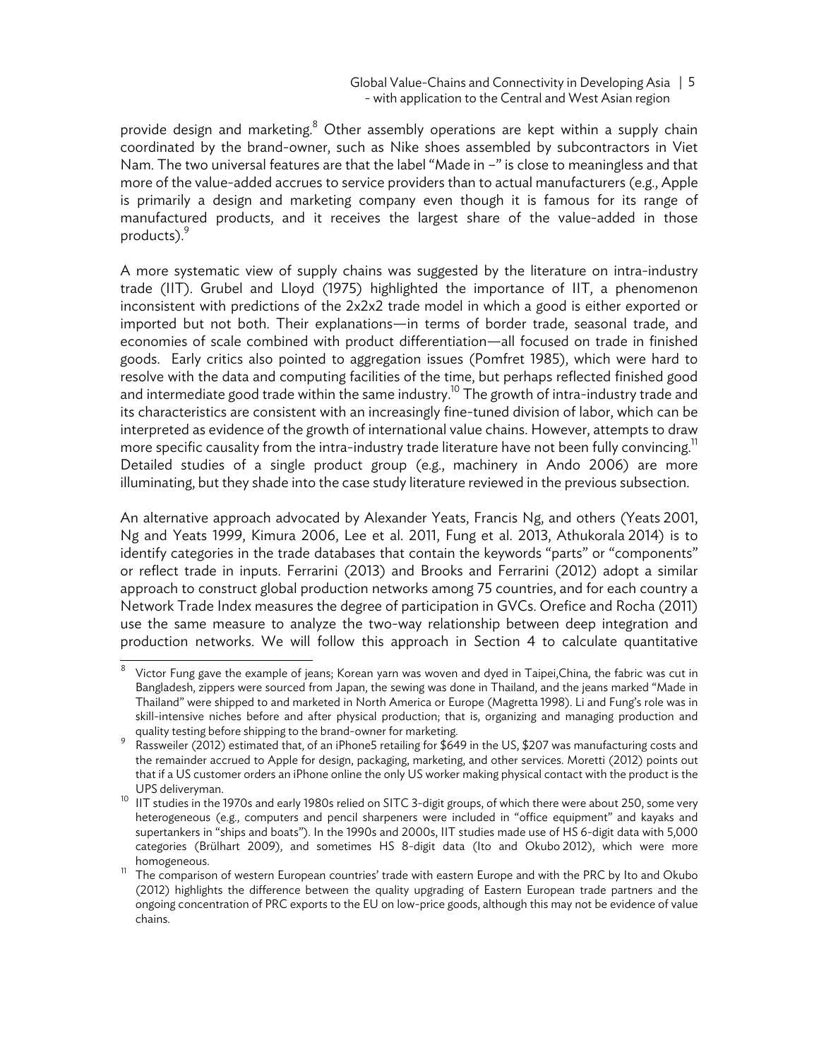provide design and marketing.[8] Other assembly operations are kept within a supply chain coordinated by the brand-owner, such as Nike shoes assembled by subcontractors in Viet Nam. The two universal features are that the label "Made in –" is close to meaningless and that more of the value-added accrues to service providers than to actual manufacturers (e.g., Apple is primarily a design and marketing company even though it is famous for its range of manufactured products, and it receives the largest share of the value-added in those products).[9]

A more systematic view of supply chains was suggested by the literature on intra-industry trade (IIT). Grubel and Lloyd (1975) highlighted the importance of IIT, a phenomenon inconsistent with predictions of the 2x2x2 trade model in which a good is either exported or imported but not both. Their explanations—in terms of border trade, seasonal trade, and economies of scale combined with product differentiation—all focused on trade in finished goods. Early critics also pointed to aggregation issues (Pomfret 1985), which were hard to resolve with the data and computing facilities of the time, but perhaps reflected finished good and intermediate good trade within the same industry.[10] The growth of intra-industry trade and its characteristics are consistent with an increasingly fine-tuned division of labor, which can be interpreted as evidence of the growth of international value chains. However, attempts to draw more specific causality from the intra-industry trade literature have not been fully convincing.[11] Detailed studies of a single product group (e.g., machinery in Ando 2006) are more illuminating, but they shade into the case study literature reviewed in the previous subsection.

An alternative approach advocated by Alexander Yeats, Francis Ng, and others (Yeats 2001, Ng and Yeats 1999, Kimura 2006, Lee et al. 2011, Fung et al. 2013, Athukorala 2014) is to identify categories in the trade databases that contain the keywords "parts" or "components" or reflect trade in inputs. Ferrarini (2013) and Brooks and Ferrarini (2012) adopt a similar approach to construct global production networks among 75 countries, and for each country a Network Trade Index measures the degree of participation in GVCs. Orefice and Rocha (2011) use the same measure to analyze the two-way relationship between deep integration and production networks. We will follow this approach in Section 4 to calculate quantitative

---

[8] Victor Fung gave the example of jeans; Korean yarn was woven and dyed in Taipei,China, the fabric was cut in Bangladesh, zippers were sourced from Japan, the sewing was done in Thailand, and the jeans marked "Made in Thailand" were shipped to and marketed in North America or Europe (Magretta 1998). Li and Fung's role was in skill-intensive niches before and after physical production; that is, organizing and managing production and quality testing before shipping to the brand-owner for marketing.

[9] Rassweiler (2012) estimated that, of an iPhone5 retailing for $649 in the US, $207 was manufacturing costs and the remainder accrued to Apple for design, packaging, marketing, and other services. Moretti (2012) points out that if a US customer orders an iPhone online the only US worker making physical contact with the product is the UPS deliveryman.

[10] IIT studies in the 1970s and early 1980s relied on SITC 3-digit groups, of which there were about 250, some very heterogeneous (e.g., computers and pencil sharpeners were included in "office equipment" and kayaks and supertankers in "ships and boats"). In the 1990s and 2000s, IIT studies made use of HS 6-digit data with 5,000 categories (Brülhart 2009), and sometimes HS 8-digit data (Ito and Okubo 2012), which were more homogeneous.

[11] The comparison of western European countries' trade with eastern Europe and with the PRC by Ito and Okubo (2012) highlights the difference between the quality upgrading of Eastern European trade partners and the ongoing concentration of PRC exports to the EU on low-price goods, although this may not be evidence of value chains.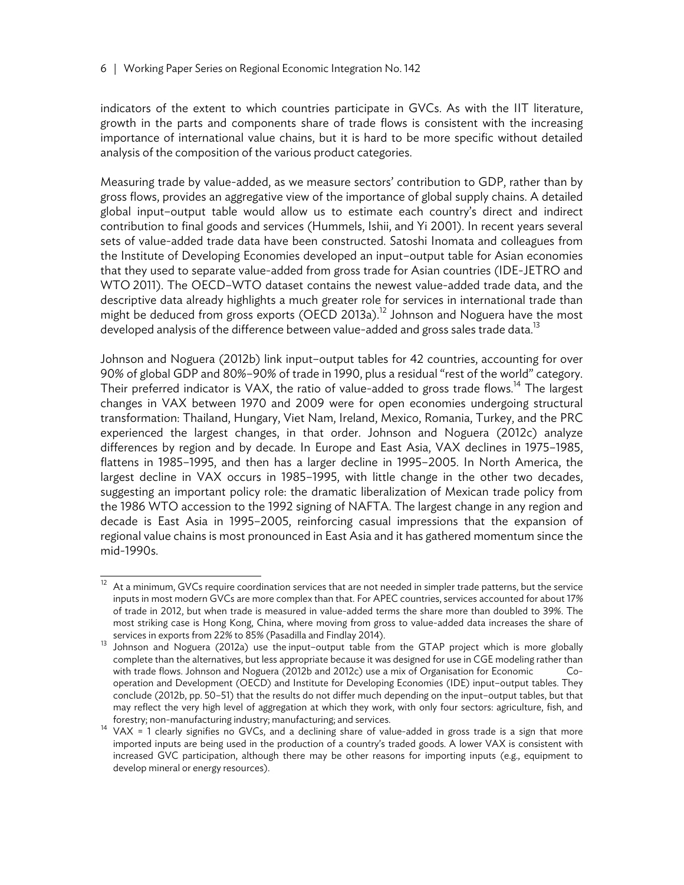indicators of the extent to which countries participate in GVCs. As with the IIT literature, growth in the parts and components share of trade flows is consistent with the increasing importance of international value chains, but it is hard to be more specific without detailed analysis of the composition of the various product categories.

Measuring trade by value-added, as we measure sectors' contribution to GDP, rather than by gross flows, provides an aggregative view of the importance of global supply chains. A detailed global input–output table would allow us to estimate each country's direct and indirect contribution to final goods and services (Hummels, Ishii, and Yi 2001). In recent years several sets of value-added trade data have been constructed. Satoshi Inomata and colleagues from the Institute of Developing Economies developed an input–output table for Asian economies that they used to separate value-added from gross trade for Asian countries (IDE-JETRO and WTO 2011). The OECD–WTO dataset contains the newest value-added trade data, and the descriptive data already highlights a much greater role for services in international trade than might be deduced from gross exports (OECD 2013a).[12] Johnson and Noguera have the most developed analysis of the difference between value-added and gross sales trade data.[13]

Johnson and Noguera (2012b) link input–output tables for 42 countries, accounting for over 90% of global GDP and 80%–90% of trade in 1990, plus a residual "rest of the world" category. Their preferred indicator is VAX, the ratio of value-added to gross trade flows.[14] The largest changes in VAX between 1970 and 2009 were for open economies undergoing structural transformation: Thailand, Hungary, Viet Nam, Ireland, Mexico, Romania, Turkey, and the PRC experienced the largest changes, in that order. Johnson and Noguera (2012c) analyze differences by region and by decade. In Europe and East Asia, VAX declines in 1975–1985, flattens in 1985–1995, and then has a larger decline in 1995–2005. In North America, the largest decline in VAX occurs in 1985–1995, with little change in the other two decades, suggesting an important policy role: the dramatic liberalization of Mexican trade policy from the 1986 WTO accession to the 1992 signing of NAFTA. The largest change in any region and decade is East Asia in 1995–2005, reinforcing casual impressions that the expansion of regional value chains is most pronounced in East Asia and it has gathered momentum since the mid-1990s.

---

[12] At a minimum, GVCs require coordination services that are not needed in simpler trade patterns, but the service inputs in most modern GVCs are more complex than that. For APEC countries, services accounted for about 17% of trade in 2012, but when trade is measured in value-added terms the share more than doubled to 39%. The most striking case is Hong Kong, China, where moving from gross to value-added data increases the share of services in exports from 22% to 85% (Pasadilla and Findlay 2014).

[13] Johnson and Noguera (2012a) use the input–output table from the GTAP project which is more globally complete than the alternatives, but less appropriate because it was designed for use in CGE modeling rather than with trade flows. Johnson and Noguera (2012b and 2012c) use a mix of Organisation for Economic Co-operation and Development (OECD) and Institute for Developing Economies (IDE) input–output tables. They conclude (2012b, pp. 50–51) that the results do not differ much depending on the input–output tables, but that may reflect the very high level of aggregation at which they work, with only four sectors: agriculture, fish, and forestry; non-manufacturing industry; manufacturing; and services.

[14] VAX = 1 clearly signifies no GVCs, and a declining share of value-added in gross trade is a sign that more imported inputs are being used in the production of a country's traded goods. A lower VAX is consistent with increased GVC participation, although there may be other reasons for importing inputs (e.g., equipment to develop mineral or energy resources).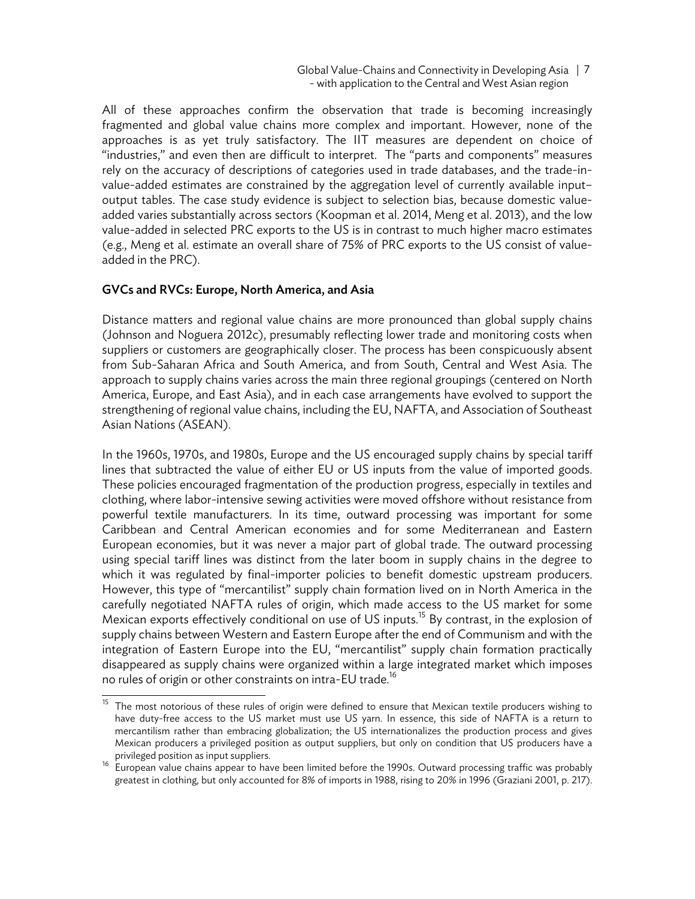All of these approaches confirm the observation that trade is becoming increasingly fragmented and global value chains more complex and important. However, none of the approaches is as yet truly satisfactory. The IIT measures are dependent on choice of "industries," and even then are difficult to interpret. The "parts and components" measures rely on the accuracy of descriptions of categories used in trade databases, and the trade-in-value-added estimates are constrained by the aggregation level of currently available input–output tables. The case study evidence is subject to selection bias, because domestic value-added varies substantially across sectors (Koopman et al. 2014, Meng et al. 2013), and the low value-added in selected PRC exports to the US is in contrast to much higher macro estimates (e.g., Meng et al. estimate an overall share of 75% of PRC exports to the US consist of value-added in the PRC).

### GVCs and RVCs: Europe, North America, and Asia

Distance matters and regional value chains are more pronounced than global supply chains (Johnson and Noguera 2012c), presumably reflecting lower trade and monitoring costs when suppliers or customers are geographically closer. The process has been conspicuously absent from Sub-Saharan Africa and South America, and from South, Central and West Asia. The approach to supply chains varies across the main three regional groupings (centered on North America, Europe, and East Asia), and in each case arrangements have evolved to support the strengthening of regional value chains, including the EU, NAFTA, and Association of Southeast Asian Nations (ASEAN).

In the 1960s, 1970s, and 1980s, Europe and the US encouraged supply chains by special tariff lines that subtracted the value of either EU or US inputs from the value of imported goods. These policies encouraged fragmentation of the production progress, especially in textiles and clothing, where labor-intensive sewing activities were moved offshore without resistance from powerful textile manufacturers. In its time, outward processing was important for some Caribbean and Central American economies and for some Mediterranean and Eastern European economies, but it was never a major part of global trade. The outward processing using special tariff lines was distinct from the later boom in supply chains in the degree to which it was regulated by final-importer policies to benefit domestic upstream producers. However, this type of "mercantilist" supply chain formation lived on in North America in the carefully negotiated NAFTA rules of origin, which made access to the US market for some Mexican exports effectively conditional on use of US inputs.[15] By contrast, in the explosion of supply chains between Western and Eastern Europe after the end of Communism and with the integration of Eastern Europe into the EU, "mercantilist" supply chain formation practically disappeared as supply chains were organized within a large integrated market which imposes no rules of origin or other constraints on intra-EU trade.[16]

---

[15] The most notorious of these rules of origin were defined to ensure that Mexican textile producers wishing to have duty-free access to the US market must use US yarn. In essence, this side of NAFTA is a return to mercantilism rather than embracing globalization; the US internationalizes the production process and gives Mexican producers a privileged position as output suppliers, but only on condition that US producers have a privileged position as input suppliers.

[16] European value chains appear to have been limited before the 1990s. Outward processing traffic was probably greatest in clothing, but only accounted for 8% of imports in 1988, rising to 20% in 1996 (Graziani 2001, p. 217).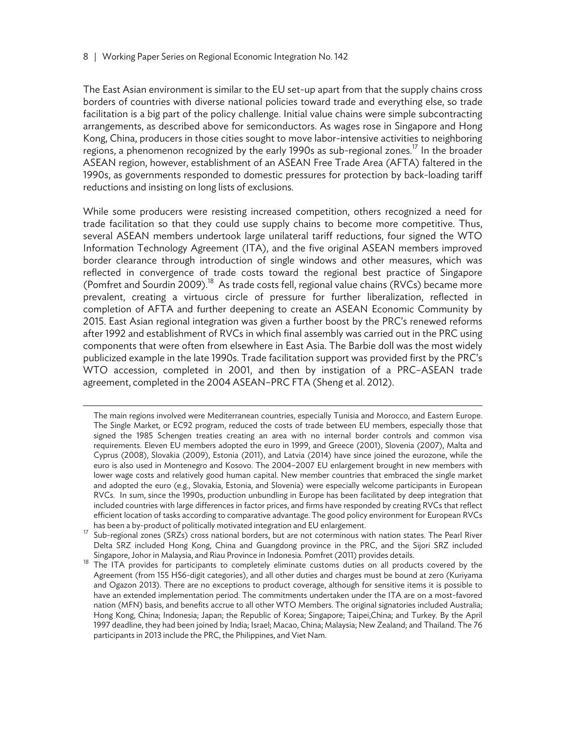The East Asian environment is similar to the EU set-up apart from that the supply chains cross borders of countries with diverse national policies toward trade and everything else, so trade facilitation is a big part of the policy challenge. Initial value chains were simple subcontracting arrangements, as described above for semiconductors. As wages rose in Singapore and Hong Kong, China, producers in those cities sought to move labor-intensive activities to neighboring regions, a phenomenon recognized by the early 1990s as sub-regional zones.[17] In the broader ASEAN region, however, establishment of an ASEAN Free Trade Area (AFTA) faltered in the 1990s, as governments responded to domestic pressures for protection by back-loading tariff reductions and insisting on long lists of exclusions.

While some producers were resisting increased competition, others recognized a need for trade facilitation so that they could use supply chains to become more competitive. Thus, several ASEAN members undertook large unilateral tariff reductions, four signed the WTO Information Technology Agreement (ITA), and the five original ASEAN members improved border clearance through introduction of single windows and other measures, which was reflected in convergence of trade costs toward the regional best practice of Singapore (Pomfret and Sourdin 2009).[18] As trade costs fell, regional value chains (RVCs) became more prevalent, creating a virtuous circle of pressure for further liberalization, reflected in completion of AFTA and further deepening to create an ASEAN Economic Community by 2015. East Asian regional integration was given a further boost by the PRC's renewed reforms after 1992 and establishment of RVCs in which final assembly was carried out in the PRC using components that were often from elsewhere in East Asia. The Barbie doll was the most widely publicized example in the late 1990s. Trade facilitation support was provided first by the PRC's WTO accession, completed in 2001, and then by instigation of a PRC–ASEAN trade agreement, completed in the 2004 ASEAN–PRC FTA (Sheng et al. 2012).

---

The main regions involved were Mediterranean countries, especially Tunisia and Morocco, and Eastern Europe. The Single Market, or EC92 program, reduced the costs of trade between EU members, especially those that signed the 1985 Schengen treaties creating an area with no internal border controls and common visa requirements. Eleven EU members adopted the euro in 1999, and Greece (2001), Slovenia (2007), Malta and Cyprus (2008), Slovakia (2009), Estonia (2011), and Latvia (2014) have since joined the eurozone, while the euro is also used in Montenegro and Kosovo. The 2004–2007 EU enlargement brought in new members with lower wage costs and relatively good human capital. New member countries that embraced the single market and adopted the euro (e.g., Slovakia, Estonia, and Slovenia) were especially welcome participants in European RVCs. In sum, since the 1990s, production unbundling in Europe has been facilitated by deep integration that included countries with large differences in factor prices, and firms have responded by creating RVCs that reflect efficient location of tasks according to comparative advantage. The good policy environment for European RVCs has been a by-product of politically motivated integration and EU enlargement.

[17] Sub-regional zones (SRZs) cross national borders, but are not coterminous with nation states. The Pearl River Delta SRZ included Hong Kong, China and Guangdong province in the PRC, and the Sijori SRZ included Singapore, Johor in Malaysia, and Riau Province in Indonesia. Pomfret (2011) provides details.

[18] The ITA provides for participants to completely eliminate customs duties on all products covered by the Agreement (from 155 HS6-digit categories), and all other duties and charges must be bound at zero (Kuriyama and Ogazon 2013). There are no exceptions to product coverage, although for sensitive items it is possible to have an extended implementation period. The commitments undertaken under the ITA are on a most-favored nation (MFN) basis, and benefits accrue to all other WTO Members. The original signatories included Australia; Hong Kong, China; Indonesia; Japan; the Republic of Korea; Singapore; Taipei,China; and Turkey. By the April 1997 deadline, they had been joined by India; Israel; Macao, China; Malaysia; New Zealand; and Thailand. The 76 participants in 2013 include the PRC, the Philippines, and Viet Nam.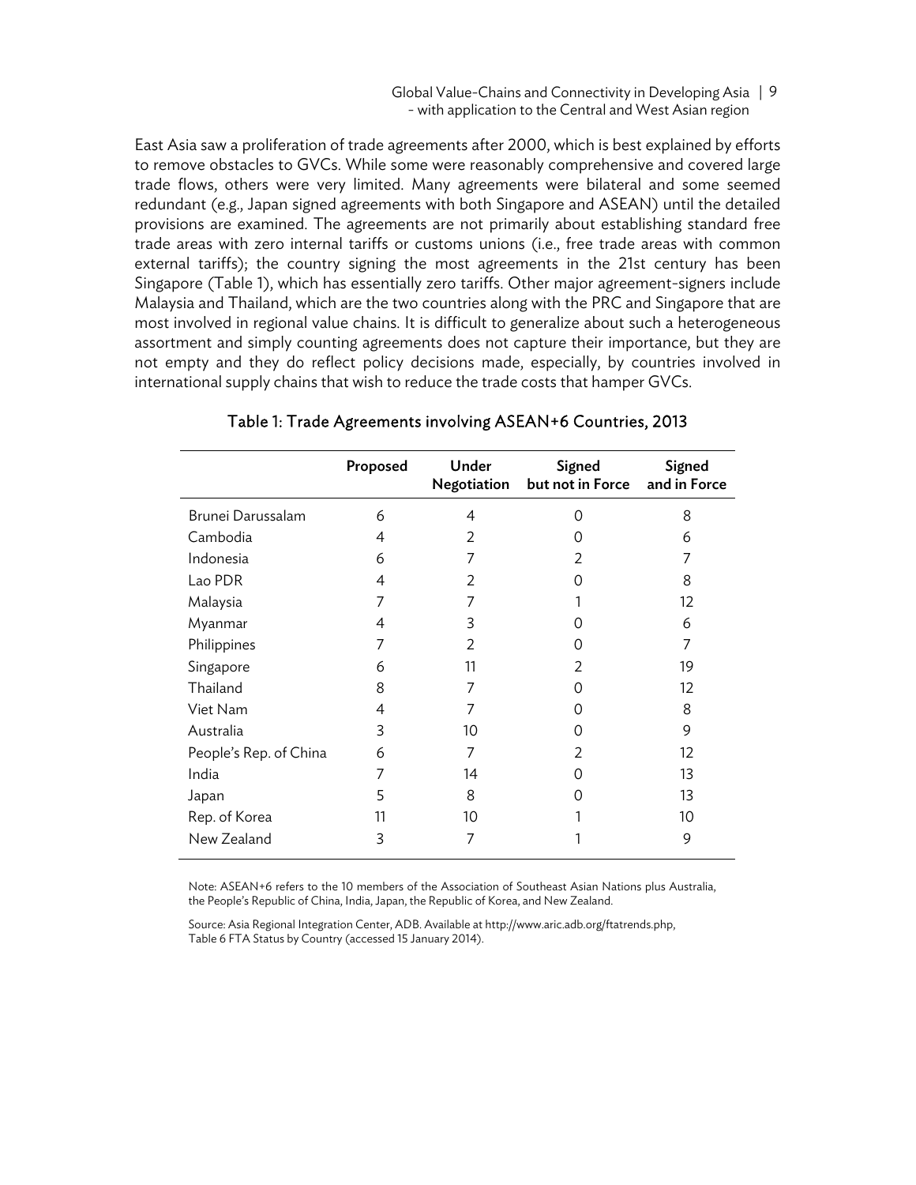East Asia saw a proliferation of trade agreements after 2000, which is best explained by efforts to remove obstacles to GVCs. While some were reasonably comprehensive and covered large trade flows, others were very limited. Many agreements were bilateral and some seemed redundant (e.g., Japan signed agreements with both Singapore and ASEAN) until the detailed provisions are examined. The agreements are not primarily about establishing standard free trade areas with zero internal tariffs or customs unions (i.e., free trade areas with common external tariffs); the country signing the most agreements in the 21st century has been Singapore (Table 1), which has essentially zero tariffs. Other major agreement-signers include Malaysia and Thailand, which are the two countries along with the PRC and Singapore that are most involved in regional value chains. It is difficult to generalize about such a heterogeneous assortment and simply counting agreements does not capture their importance, but they are not empty and they do reflect policy decisions made, especially, by countries involved in international supply chains that wish to reduce the trade costs that hamper GVCs.

**Table 1: Trade Agreements involving ASEAN+6 Countries, 2013**

| | Proposed | Under Negotiation | Signed but not in Force | Signed and in Force |
|---|---|---|---|---|
| Brunei Darussalam | 6 | 4 | 0 | 8 |
| Cambodia | 4 | 2 | 0 | 6 |
| Indonesia | 6 | 7 | 2 | 7 |
| Lao PDR | 4 | 2 | 0 | 8 |
| Malaysia | 7 | 7 | 1 | 12 |
| Myanmar | 4 | 3 | 0 | 6 |
| Philippines | 7 | 2 | 0 | 7 |
| Singapore | 6 | 11 | 2 | 19 |
| Thailand | 8 | 7 | 0 | 12 |
| Viet Nam | 4 | 7 | 0 | 8 |
| Australia | 3 | 10 | 0 | 9 |
| People's Rep. of China | 6 | 7 | 2 | 12 |
| India | 7 | 14 | 0 | 13 |
| Japan | 5 | 8 | 0 | 13 |
| Rep. of Korea | 11 | 10 | 1 | 10 |
| New Zealand | 3 | 7 | 1 | 9 |

Note: ASEAN+6 refers to the 10 members of the Association of Southeast Asian Nations plus Australia, the People's Republic of China, India, Japan, the Republic of Korea, and New Zealand.

Source: Asia Regional Integration Center, ADB. Available at http://www.aric.adb.org/ftatrends.php, Table 6 FTA Status by Country (accessed 15 January 2014).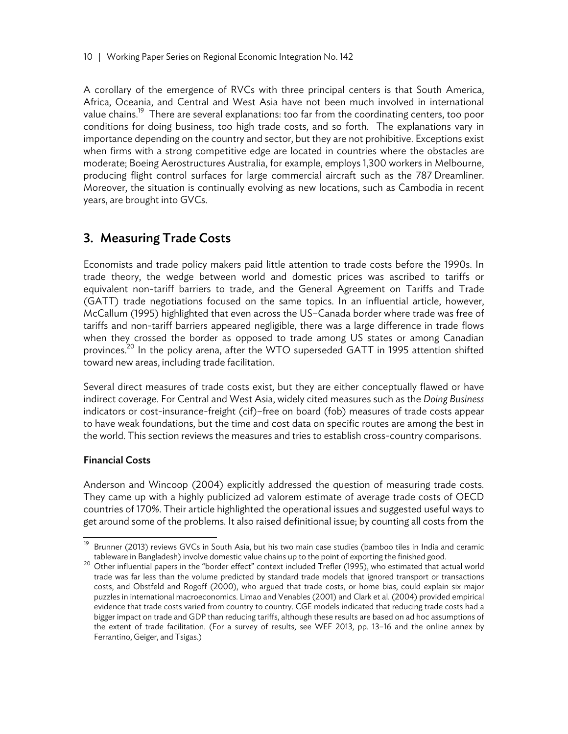A corollary of the emergence of RVCs with three principal centers is that South America, Africa, Oceania, and Central and West Asia have not been much involved in international value chains.[19] There are several explanations: too far from the coordinating centers, too poor conditions for doing business, too high trade costs, and so forth. The explanations vary in importance depending on the country and sector, but they are not prohibitive. Exceptions exist when firms with a strong competitive edge are located in countries where the obstacles are moderate; Boeing Aerostructures Australia, for example, employs 1,300 workers in Melbourne, producing flight control surfaces for large commercial aircraft such as the 787 Dreamliner. Moreover, the situation is continually evolving as new locations, such as Cambodia in recent years, are brought into GVCs.

## 3. Measuring Trade Costs

Economists and trade policy makers paid little attention to trade costs before the 1990s. In trade theory, the wedge between world and domestic prices was ascribed to tariffs or equivalent non-tariff barriers to trade, and the General Agreement on Tariffs and Trade (GATT) trade negotiations focused on the same topics. In an influential article, however, McCallum (1995) highlighted that even across the US–Canada border where trade was free of tariffs and non-tariff barriers appeared negligible, there was a large difference in trade flows when they crossed the border as opposed to trade among US states or among Canadian provinces.[20] In the policy arena, after the WTO superseded GATT in 1995 attention shifted toward new areas, including trade facilitation.

Several direct measures of trade costs exist, but they are either conceptually flawed or have indirect coverage. For Central and West Asia, widely cited measures such as the *Doing Business* indicators or cost-insurance-freight (cif)–free on board (fob) measures of trade costs appear to have weak foundations, but the time and cost data on specific routes are among the best in the world. This section reviews the measures and tries to establish cross-country comparisons.

### Financial Costs

Anderson and Wincoop (2004) explicitly addressed the question of measuring trade costs. They came up with a highly publicized ad valorem estimate of average trade costs of OECD countries of 170%. Their article highlighted the operational issues and suggested useful ways to get around some of the problems. It also raised definitional issue; by counting all costs from the

---

[19] Brunner (2013) reviews GVCs in South Asia, but his two main case studies (bamboo tiles in India and ceramic tableware in Bangladesh) involve domestic value chains up to the point of exporting the finished good.

[20] Other influential papers in the "border effect" context included Trefler (1995), who estimated that actual world trade was far less than the volume predicted by standard trade models that ignored transport or transactions costs, and Obstfeld and Rogoff (2000), who argued that trade costs, or home bias, could explain six major puzzles in international macroeconomics. Limao and Venables (2001) and Clark et al. (2004) provided empirical evidence that trade costs varied from country to country. CGE models indicated that reducing trade costs had a bigger impact on trade and GDP than reducing tariffs, although these results are based on ad hoc assumptions of the extent of trade facilitation. (For a survey of results, see WEF 2013, pp. 13–16 and the online annex by Ferrantino, Geiger, and Tsigas.)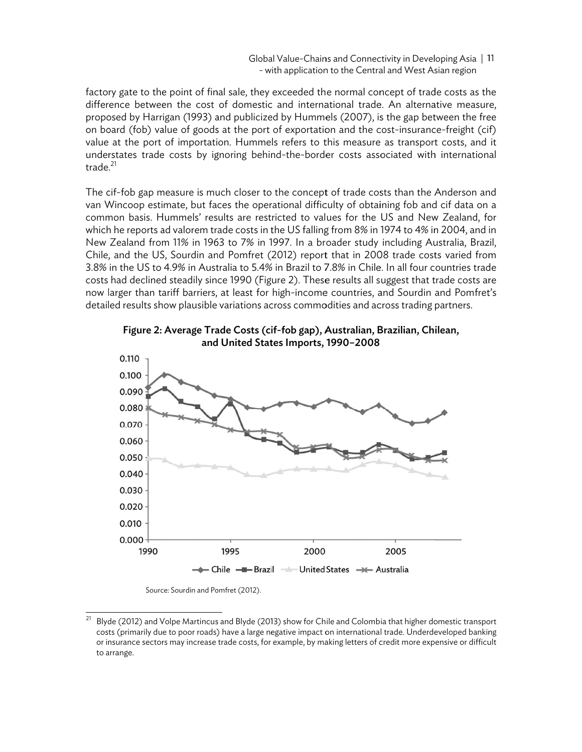factory gate to the point of final sale, they exceeded the normal concept of trade costs as the difference between the cost of domestic and international trade. An alternative measure, proposed by Harrigan (1993) and publicized by Hummels (2007), is the gap between the free on board (fob) value of goods at the port of exportation and the cost-insurance-freight (cif) value at the port of importation. Hummels refers to this measure as transport costs, and it understates trade costs by ignoring behind-the-border costs associated with international trade.[21]

The cif-fob gap measure is much closer to the concept of trade costs than the Anderson and van Wincoop estimate, but faces the operational difficulty of obtaining fob and cif data on a common basis. Hummels' results are restricted to values for the US and New Zealand, for which he reports ad valorem trade costs in the US falling from 8% in 1974 to 4% in 2004, and in New Zealand from 11% in 1963 to 7% in 1997. In a broader study including Australia, Brazil, Chile, and the US, Sourdin and Pomfret (2012) report that in 2008 trade costs varied from 3.8% in the US to 4.9% in Australia to 5.4% in Brazil to 7.8% in Chile. In all four countries trade costs had declined steadily since 1990 (Figure 2). These results all suggest that trade costs are now larger than tariff barriers, at least for high-income countries, and Sourdin and Pomfret's detailed results show plausible variations across commodities and across trading partners.

**Figure 2: Average Trade Costs (cif-fob gap), Australian, Brazilian, Chilean, and United States Imports, 1990–2008**

Source: Sourdin and Pomfret (2012).

[21] Blyde (2012) and Volpe Martincus and Blyde (2013) show for Chile and Colombia that higher domestic transport costs (primarily due to poor roads) have a large negative impact on international trade. Underdeveloped banking or insurance sectors may increase trade costs, for example, by making letters of credit more expensive or difficult to arrange.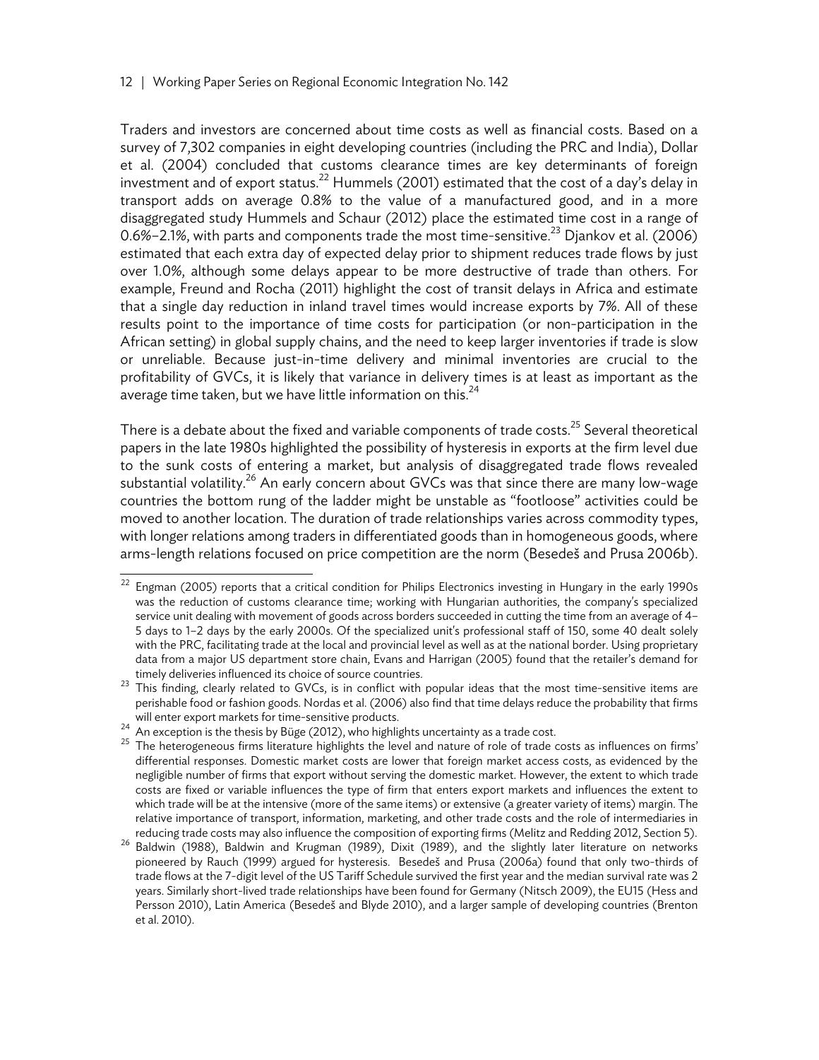Traders and investors are concerned about time costs as well as financial costs. Based on a survey of 7,302 companies in eight developing countries (including the PRC and India), Dollar et al. (2004) concluded that customs clearance times are key determinants of foreign investment and of export status.[22] Hummels (2001) estimated that the cost of a day's delay in transport adds on average 0.8% to the value of a manufactured good, and in a more disaggregated study Hummels and Schaur (2012) place the estimated time cost in a range of 0.6%–2.1%, with parts and components trade the most time-sensitive.[23] Djankov et al. (2006) estimated that each extra day of expected delay prior to shipment reduces trade flows by just over 1.0%, although some delays appear to be more destructive of trade than others. For example, Freund and Rocha (2011) highlight the cost of transit delays in Africa and estimate that a single day reduction in inland travel times would increase exports by 7%. All of these results point to the importance of time costs for participation (or non-participation in the African setting) in global supply chains, and the need to keep larger inventories if trade is slow or unreliable. Because just-in-time delivery and minimal inventories are crucial to the profitability of GVCs, it is likely that variance in delivery times is at least as important as the average time taken, but we have little information on this.[24]

There is a debate about the fixed and variable components of trade costs.[25] Several theoretical papers in the late 1980s highlighted the possibility of hysteresis in exports at the firm level due to the sunk costs of entering a market, but analysis of disaggregated trade flows revealed substantial volatility.[26] An early concern about GVCs was that since there are many low-wage countries the bottom rung of the ladder might be unstable as "footloose" activities could be moved to another location. The duration of trade relationships varies across commodity types, with longer relations among traders in differentiated goods than in homogeneous goods, where arms-length relations focused on price competition are the norm (Besedeš and Prusa 2006b).

---

[22] Engman (2005) reports that a critical condition for Philips Electronics investing in Hungary in the early 1990s was the reduction of customs clearance time; working with Hungarian authorities, the company's specialized service unit dealing with movement of goods across borders succeeded in cutting the time from an average of 4–5 days to 1–2 days by the early 2000s. Of the specialized unit's professional staff of 150, some 40 dealt solely with the PRC, facilitating trade at the local and provincial level as well as at the national border. Using proprietary data from a major US department store chain, Evans and Harrigan (2005) found that the retailer's demand for timely deliveries influenced its choice of source countries.

[23] This finding, clearly related to GVCs, is in conflict with popular ideas that the most time-sensitive items are perishable food or fashion goods. Nordas et al. (2006) also find that time delays reduce the probability that firms will enter export markets for time-sensitive products.

[24] An exception is the thesis by Büge (2012), who highlights uncertainty as a trade cost.

[25] The heterogeneous firms literature highlights the level and nature of role of trade costs as influences on firms' differential responses. Domestic market costs are lower that foreign market access costs, as evidenced by the negligible number of firms that export without serving the domestic market. However, the extent to which trade costs are fixed or variable influences the type of firm that enters export markets and influences the extent to which trade will be at the intensive (more of the same items) or extensive (a greater variety of items) margin. The relative importance of transport, information, marketing, and other trade costs and the role of intermediaries in reducing trade costs may also influence the composition of exporting firms (Melitz and Redding 2012, Section 5).

[26] Baldwin (1988), Baldwin and Krugman (1989), Dixit (1989), and the slightly later literature on networks pioneered by Rauch (1999) argued for hysteresis. Besedeš and Prusa (2006a) found that only two-thirds of trade flows at the 7-digit level of the US Tariff Schedule survived the first year and the median survival rate was 2 years. Similarly short-lived trade relationships have been found for Germany (Nitsch 2009), the EU15 (Hess and Persson 2010), Latin America (Besedeš and Blyde 2010), and a larger sample of developing countries (Brenton et al. 2010).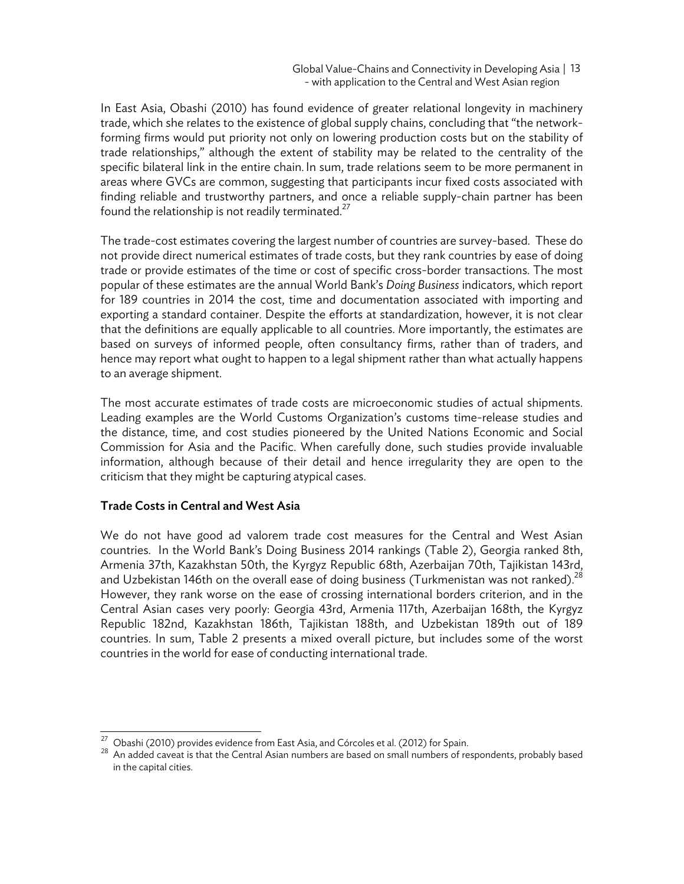In East Asia, Obashi (2010) has found evidence of greater relational longevity in machinery trade, which she relates to the existence of global supply chains, concluding that "the network-forming firms would put priority not only on lowering production costs but on the stability of trade relationships," although the extent of stability may be related to the centrality of the specific bilateral link in the entire chain. In sum, trade relations seem to be more permanent in areas where GVCs are common, suggesting that participants incur fixed costs associated with finding reliable and trustworthy partners, and once a reliable supply-chain partner has been found the relationship is not readily terminated.[27]

The trade-cost estimates covering the largest number of countries are survey-based. These do not provide direct numerical estimates of trade costs, but they rank countries by ease of doing trade or provide estimates of the time or cost of specific cross-border transactions. The most popular of these estimates are the annual World Bank's *Doing Business* indicators, which report for 189 countries in 2014 the cost, time and documentation associated with importing and exporting a standard container. Despite the efforts at standardization, however, it is not clear that the definitions are equally applicable to all countries. More importantly, the estimates are based on surveys of informed people, often consultancy firms, rather than of traders, and hence may report what ought to happen to a legal shipment rather than what actually happens to an average shipment.

The most accurate estimates of trade costs are microeconomic studies of actual shipments. Leading examples are the World Customs Organization's customs time-release studies and the distance, time, and cost studies pioneered by the United Nations Economic and Social Commission for Asia and the Pacific. When carefully done, such studies provide invaluable information, although because of their detail and hence irregularity they are open to the criticism that they might be capturing atypical cases.

### Trade Costs in Central and West Asia

We do not have good ad valorem trade cost measures for the Central and West Asian countries. In the World Bank's Doing Business 2014 rankings (Table 2), Georgia ranked 8th, Armenia 37th, Kazakhstan 50th, the Kyrgyz Republic 68th, Azerbaijan 70th, Tajikistan 143rd, and Uzbekistan 146th on the overall ease of doing business (Turkmenistan was not ranked).[28] However, they rank worse on the ease of crossing international borders criterion, and in the Central Asian cases very poorly: Georgia 43rd, Armenia 117th, Azerbaijan 168th, the Kyrgyz Republic 182nd, Kazakhstan 186th, Tajikistan 188th, and Uzbekistan 189th out of 189 countries. In sum, Table 2 presents a mixed overall picture, but includes some of the worst countries in the world for ease of conducting international trade.

---

[27] Obashi (2010) provides evidence from East Asia, and Córcoles et al. (2012) for Spain.

[28] An added caveat is that the Central Asian numbers are based on small numbers of respondents, probably based in the capital cities.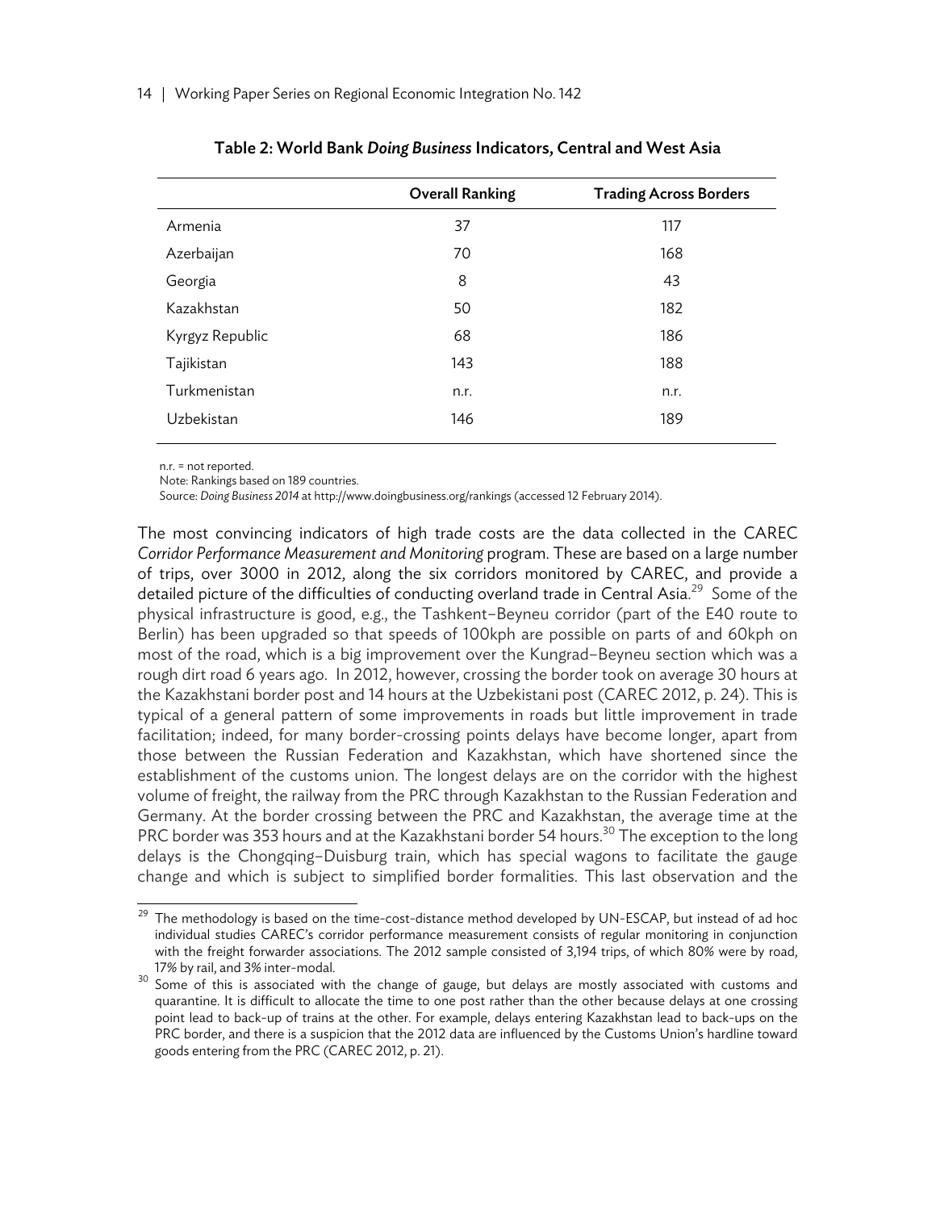**Table 2: World Bank *Doing Business* Indicators, Central and West Asia**

| | Overall Ranking | Trading Across Borders |
|---|---|---|
| Armenia | 37 | 117 |
| Azerbaijan | 70 | 168 |
| Georgia | 8 | 43 |
| Kazakhstan | 50 | 182 |
| Kyrgyz Republic | 68 | 186 |
| Tajikistan | 143 | 188 |
| Turkmenistan | n.r. | n.r. |
| Uzbekistan | 146 | 189 |

n.r. = not reported.
Note: Rankings based on 189 countries.
Source: *Doing Business 2014* at http://www.doingbusiness.org/rankings (accessed 12 February 2014).

The most convincing indicators of high trade costs are the data collected in the CAREC *Corridor Performance Measurement and Monitoring* program. These are based on a large number of trips, over 3000 in 2012, along the six corridors monitored by CAREC, and provide a detailed picture of the difficulties of conducting overland trade in Central Asia.[29] Some of the physical infrastructure is good, e.g., the Tashkent–Beyneu corridor (part of the E40 route to Berlin) has been upgraded so that speeds of 100kph are possible on parts of and 60kph on most of the road, which is a big improvement over the Kungrad–Beyneu section which was a rough dirt road 6 years ago. In 2012, however, crossing the border took on average 30 hours at the Kazakhstani border post and 14 hours at the Uzbekistani post (CAREC 2012, p. 24). This is typical of a general pattern of some improvements in roads but little improvement in trade facilitation; indeed, for many border-crossing points delays have become longer, apart from those between the Russian Federation and Kazakhstan, which have shortened since the establishment of the customs union. The longest delays are on the corridor with the highest volume of freight, the railway from the PRC through Kazakhstan to the Russian Federation and Germany. At the border crossing between the PRC and Kazakhstan, the average time at the PRC border was 353 hours and at the Kazakhstani border 54 hours.[30] The exception to the long delays is the Chongqing–Duisburg train, which has special wagons to facilitate the gauge change and which is subject to simplified border formalities. This last observation and the

[29] The methodology is based on the time-cost-distance method developed by UN-ESCAP, but instead of ad hoc individual studies CAREC's corridor performance measurement consists of regular monitoring in conjunction with the freight forwarder associations. The 2012 sample consisted of 3,194 trips, of which 80% were by road, 17% by rail, and 3% inter-modal.

[30] Some of this is associated with the change of gauge, but delays are mostly associated with customs and quarantine. It is difficult to allocate the time to one post rather than the other because delays at one crossing point lead to back-up of trains at the other. For example, delays entering Kazakhstan lead to back-ups on the PRC border, and there is a suspicion that the 2012 data are influenced by the Customs Union's hardline toward goods entering from the PRC (CAREC 2012, p. 21).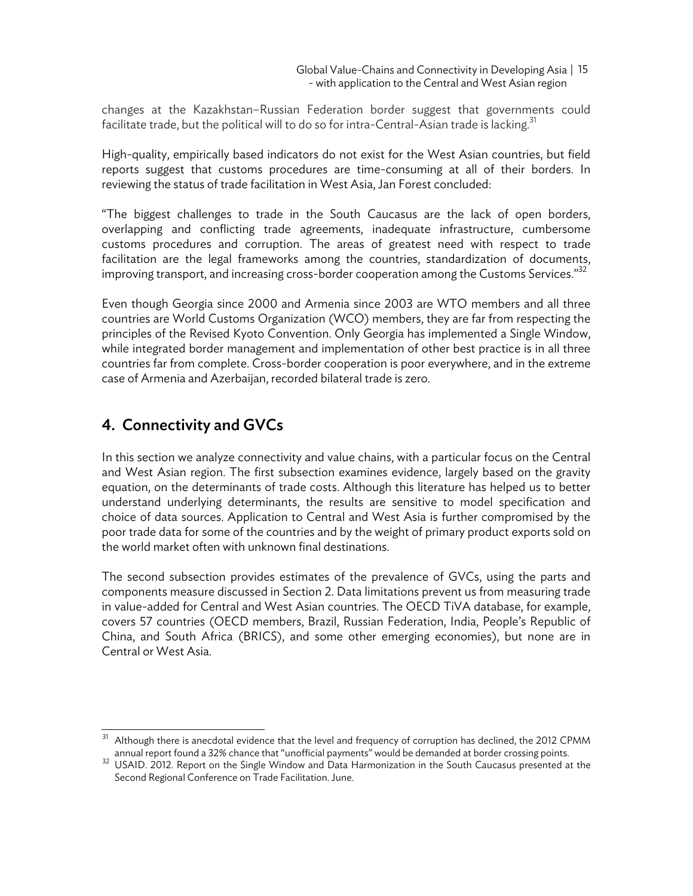changes at the Kazakhstan–Russian Federation border suggest that governments could facilitate trade, but the political will to do so for intra-Central-Asian trade is lacking.[31]

High-quality, empirically based indicators do not exist for the West Asian countries, but field reports suggest that customs procedures are time-consuming at all of their borders. In reviewing the status of trade facilitation in West Asia, Jan Forest concluded:

"The biggest challenges to trade in the South Caucasus are the lack of open borders, overlapping and conflicting trade agreements, inadequate infrastructure, cumbersome customs procedures and corruption. The areas of greatest need with respect to trade facilitation are the legal frameworks among the countries, standardization of documents, improving transport, and increasing cross-border cooperation among the Customs Services."[32]

Even though Georgia since 2000 and Armenia since 2003 are WTO members and all three countries are World Customs Organization (WCO) members, they are far from respecting the principles of the Revised Kyoto Convention. Only Georgia has implemented a Single Window, while integrated border management and implementation of other best practice is in all three countries far from complete. Cross-border cooperation is poor everywhere, and in the extreme case of Armenia and Azerbaijan, recorded bilateral trade is zero.

## 4. Connectivity and GVCs

In this section we analyze connectivity and value chains, with a particular focus on the Central and West Asian region. The first subsection examines evidence, largely based on the gravity equation, on the determinants of trade costs. Although this literature has helped us to better understand underlying determinants, the results are sensitive to model specification and choice of data sources. Application to Central and West Asia is further compromised by the poor trade data for some of the countries and by the weight of primary product exports sold on the world market often with unknown final destinations.

The second subsection provides estimates of the prevalence of GVCs, using the parts and components measure discussed in Section 2. Data limitations prevent us from measuring trade in value-added for Central and West Asian countries. The OECD TiVA database, for example, covers 57 countries (OECD members, Brazil, Russian Federation, India, People's Republic of China, and South Africa (BRICS), and some other emerging economies), but none are in Central or West Asia.

---

[31] Although there is anecdotal evidence that the level and frequency of corruption has declined, the 2012 CPMM annual report found a 32% chance that "unofficial payments" would be demanded at border crossing points.

[32] USAID. 2012. Report on the Single Window and Data Harmonization in the South Caucasus presented at the Second Regional Conference on Trade Facilitation. June.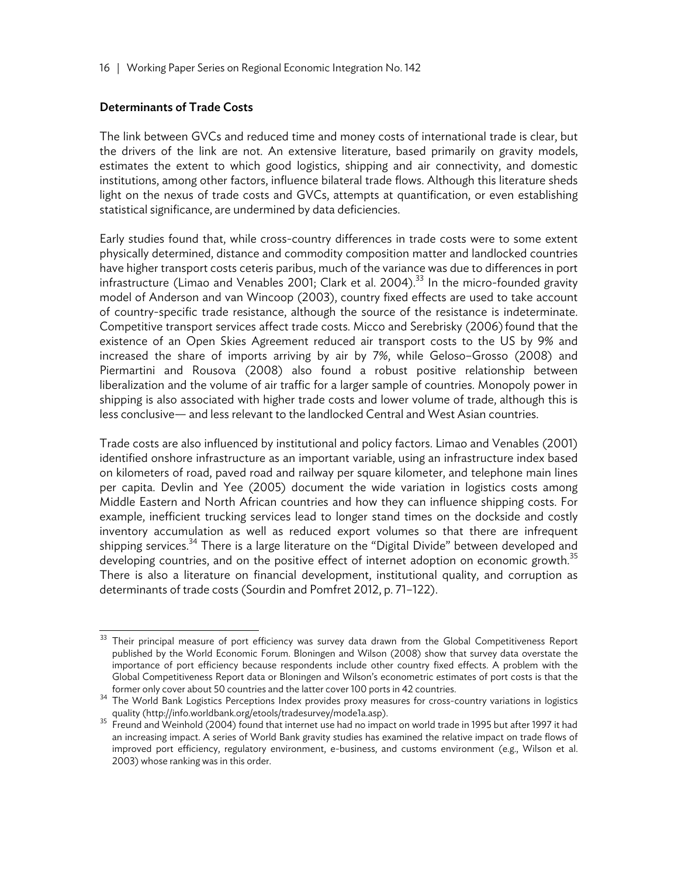### Determinants of Trade Costs

The link between GVCs and reduced time and money costs of international trade is clear, but the drivers of the link are not. An extensive literature, based primarily on gravity models, estimates the extent to which good logistics, shipping and air connectivity, and domestic institutions, among other factors, influence bilateral trade flows. Although this literature sheds light on the nexus of trade costs and GVCs, attempts at quantification, or even establishing statistical significance, are undermined by data deficiencies.

Early studies found that, while cross-country differences in trade costs were to some extent physically determined, distance and commodity composition matter and landlocked countries have higher transport costs ceteris paribus, much of the variance was due to differences in port infrastructure (Limao and Venables 2001; Clark et al. 2004).[33] In the micro-founded gravity model of Anderson and van Wincoop (2003), country fixed effects are used to take account of country-specific trade resistance, although the source of the resistance is indeterminate. Competitive transport services affect trade costs. Micco and Serebrisky (2006) found that the existence of an Open Skies Agreement reduced air transport costs to the US by 9% and increased the share of imports arriving by air by 7%, while Geloso–Grosso (2008) and Piermartini and Rousova (2008) also found a robust positive relationship between liberalization and the volume of air traffic for a larger sample of countries. Monopoly power in shipping is also associated with higher trade costs and lower volume of trade, although this is less conclusive— and less relevant to the landlocked Central and West Asian countries.

Trade costs are also influenced by institutional and policy factors. Limao and Venables (2001) identified onshore infrastructure as an important variable, using an infrastructure index based on kilometers of road, paved road and railway per square kilometer, and telephone main lines per capita. Devlin and Yee (2005) document the wide variation in logistics costs among Middle Eastern and North African countries and how they can influence shipping costs. For example, inefficient trucking services lead to longer stand times on the dockside and costly inventory accumulation as well as reduced export volumes so that there are infrequent shipping services.[34] There is a large literature on the "Digital Divide" between developed and developing countries, and on the positive effect of internet adoption on economic growth.[35] There is also a literature on financial development, institutional quality, and corruption as determinants of trade costs (Sourdin and Pomfret 2012, p. 71–122).

---

[33] Their principal measure of port efficiency was survey data drawn from the Global Competitiveness Report published by the World Economic Forum. Bloningen and Wilson (2008) show that survey data overstate the importance of port efficiency because respondents include other country fixed effects. A problem with the Global Competitiveness Report data or Bloningen and Wilson's econometric estimates of port costs is that the former only cover about 50 countries and the latter cover 100 ports in 42 countries.

[34] The World Bank Logistics Perceptions Index provides proxy measures for cross-country variations in logistics quality (http://info.worldbank.org/etools/tradesurvey/mode1a.asp).

[35] Freund and Weinhold (2004) found that internet use had no impact on world trade in 1995 but after 1997 it had an increasing impact. A series of World Bank gravity studies has examined the relative impact on trade flows of improved port efficiency, regulatory environment, e-business, and customs environment (e.g., Wilson et al. 2003) whose ranking was in this order.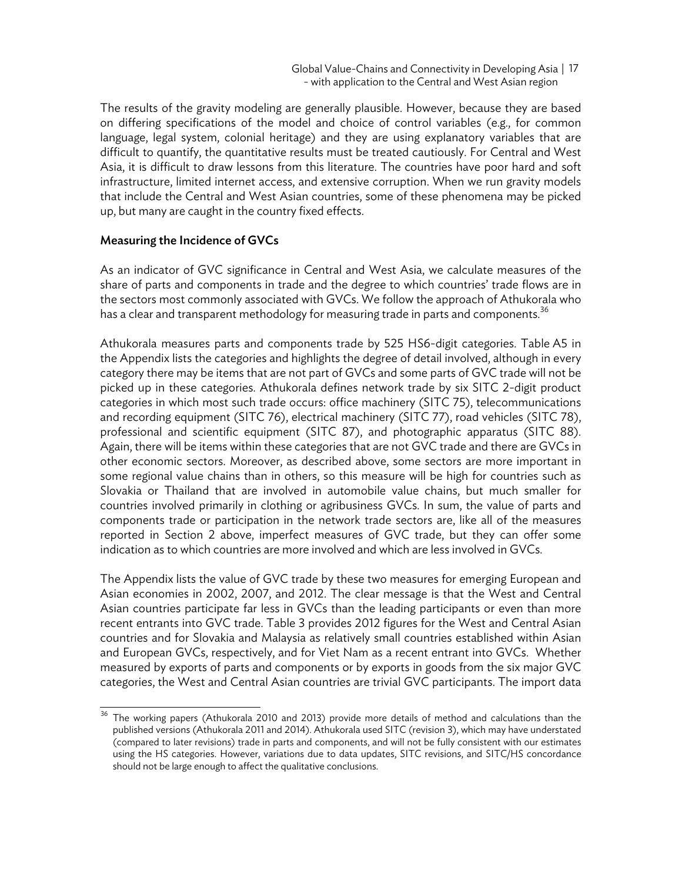The results of the gravity modeling are generally plausible. However, because they are based on differing specifications of the model and choice of control variables (e.g., for common language, legal system, colonial heritage) and they are using explanatory variables that are difficult to quantify, the quantitative results must be treated cautiously. For Central and West Asia, it is difficult to draw lessons from this literature. The countries have poor hard and soft infrastructure, limited internet access, and extensive corruption. When we run gravity models that include the Central and West Asian countries, some of these phenomena may be picked up, but many are caught in the country fixed effects.

## Measuring the Incidence of GVCs

As an indicator of GVC significance in Central and West Asia, we calculate measures of the share of parts and components in trade and the degree to which countries' trade flows are in the sectors most commonly associated with GVCs. We follow the approach of Athukorala who has a clear and transparent methodology for measuring trade in parts and components.[36]

Athukorala measures parts and components trade by 525 HS6-digit categories. Table A5 in the Appendix lists the categories and highlights the degree of detail involved, although in every category there may be items that are not part of GVCs and some parts of GVC trade will not be picked up in these categories. Athukorala defines network trade by six SITC 2-digit product categories in which most such trade occurs: office machinery (SITC 75), telecommunications and recording equipment (SITC 76), electrical machinery (SITC 77), road vehicles (SITC 78), professional and scientific equipment (SITC 87), and photographic apparatus (SITC 88). Again, there will be items within these categories that are not GVC trade and there are GVCs in other economic sectors. Moreover, as described above, some sectors are more important in some regional value chains than in others, so this measure will be high for countries such as Slovakia or Thailand that are involved in automobile value chains, but much smaller for countries involved primarily in clothing or agribusiness GVCs. In sum, the value of parts and components trade or participation in the network trade sectors are, like all of the measures reported in Section 2 above, imperfect measures of GVC trade, but they can offer some indication as to which countries are more involved and which are less involved in GVCs.

The Appendix lists the value of GVC trade by these two measures for emerging European and Asian economies in 2002, 2007, and 2012. The clear message is that the West and Central Asian countries participate far less in GVCs than the leading participants or even than more recent entrants into GVC trade. Table 3 provides 2012 figures for the West and Central Asian countries and for Slovakia and Malaysia as relatively small countries established within Asian and European GVCs, respectively, and for Viet Nam as a recent entrant into GVCs. Whether measured by exports of parts and components or by exports in goods from the six major GVC categories, the West and Central Asian countries are trivial GVC participants. The import data

[36] The working papers (Athukorala 2010 and 2013) provide more details of method and calculations than the published versions (Athukorala 2011 and 2014). Athukorala used SITC (revision 3), which may have understated (compared to later revisions) trade in parts and components, and will not be fully consistent with our estimates using the HS categories. However, variations due to data updates, SITC revisions, and SITC/HS concordance should not be large enough to affect the qualitative conclusions.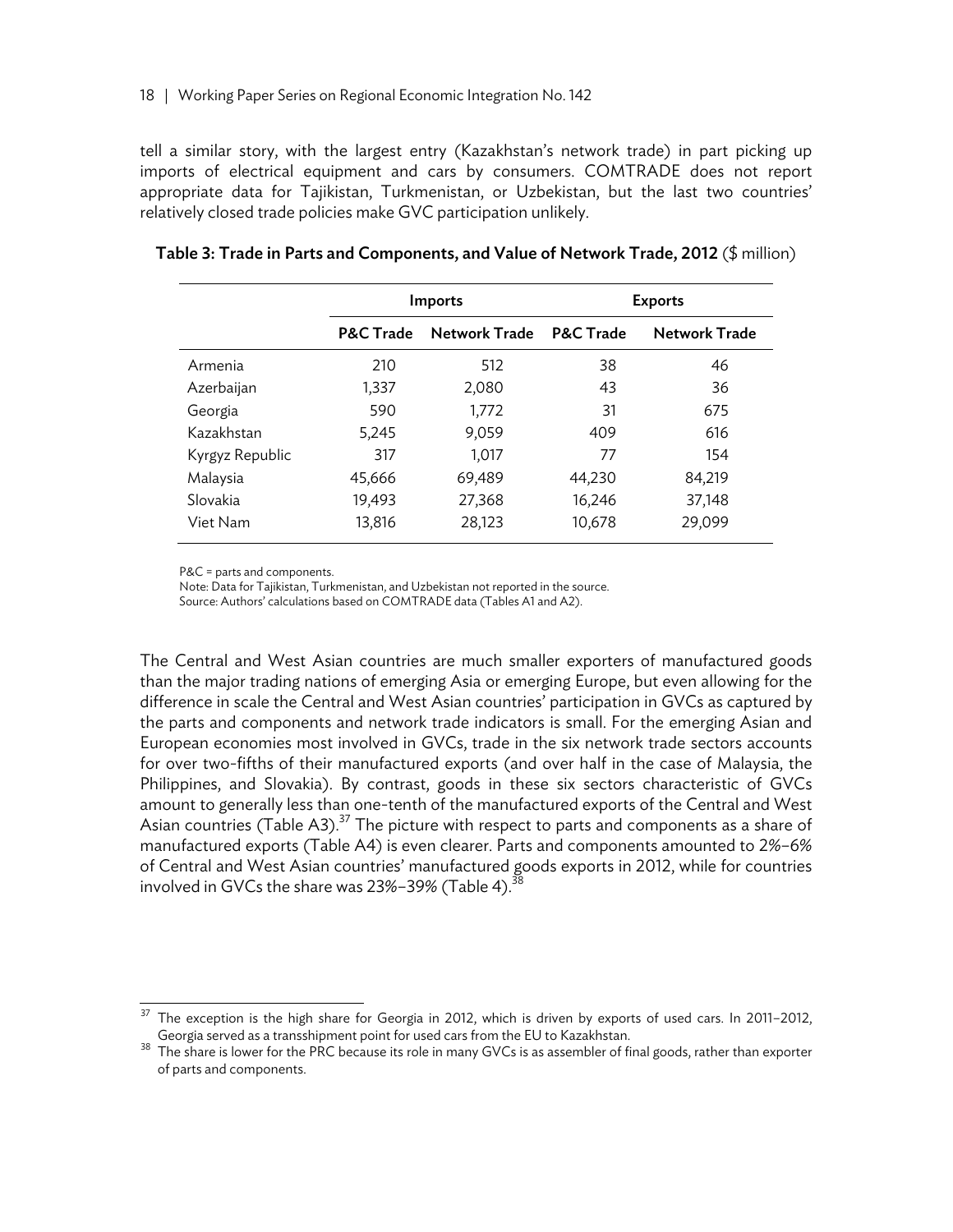tell a similar story, with the largest entry (Kazakhstan's network trade) in part picking up imports of electrical equipment and cars by consumers. COMTRADE does not report appropriate data for Tajikistan, Turkmenistan, or Uzbekistan, but the last two countries' relatively closed trade policies make GVC participation unlikely.

**Table 3: Trade in Parts and Components, and Value of Network Trade, 2012** ($ million)

| | Imports | | Exports | |
|---|---|---|---|---|
| | **P&C Trade** | **Network Trade** | **P&C Trade** | **Network Trade** |
| Armenia | 210 | 512 | 38 | 46 |
| Azerbaijan | 1,337 | 2,080 | 43 | 36 |
| Georgia | 590 | 1,772 | 31 | 675 |
| Kazakhstan | 5,245 | 9,059 | 409 | 616 |
| Kyrgyz Republic | 317 | 1,017 | 77 | 154 |
| Malaysia | 45,666 | 69,489 | 44,230 | 84,219 |
| Slovakia | 19,493 | 27,368 | 16,246 | 37,148 |
| Viet Nam | 13,816 | 28,123 | 10,678 | 29,099 |

P&C = parts and components.
Note: Data for Tajikistan, Turkmenistan, and Uzbekistan not reported in the source.
Source: Authors' calculations based on COMTRADE data (Tables A1 and A2).

The Central and West Asian countries are much smaller exporters of manufactured goods than the major trading nations of emerging Asia or emerging Europe, but even allowing for the difference in scale the Central and West Asian countries' participation in GVCs as captured by the parts and components and network trade indicators is small. For the emerging Asian and European economies most involved in GVCs, trade in the six network trade sectors accounts for over two-fifths of their manufactured exports (and over half in the case of Malaysia, the Philippines, and Slovakia). By contrast, goods in these six sectors characteristic of GVCs amount to generally less than one-tenth of the manufactured exports of the Central and West Asian countries (Table A3).[37] The picture with respect to parts and components as a share of manufactured exports (Table A4) is even clearer. Parts and components amounted to 2%–6% of Central and West Asian countries' manufactured goods exports in 2012, while for countries involved in GVCs the share was 23%–39% (Table 4).[38]

[37] The exception is the high share for Georgia in 2012, which is driven by exports of used cars. In 2011–2012, Georgia served as a transshipment point for used cars from the EU to Kazakhstan.

[38] The share is lower for the PRC because its role in many GVCs is as assembler of final goods, rather than exporter of parts and components.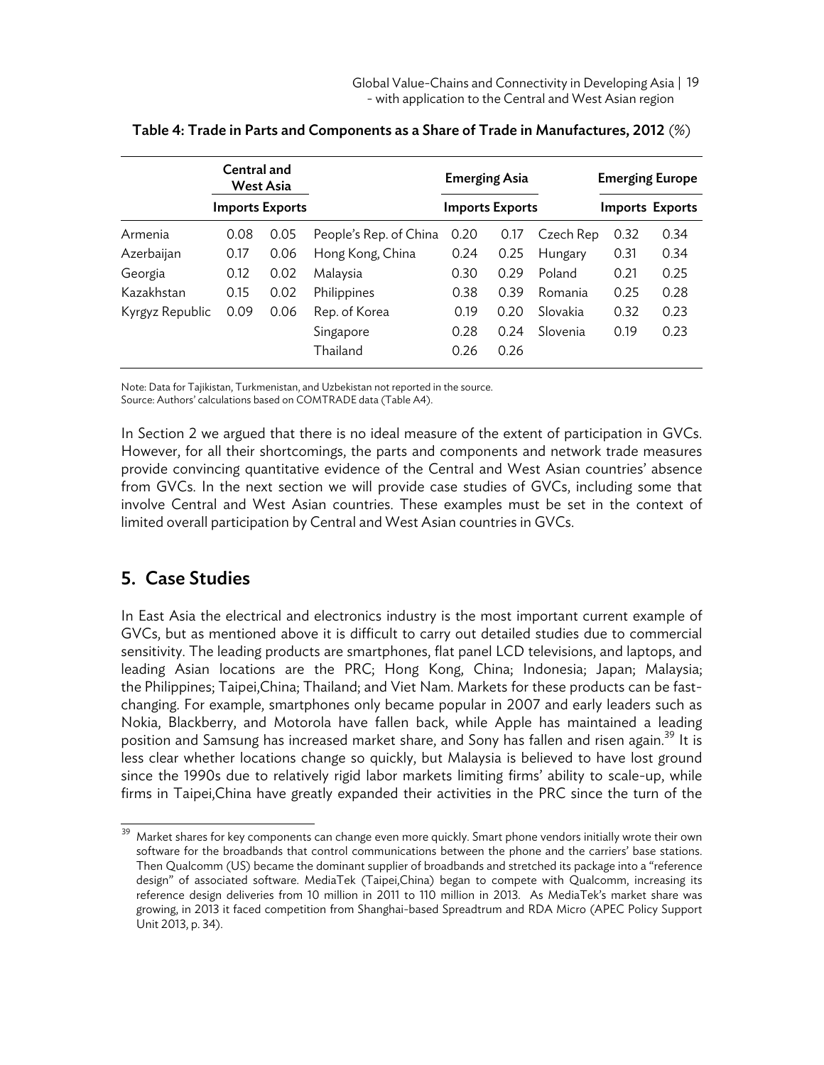**Table 4: Trade in Parts and Components as a Share of Trade in Manufactures, 2012** (%)

| Central and West Asia | | | Emerging Asia | | | Emerging Europe | | |
|---|---|---|---|---|---|---|---|---|
| | Imports | Exports | | Imports | Exports | | Imports | Exports |
| Armenia | 0.08 | 0.05 | People's Rep. of China | 0.20 | 0.17 | Czech Rep | 0.32 | 0.34 |
| Azerbaijan | 0.17 | 0.06 | Hong Kong, China | 0.24 | 0.25 | Hungary | 0.31 | 0.34 |
| Georgia | 0.12 | 0.02 | Malaysia | 0.30 | 0.29 | Poland | 0.21 | 0.25 |
| Kazakhstan | 0.15 | 0.02 | Philippines | 0.38 | 0.39 | Romania | 0.25 | 0.28 |
| Kyrgyz Republic | 0.09 | 0.06 | Rep. of Korea | 0.19 | 0.20 | Slovakia | 0.32 | 0.23 |
| | | | Singapore | 0.28 | 0.24 | Slovenia | 0.19 | 0.23 |
| | | | Thailand | 0.26 | 0.26 | | | |

Note: Data for Tajikistan, Turkmenistan, and Uzbekistan not reported in the source.
Source: Authors' calculations based on COMTRADE data (Table A4).

In Section 2 we argued that there is no ideal measure of the extent of participation in GVCs. However, for all their shortcomings, the parts and components and network trade measures provide convincing quantitative evidence of the Central and West Asian countries' absence from GVCs. In the next section we will provide case studies of GVCs, including some that involve Central and West Asian countries. These examples must be set in the context of limited overall participation by Central and West Asian countries in GVCs.

## 5. Case Studies

In East Asia the electrical and electronics industry is the most important current example of GVCs, but as mentioned above it is difficult to carry out detailed studies due to commercial sensitivity. The leading products are smartphones, flat panel LCD televisions, and laptops, and leading Asian locations are the PRC; Hong Kong, China; Indonesia; Japan; Malaysia; the Philippines; Taipei,China; Thailand; and Viet Nam. Markets for these products can be fast-changing. For example, smartphones only became popular in 2007 and early leaders such as Nokia, Blackberry, and Motorola have fallen back, while Apple has maintained a leading position and Samsung has increased market share, and Sony has fallen and risen again.[39] It is less clear whether locations change so quickly, but Malaysia is believed to have lost ground since the 1990s due to relatively rigid labor markets limiting firms' ability to scale-up, while firms in Taipei,China have greatly expanded their activities in the PRC since the turn of the

[39] Market shares for key components can change even more quickly. Smart phone vendors initially wrote their own software for the broadbands that control communications between the phone and the carriers' base stations. Then Qualcomm (US) became the dominant supplier of broadbands and stretched its package into a "reference design" of associated software. MediaTek (Taipei,China) began to compete with Qualcomm, increasing its reference design deliveries from 10 million in 2011 to 110 million in 2013. As MediaTek's market share was growing, in 2013 it faced competition from Shanghai-based Spreadtrum and RDA Micro (APEC Policy Support Unit 2013, p. 34).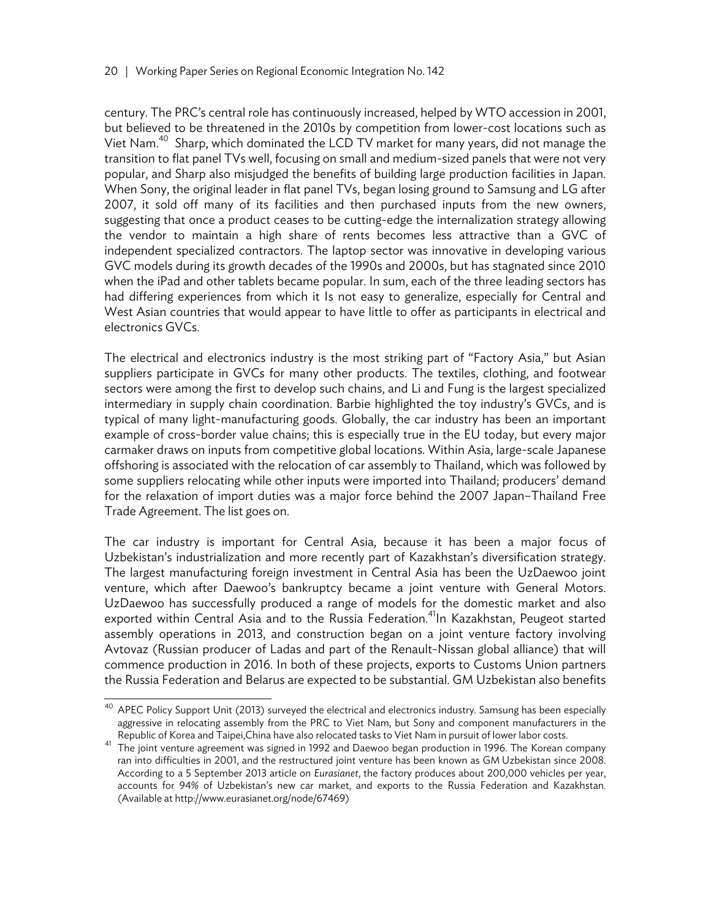century. The PRC's central role has continuously increased, helped by WTO accession in 2001, but believed to be threatened in the 2010s by competition from lower-cost locations such as Viet Nam.[40] Sharp, which dominated the LCD TV market for many years, did not manage the transition to flat panel TVs well, focusing on small and medium-sized panels that were not very popular, and Sharp also misjudged the benefits of building large production facilities in Japan. When Sony, the original leader in flat panel TVs, began losing ground to Samsung and LG after 2007, it sold off many of its facilities and then purchased inputs from the new owners, suggesting that once a product ceases to be cutting-edge the internalization strategy allowing the vendor to maintain a high share of rents becomes less attractive than a GVC of independent specialized contractors. The laptop sector was innovative in developing various GVC models during its growth decades of the 1990s and 2000s, but has stagnated since 2010 when the iPad and other tablets became popular. In sum, each of the three leading sectors has had differing experiences from which it Is not easy to generalize, especially for Central and West Asian countries that would appear to have little to offer as participants in electrical and electronics GVCs.

The electrical and electronics industry is the most striking part of "Factory Asia," but Asian suppliers participate in GVCs for many other products. The textiles, clothing, and footwear sectors were among the first to develop such chains, and Li and Fung is the largest specialized intermediary in supply chain coordination. Barbie highlighted the toy industry's GVCs, and is typical of many light-manufacturing goods. Globally, the car industry has been an important example of cross-border value chains; this is especially true in the EU today, but every major carmaker draws on inputs from competitive global locations. Within Asia, large-scale Japanese offshoring is associated with the relocation of car assembly to Thailand, which was followed by some suppliers relocating while other inputs were imported into Thailand; producers' demand for the relaxation of import duties was a major force behind the 2007 Japan–Thailand Free Trade Agreement. The list goes on.

The car industry is important for Central Asia, because it has been a major focus of Uzbekistan's industrialization and more recently part of Kazakhstan's diversification strategy. The largest manufacturing foreign investment in Central Asia has been the UzDaewoo joint venture, which after Daewoo's bankruptcy became a joint venture with General Motors. UzDaewoo has successfully produced a range of models for the domestic market and also exported within Central Asia and to the Russia Federation.[41] In Kazakhstan, Peugeot started assembly operations in 2013, and construction began on a joint venture factory involving Avtovaz (Russian producer of Ladas and part of the Renault-Nissan global alliance) that will commence production in 2016. In both of these projects, exports to Customs Union partners the Russia Federation and Belarus are expected to be substantial. GM Uzbekistan also benefits

---

[40] APEC Policy Support Unit (2013) surveyed the electrical and electronics industry. Samsung has been especially aggressive in relocating assembly from the PRC to Viet Nam, but Sony and component manufacturers in the Republic of Korea and Taipei,China have also relocated tasks to Viet Nam in pursuit of lower labor costs.

[41] The joint venture agreement was signed in 1992 and Daewoo began production in 1996. The Korean company ran into difficulties in 2001, and the restructured joint venture has been known as GM Uzbekistan since 2008. According to a 5 September 2013 article on *Eurasianet*, the factory produces about 200,000 vehicles per year, accounts for 94% of Uzbekistan's new car market, and exports to the Russia Federation and Kazakhstan. (Available at http://www.eurasianet.org/node/67469)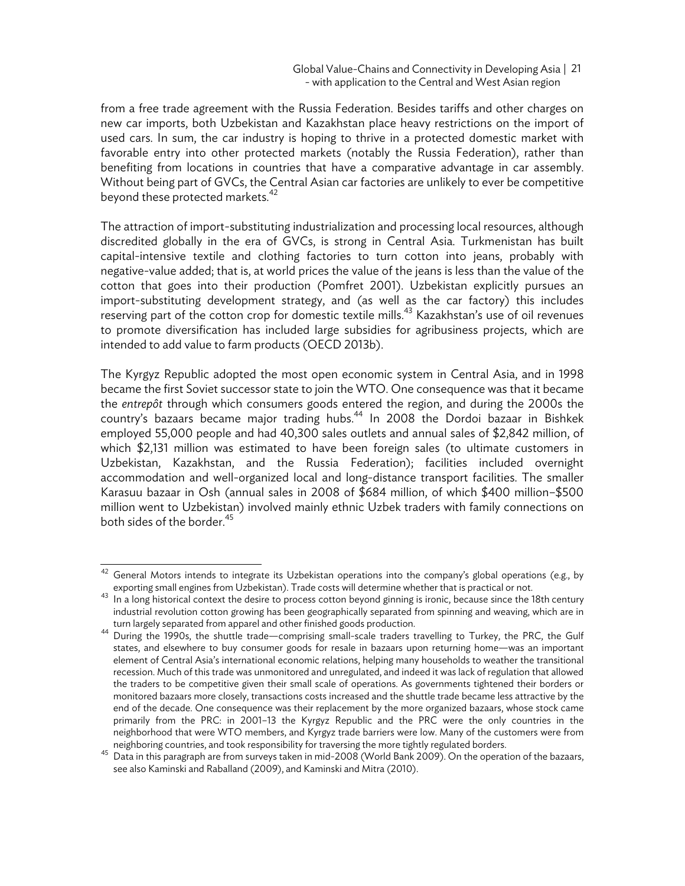from a free trade agreement with the Russia Federation. Besides tariffs and other charges on new car imports, both Uzbekistan and Kazakhstan place heavy restrictions on the import of used cars. In sum, the car industry is hoping to thrive in a protected domestic market with favorable entry into other protected markets (notably the Russia Federation), rather than benefiting from locations in countries that have a comparative advantage in car assembly. Without being part of GVCs, the Central Asian car factories are unlikely to ever be competitive beyond these protected markets.[42]

The attraction of import-substituting industrialization and processing local resources, although discredited globally in the era of GVCs, is strong in Central Asia. Turkmenistan has built capital-intensive textile and clothing factories to turn cotton into jeans, probably with negative-value added; that is, at world prices the value of the jeans is less than the value of the cotton that goes into their production (Pomfret 2001). Uzbekistan explicitly pursues an import-substituting development strategy, and (as well as the car factory) this includes reserving part of the cotton crop for domestic textile mills.[43] Kazakhstan's use of oil revenues to promote diversification has included large subsidies for agribusiness projects, which are intended to add value to farm products (OECD 2013b).

The Kyrgyz Republic adopted the most open economic system in Central Asia, and in 1998 became the first Soviet successor state to join the WTO. One consequence was that it became the *entrepôt* through which consumers goods entered the region, and during the 2000s the country's bazaars became major trading hubs.[44] In 2008 the Dordoi bazaar in Bishkek employed 55,000 people and had 40,300 sales outlets and annual sales of $2,842 million, of which $2,131 million was estimated to have been foreign sales (to ultimate customers in Uzbekistan, Kazakhstan, and the Russia Federation); facilities included overnight accommodation and well-organized local and long-distance transport facilities. The smaller Karasuu bazaar in Osh (annual sales in 2008 of $684 million, of which $400 million–$500 million went to Uzbekistan) involved mainly ethnic Uzbek traders with family connections on both sides of the border.[45]

---

[42] General Motors intends to integrate its Uzbekistan operations into the company's global operations (e.g., by exporting small engines from Uzbekistan). Trade costs will determine whether that is practical or not.

[43] In a long historical context the desire to process cotton beyond ginning is ironic, because since the 18th century industrial revolution cotton growing has been geographically separated from spinning and weaving, which are in turn largely separated from apparel and other finished goods production.

[44] During the 1990s, the shuttle trade—comprising small-scale traders travelling to Turkey, the PRC, the Gulf states, and elsewhere to buy consumer goods for resale in bazaars upon returning home—was an important element of Central Asia's international economic relations, helping many households to weather the transitional recession. Much of this trade was unmonitored and unregulated, and indeed it was lack of regulation that allowed the traders to be competitive given their small scale of operations. As governments tightened their borders or monitored bazaars more closely, transactions costs increased and the shuttle trade became less attractive by the end of the decade. One consequence was their replacement by the more organized bazaars, whose stock came primarily from the PRC: in 2001–13 the Kyrgyz Republic and the PRC were the only countries in the neighborhood that were WTO members, and Kyrgyz trade barriers were low. Many of the customers were from neighboring countries, and took responsibility for traversing the more tightly regulated borders.

[45] Data in this paragraph are from surveys taken in mid-2008 (World Bank 2009). On the operation of the bazaars, see also Kaminski and Raballand (2009), and Kaminski and Mitra (2010).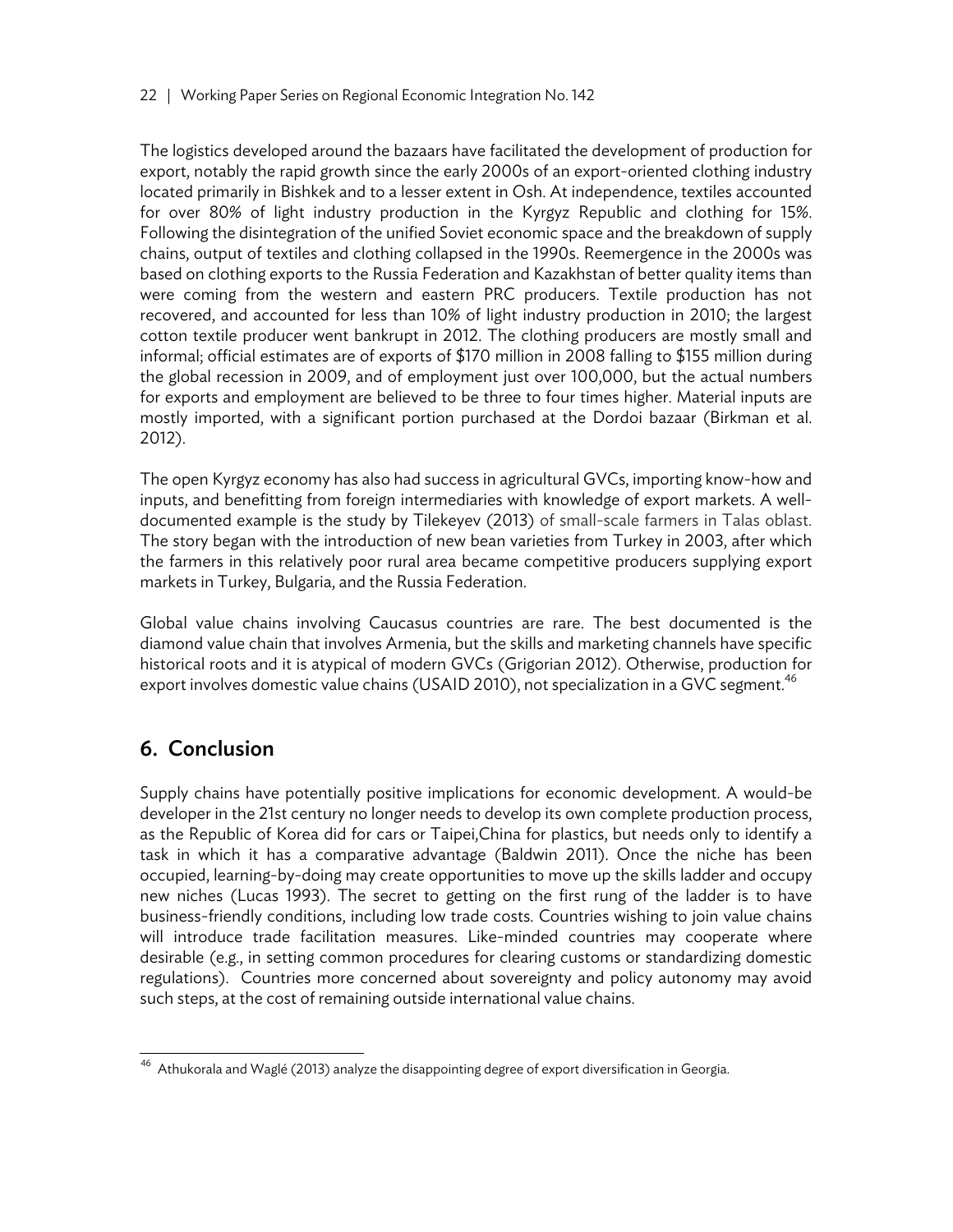The logistics developed around the bazaars have facilitated the development of production for export, notably the rapid growth since the early 2000s of an export-oriented clothing industry located primarily in Bishkek and to a lesser extent in Osh. At independence, textiles accounted for over 80% of light industry production in the Kyrgyz Republic and clothing for 15%. Following the disintegration of the unified Soviet economic space and the breakdown of supply chains, output of textiles and clothing collapsed in the 1990s. Reemergence in the 2000s was based on clothing exports to the Russia Federation and Kazakhstan of better quality items than were coming from the western and eastern PRC producers. Textile production has not recovered, and accounted for less than 10% of light industry production in 2010; the largest cotton textile producer went bankrupt in 2012. The clothing producers are mostly small and informal; official estimates are of exports of $170 million in 2008 falling to $155 million during the global recession in 2009, and of employment just over 100,000, but the actual numbers for exports and employment are believed to be three to four times higher. Material inputs are mostly imported, with a significant portion purchased at the Dordoi bazaar (Birkman et al. 2012).

The open Kyrgyz economy has also had success in agricultural GVCs, importing know-how and inputs, and benefitting from foreign intermediaries with knowledge of export markets. A well-documented example is the study by Tilekeyev (2013) of small-scale farmers in Talas oblast. The story began with the introduction of new bean varieties from Turkey in 2003, after which the farmers in this relatively poor rural area became competitive producers supplying export markets in Turkey, Bulgaria, and the Russia Federation.

Global value chains involving Caucasus countries are rare. The best documented is the diamond value chain that involves Armenia, but the skills and marketing channels have specific historical roots and it is atypical of modern GVCs (Grigorian 2012). Otherwise, production for export involves domestic value chains (USAID 2010), not specialization in a GVC segment.[46]

## 6. Conclusion

Supply chains have potentially positive implications for economic development. A would-be developer in the 21st century no longer needs to develop its own complete production process, as the Republic of Korea did for cars or Taipei,China for plastics, but needs only to identify a task in which it has a comparative advantage (Baldwin 2011). Once the niche has been occupied, learning-by-doing may create opportunities to move up the skills ladder and occupy new niches (Lucas 1993). The secret to getting on the first rung of the ladder is to have business-friendly conditions, including low trade costs. Countries wishing to join value chains will introduce trade facilitation measures. Like-minded countries may cooperate where desirable (e.g., in setting common procedures for clearing customs or standardizing domestic regulations). Countries more concerned about sovereignty and policy autonomy may avoid such steps, at the cost of remaining outside international value chains.

---

[46] Athukorala and Waglé (2013) analyze the disappointing degree of export diversification in Georgia.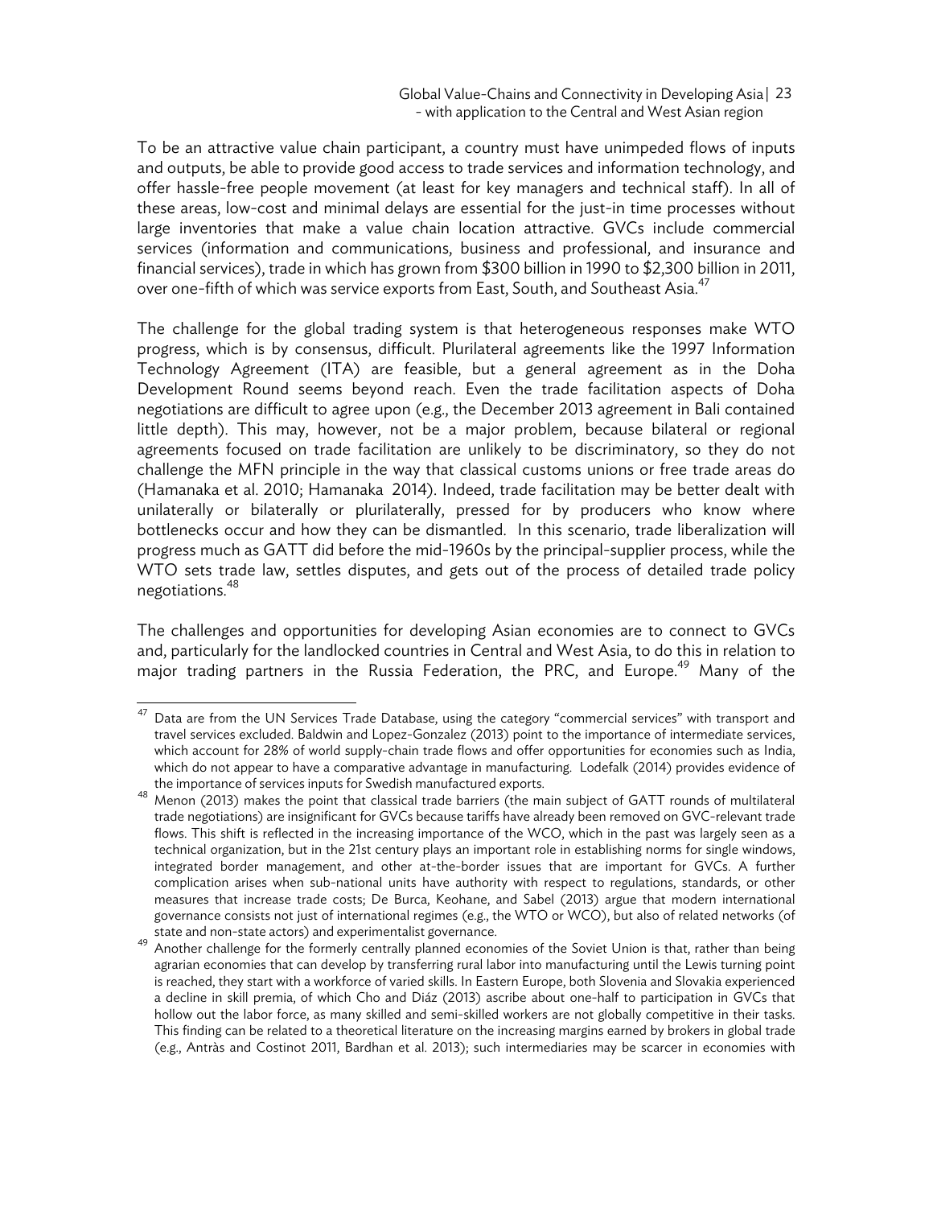To be an attractive value chain participant, a country must have unimpeded flows of inputs and outputs, be able to provide good access to trade services and information technology, and offer hassle-free people movement (at least for key managers and technical staff). In all of these areas, low-cost and minimal delays are essential for the just-in time processes without large inventories that make a value chain location attractive. GVCs include commercial services (information and communications, business and professional, and insurance and financial services), trade in which has grown from $300 billion in 1990 to $2,300 billion in 2011, over one-fifth of which was service exports from East, South, and Southeast Asia.[47]

The challenge for the global trading system is that heterogeneous responses make WTO progress, which is by consensus, difficult. Plurilateral agreements like the 1997 Information Technology Agreement (ITA) are feasible, but a general agreement as in the Doha Development Round seems beyond reach. Even the trade facilitation aspects of Doha negotiations are difficult to agree upon (e.g., the December 2013 agreement in Bali contained little depth). This may, however, not be a major problem, because bilateral or regional agreements focused on trade facilitation are unlikely to be discriminatory, so they do not challenge the MFN principle in the way that classical customs unions or free trade areas do (Hamanaka et al. 2010; Hamanaka 2014). Indeed, trade facilitation may be better dealt with unilaterally or bilaterally or plurilaterally, pressed for by producers who know where bottlenecks occur and how they can be dismantled. In this scenario, trade liberalization will progress much as GATT did before the mid-1960s by the principal-supplier process, while the WTO sets trade law, settles disputes, and gets out of the process of detailed trade policy negotiations.[48]

The challenges and opportunities for developing Asian economies are to connect to GVCs and, particularly for the landlocked countries in Central and West Asia, to do this in relation to major trading partners in the Russia Federation, the PRC, and Europe.[49] Many of the

---

[47] Data are from the UN Services Trade Database, using the category "commercial services" with transport and travel services excluded. Baldwin and Lopez-Gonzalez (2013) point to the importance of intermediate services, which account for 28% of world supply-chain trade flows and offer opportunities for economies such as India, which do not appear to have a comparative advantage in manufacturing. Lodefalk (2014) provides evidence of the importance of services inputs for Swedish manufactured exports.

[48] Menon (2013) makes the point that classical trade barriers (the main subject of GATT rounds of multilateral trade negotiations) are insignificant for GVCs because tariffs have already been removed on GVC-relevant trade flows. This shift is reflected in the increasing importance of the WCO, which in the past was largely seen as a technical organization, but in the 21st century plays an important role in establishing norms for single windows, integrated border management, and other at-the-border issues that are important for GVCs. A further complication arises when sub-national units have authority with respect to regulations, standards, or other measures that increase trade costs; De Burca, Keohane, and Sabel (2013) argue that modern international governance consists not just of international regimes (e.g., the WTO or WCO), but also of related networks (of state and non-state actors) and experimentalist governance.

[49] Another challenge for the formerly centrally planned economies of the Soviet Union is that, rather than being agrarian economies that can develop by transferring rural labor into manufacturing until the Lewis turning point is reached, they start with a workforce of varied skills. In Eastern Europe, both Slovenia and Slovakia experienced a decline in skill premia, of which Cho and Diáz (2013) ascribe about one-half to participation in GVCs that hollow out the labor force, as many skilled and semi-skilled workers are not globally competitive in their tasks. This finding can be related to a theoretical literature on the increasing margins earned by brokers in global trade (e.g., Antràs and Costinot 2011, Bardhan et al. 2013); such intermediaries may be scarcer in economies with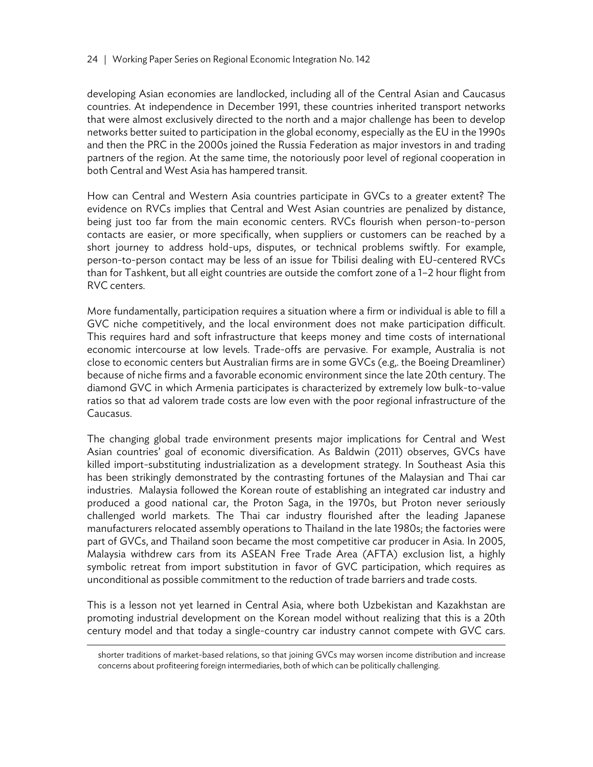developing Asian economies are landlocked, including all of the Central Asian and Caucasus countries. At independence in December 1991, these countries inherited transport networks that were almost exclusively directed to the north and a major challenge has been to develop networks better suited to participation in the global economy, especially as the EU in the 1990s and then the PRC in the 2000s joined the Russia Federation as major investors in and trading partners of the region. At the same time, the notoriously poor level of regional cooperation in both Central and West Asia has hampered transit.

How can Central and Western Asia countries participate in GVCs to a greater extent? The evidence on RVCs implies that Central and West Asian countries are penalized by distance, being just too far from the main economic centers. RVCs flourish when person-to-person contacts are easier, or more specifically, when suppliers or customers can be reached by a short journey to address hold-ups, disputes, or technical problems swiftly. For example, person-to-person contact may be less of an issue for Tbilisi dealing with EU-centered RVCs than for Tashkent, but all eight countries are outside the comfort zone of a 1–2 hour flight from RVC centers.

More fundamentally, participation requires a situation where a firm or individual is able to fill a GVC niche competitively, and the local environment does not make participation difficult. This requires hard and soft infrastructure that keeps money and time costs of international economic intercourse at low levels. Trade-offs are pervasive. For example, Australia is not close to economic centers but Australian firms are in some GVCs (e.g,. the Boeing Dreamliner) because of niche firms and a favorable economic environment since the late 20th century. The diamond GVC in which Armenia participates is characterized by extremely low bulk-to-value ratios so that ad valorem trade costs are low even with the poor regional infrastructure of the Caucasus.

The changing global trade environment presents major implications for Central and West Asian countries' goal of economic diversification. As Baldwin (2011) observes, GVCs have killed import-substituting industrialization as a development strategy. In Southeast Asia this has been strikingly demonstrated by the contrasting fortunes of the Malaysian and Thai car industries. Malaysia followed the Korean route of establishing an integrated car industry and produced a good national car, the Proton Saga, in the 1970s, but Proton never seriously challenged world markets. The Thai car industry flourished after the leading Japanese manufacturers relocated assembly operations to Thailand in the late 1980s; the factories were part of GVCs, and Thailand soon became the most competitive car producer in Asia. In 2005, Malaysia withdrew cars from its ASEAN Free Trade Area (AFTA) exclusion list, a highly symbolic retreat from import substitution in favor of GVC participation, which requires as unconditional as possible commitment to the reduction of trade barriers and trade costs.

This is a lesson not yet learned in Central Asia, where both Uzbekistan and Kazakhstan are promoting industrial development on the Korean model without realizing that this is a 20th century model and that today a single-country car industry cannot compete with GVC cars.

---

shorter traditions of market-based relations, so that joining GVCs may worsen income distribution and increase concerns about profiteering foreign intermediaries, both of which can be politically challenging.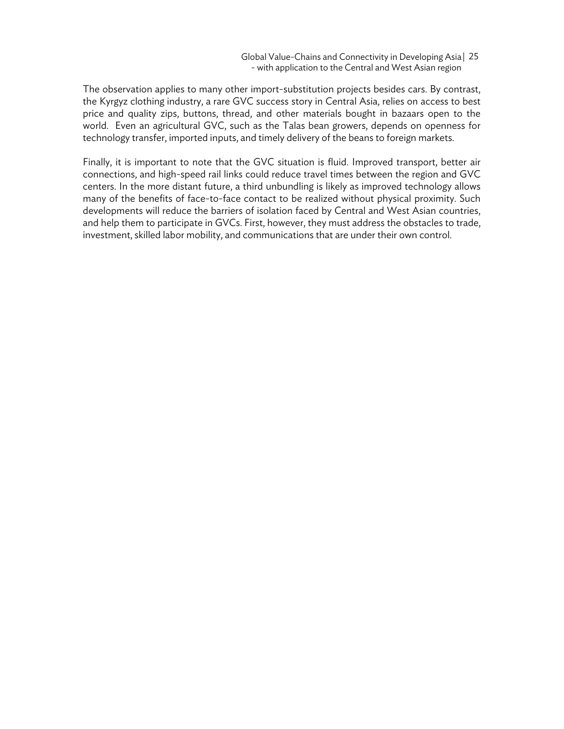The observation applies to many other import-substitution projects besides cars. By contrast, the Kyrgyz clothing industry, a rare GVC success story in Central Asia, relies on access to best price and quality zips, buttons, thread, and other materials bought in bazaars open to the world. Even an agricultural GVC, such as the Talas bean growers, depends on openness for technology transfer, imported inputs, and timely delivery of the beans to foreign markets.

Finally, it is important to note that the GVC situation is fluid. Improved transport, better air connections, and high-speed rail links could reduce travel times between the region and GVC centers. In the more distant future, a third unbundling is likely as improved technology allows many of the benefits of face-to-face contact to be realized without physical proximity. Such developments will reduce the barriers of isolation faced by Central and West Asian countries, and help them to participate in GVCs. First, however, they must address the obstacles to trade, investment, skilled labor mobility, and communications that are under their own control.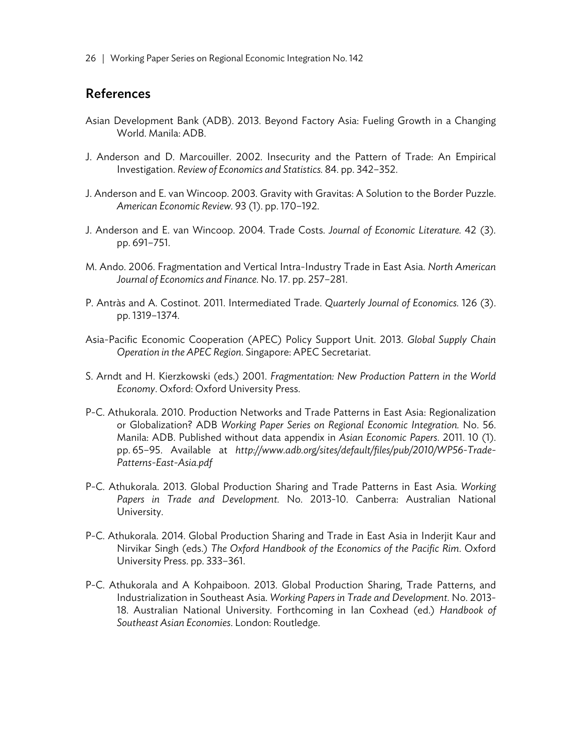## References

Asian Development Bank (ADB). 2013. Beyond Factory Asia: Fueling Growth in a Changing World. Manila: ADB.

J. Anderson and D. Marcouiller. 2002. Insecurity and the Pattern of Trade: An Empirical Investigation. *Review of Economics and Statistics.* 84. pp. 342–352.

J. Anderson and E. van Wincoop. 2003. Gravity with Gravitas: A Solution to the Border Puzzle. *American Economic Review*. 93 (1). pp. 170–192.

J. Anderson and E. van Wincoop. 2004. Trade Costs. *Journal of Economic Literature.* 42 (3). pp. 691–751.

M. Ando. 2006. Fragmentation and Vertical Intra-Industry Trade in East Asia. *North American Journal of Economics and Finance.* No. 17. pp. 257–281.

P. Antràs and A. Costinot. 2011. Intermediated Trade. *Quarterly Journal of Economics.* 126 (3). pp. 1319–1374.

Asia-Pacific Economic Cooperation (APEC) Policy Support Unit. 2013. *Global Supply Chain Operation in the APEC Region*. Singapore: APEC Secretariat.

S. Arndt and H. Kierzkowski (eds.) 2001. *Fragmentation: New Production Pattern in the World Economy*. Oxford: Oxford University Press.

P-C. Athukorala. 2010. Production Networks and Trade Patterns in East Asia: Regionalization or Globalization? ADB *Working Paper Series on Regional Economic Integration.* No. 56. Manila: ADB. Published without data appendix in *Asian Economic Papers*. 2011. 10 (1). pp. 65–95. Available at *http://www.adb.org/sites/default/files/pub/2010/WP56-Trade-Patterns-East-Asia.pdf*

P-C. Athukorala. 2013. Global Production Sharing and Trade Patterns in East Asia. *Working Papers in Trade and Development.* No. 2013-10. Canberra: Australian National University.

P-C. Athukorala. 2014. Global Production Sharing and Trade in East Asia in Inderjit Kaur and Nirvikar Singh (eds.) *The Oxford Handbook of the Economics of the Pacific Rim*. Oxford University Press. pp. 333–361.

P-C. Athukorala and A Kohpaiboon. 2013. Global Production Sharing, Trade Patterns, and Industrialization in Southeast Asia. *Working Papers in Trade and Development*. No. 2013-18. Australian National University. Forthcoming in Ian Coxhead (ed.) *Handbook of Southeast Asian Economies*. London: Routledge.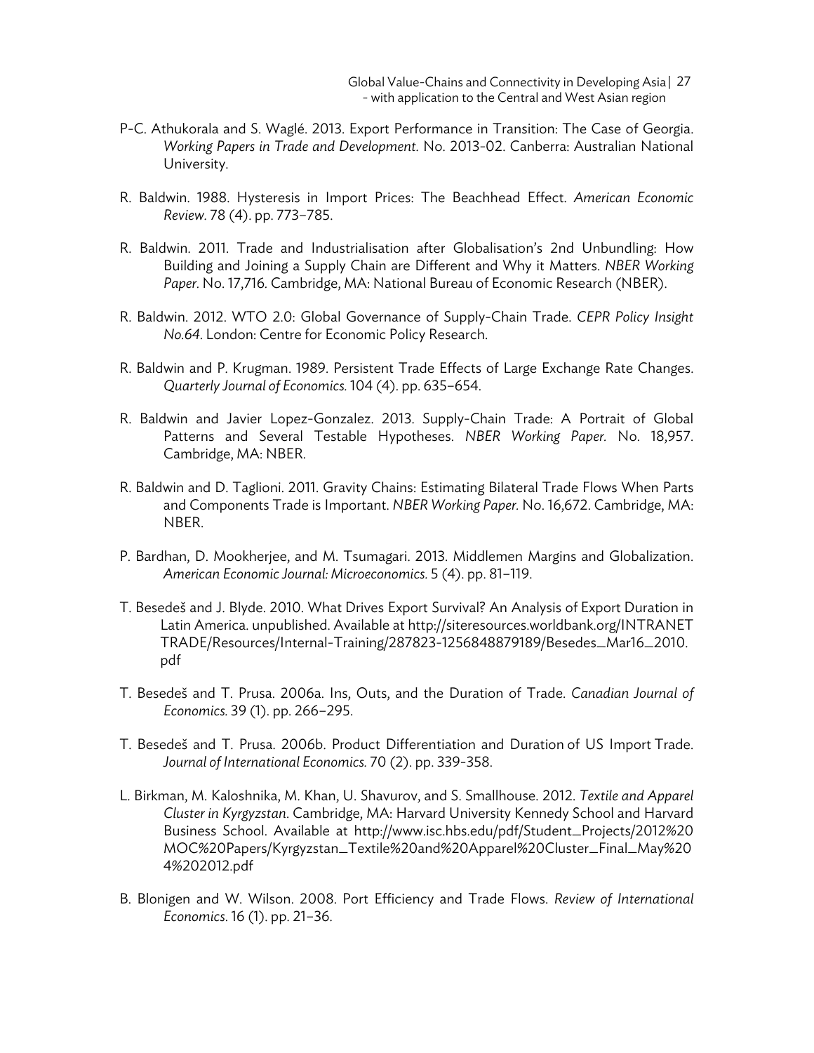P-C. Athukorala and S. Waglé. 2013. Export Performance in Transition: The Case of Georgia. *Working Papers in Trade and Development.* No. 2013-02. Canberra: Australian National University.

R. Baldwin. 1988. Hysteresis in Import Prices: The Beachhead Effect. *American Economic Review.* 78 (4). pp. 773–785.

R. Baldwin. 2011. Trade and Industrialisation after Globalisation's 2nd Unbundling: How Building and Joining a Supply Chain are Different and Why it Matters. *NBER Working Paper.* No. 17,716. Cambridge, MA: National Bureau of Economic Research (NBER).

R. Baldwin. 2012. WTO 2.0: Global Governance of Supply-Chain Trade. *CEPR Policy Insight No.64.* London: Centre for Economic Policy Research.

R. Baldwin and P. Krugman. 1989. Persistent Trade Effects of Large Exchange Rate Changes. *Quarterly Journal of Economics.* 104 (4). pp. 635–654.

R. Baldwin and Javier Lopez-Gonzalez. 2013. Supply-Chain Trade: A Portrait of Global Patterns and Several Testable Hypotheses. *NBER Working Paper.* No. 18,957. Cambridge, MA: NBER.

R. Baldwin and D. Taglioni. 2011. Gravity Chains: Estimating Bilateral Trade Flows When Parts and Components Trade is Important. *NBER Working Paper.* No. 16,672. Cambridge, MA: NBER.

P. Bardhan, D. Mookherjee, and M. Tsumagari. 2013. Middlemen Margins and Globalization. *American Economic Journal: Microeconomics.* 5 (4). pp. 81–119.

T. Besedeš and J. Blyde. 2010. What Drives Export Survival? An Analysis of Export Duration in Latin America. unpublished. Available at http://siteresources.worldbank.org/INTRANETTRADE/Resources/Internal-Training/287823-1256848879189/Besedes_Mar16_2010.pdf

T. Besedeš and T. Prusa. 2006a. Ins, Outs, and the Duration of Trade. *Canadian Journal of Economics.* 39 (1). pp. 266–295.

T. Besedeš and T. Prusa. 2006b. Product Differentiation and Duration of US Import Trade. *Journal of International Economics.* 70 (2). pp. 339-358.

L. Birkman, M. Kaloshnika, M. Khan, U. Shavurov, and S. Smallhouse. 2012. *Textile and Apparel Cluster in Kyrgyzstan*. Cambridge, MA: Harvard University Kennedy School and Harvard Business School. Available at http://www.isc.hbs.edu/pdf/Student_Projects/2012%20MOC%20Papers/Kyrgyzstan_Textile%20and%20Apparel%20Cluster_Final_May%204%202012.pdf

B. Blonigen and W. Wilson. 2008. Port Efficiency and Trade Flows. *Review of International Economics.* 16 (1). pp. 21–36.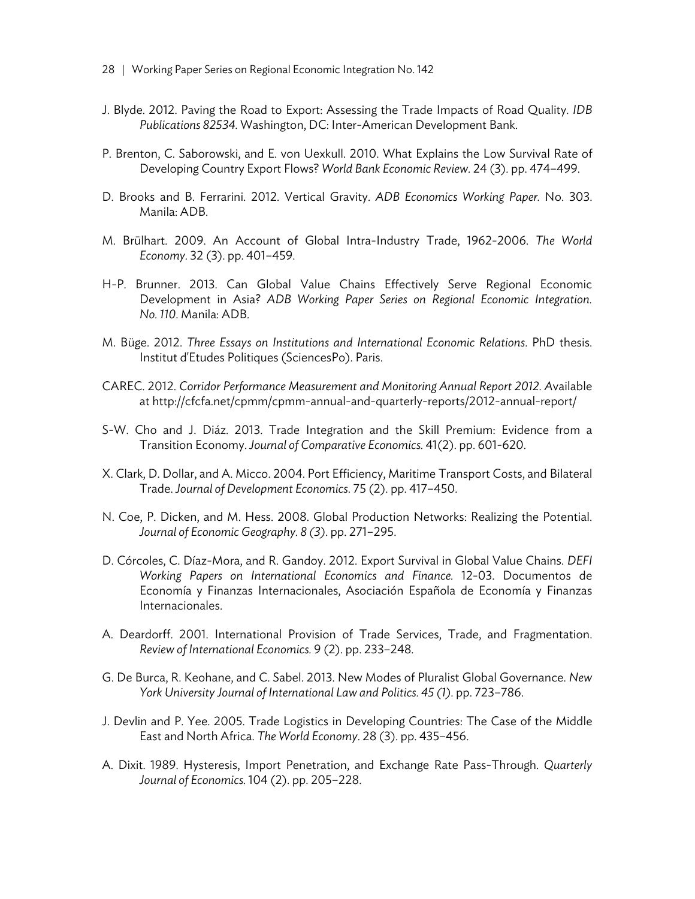J. Blyde. 2012. Paving the Road to Export: Assessing the Trade Impacts of Road Quality. *IDB Publications 82534*. Washington, DC: Inter-American Development Bank.

P. Brenton, C. Saborowski, and E. von Uexkull. 2010. What Explains the Low Survival Rate of Developing Country Export Flows? *World Bank Economic Review*. 24 (3). pp. 474–499.

D. Brooks and B. Ferrarini. 2012. Vertical Gravity. *ADB Economics Working Paper*. No. 303. Manila: ADB.

M. Brūlhart. 2009. An Account of Global Intra-Industry Trade, 1962-2006. *The World Economy*. 32 (3). pp. 401–459.

H-P. Brunner. 2013. Can Global Value Chains Effectively Serve Regional Economic Development in Asia? *ADB Working Paper Series on Regional Economic Integration. No. 110*. Manila: ADB.

M. Büge. 2012. *Three Essays on Institutions and International Economic Relations*. PhD thesis. Institut d'Etudes Politiques (SciencesPo). Paris.

CAREC. 2012. *Corridor Performance Measurement and Monitoring Annual Report 2012*. Available at http://cfcfa.net/cpmm/cpmm-annual-and-quarterly-reports/2012-annual-report/

S-W. Cho and J. Diáz. 2013. Trade Integration and the Skill Premium: Evidence from a Transition Economy. *Journal of Comparative Economics*. 41(2). pp. 601-620.

X. Clark, D. Dollar, and A. Micco. 2004. Port Efficiency, Maritime Transport Costs, and Bilateral Trade. *Journal of Development Economics*. 75 (2). pp. 417–450.

N. Coe, P. Dicken, and M. Hess. 2008. Global Production Networks: Realizing the Potential. *Journal of Economic Geography. 8 (3)*. pp. 271–295.

D. Córcoles, C. Díaz-Mora, and R. Gandoy. 2012. Export Survival in Global Value Chains. *DEFI Working Papers on International Economics and Finance.* 12-03. Documentos de Economía y Finanzas Internacionales, Asociación Española de Economía y Finanzas Internacionales.

A. Deardorff. 2001. International Provision of Trade Services, Trade, and Fragmentation. *Review of International Economics.* 9 (2). pp. 233–248.

G. De Burca, R. Keohane, and C. Sabel. 2013. New Modes of Pluralist Global Governance. *New York University Journal of International Law and Politics. 45 (1)*. pp. 723–786.

J. Devlin and P. Yee. 2005. Trade Logistics in Developing Countries: The Case of the Middle East and North Africa. *The World Economy*. 28 (3). pp. 435–456.

A. Dixit. 1989. Hysteresis, Import Penetration, and Exchange Rate Pass-Through. *Quarterly Journal of Economics.* 104 (2). pp. 205–228.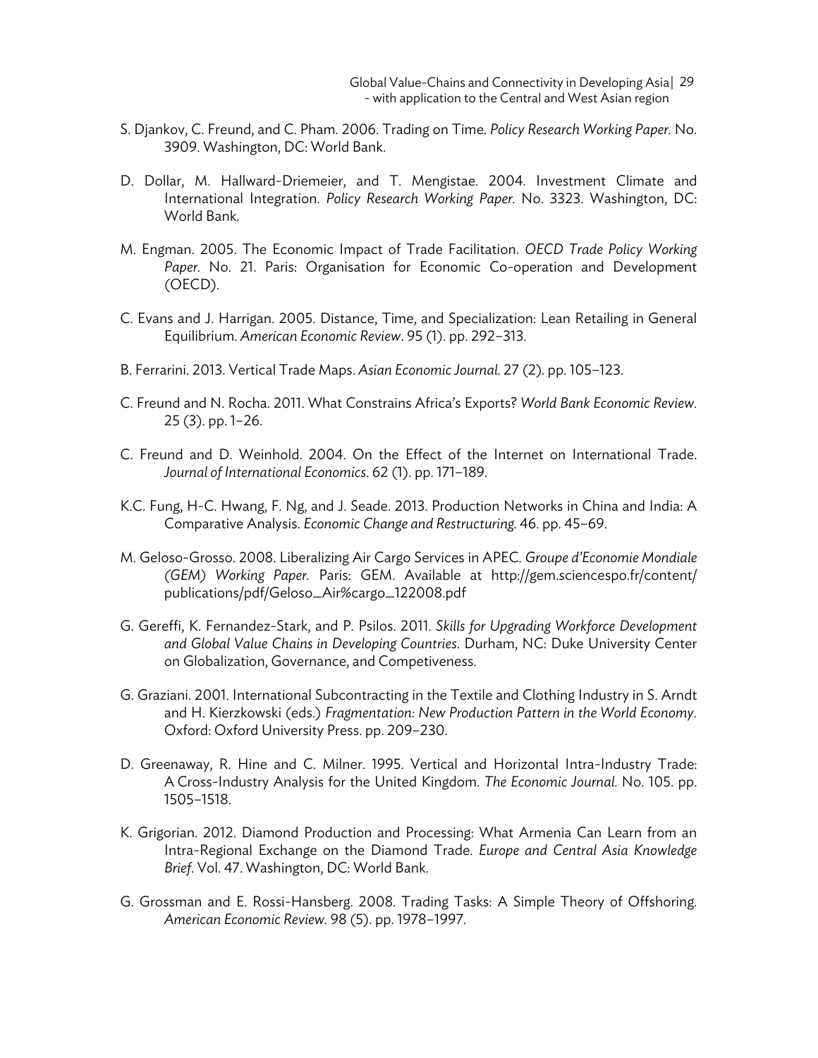S. Djankov, C. Freund, and C. Pham. 2006. Trading on Time. *Policy Research Working Paper*. No. 3909. Washington, DC: World Bank.

D. Dollar, M. Hallward-Driemeier, and T. Mengistae. 2004. Investment Climate and International Integration. *Policy Research Working Paper*. No. 3323. Washington, DC: World Bank.

M. Engman. 2005. The Economic Impact of Trade Facilitation. *OECD Trade Policy Working Paper*. No. 21. Paris: Organisation for Economic Co-operation and Development (OECD).

C. Evans and J. Harrigan. 2005. Distance, Time, and Specialization: Lean Retailing in General Equilibrium. *American Economic Review*. 95 (1). pp. 292–313.

B. Ferrarini. 2013. Vertical Trade Maps. *Asian Economic Journal*. 27 (2). pp. 105–123.

C. Freund and N. Rocha. 2011. What Constrains Africa's Exports? *World Bank Economic Review*. 25 (3). pp. 1–26.

C. Freund and D. Weinhold. 2004. On the Effect of the Internet on International Trade. *Journal of International Economics*. 62 (1). pp. 171–189.

K.C. Fung, H-C. Hwang, F. Ng, and J. Seade. 2013. Production Networks in China and India: A Comparative Analysis. *Economic Change and Restructuring*. 46. pp. 45–69.

M. Geloso-Grosso. 2008. Liberalizing Air Cargo Services in APEC. *Groupe d'Economie Mondiale (GEM) Working Paper*. Paris: GEM. Available at http://gem.sciencespo.fr/content/publications/pdf/Geloso_Air%cargo_122008.pdf

G. Gereffi, K. Fernandez-Stark, and P. Psilos. 2011. *Skills for Upgrading Workforce Development and Global Value Chains in Developing Countries*. Durham, NC: Duke University Center on Globalization, Governance, and Competiveness.

G. Graziani. 2001. International Subcontracting in the Textile and Clothing Industry in S. Arndt and H. Kierzkowski (eds.) *Fragmentation: New Production Pattern in the World Economy*. Oxford: Oxford University Press. pp. 209–230.

D. Greenaway, R. Hine and C. Milner. 1995. Vertical and Horizontal Intra-Industry Trade: A Cross-Industry Analysis for the United Kingdom. *The Economic Journal*. No. 105. pp. 1505–1518.

K. Grigorian. 2012. Diamond Production and Processing: What Armenia Can Learn from an Intra-Regional Exchange on the Diamond Trade. *Europe and Central Asia Knowledge Brief*. Vol. 47. Washington, DC: World Bank.

G. Grossman and E. Rossi-Hansberg. 2008. Trading Tasks: A Simple Theory of Offshoring. *American Economic Review*. 98 (5). pp. 1978–1997.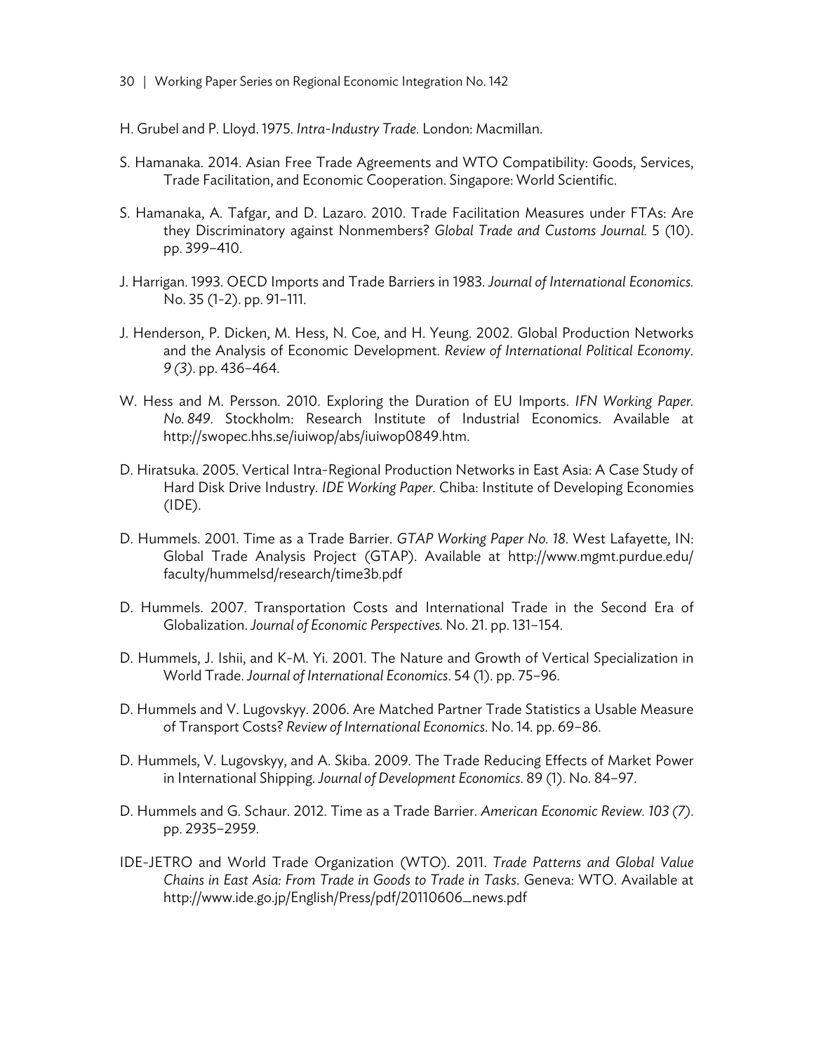H. Grubel and P. Lloyd. 1975. *Intra-Industry Trade*. London: Macmillan.

S. Hamanaka. 2014. Asian Free Trade Agreements and WTO Compatibility: Goods, Services, Trade Facilitation, and Economic Cooperation. Singapore: World Scientific.

S. Hamanaka, A. Tafgar, and D. Lazaro. 2010. Trade Facilitation Measures under FTAs: Are they Discriminatory against Nonmembers? *Global Trade and Customs Journal.* 5 (10). pp. 399–410.

J. Harrigan. 1993. OECD Imports and Trade Barriers in 1983. *Journal of International Economics.* No. 35 (1-2). pp. 91–111.

J. Henderson, P. Dicken, M. Hess, N. Coe, and H. Yeung. 2002. Global Production Networks and the Analysis of Economic Development. *Review of International Political Economy. 9 (3)*. pp. 436–464.

W. Hess and M. Persson. 2010. Exploring the Duration of EU Imports. *IFN Working Paper. No. 849*. Stockholm: Research Institute of Industrial Economics. Available at http://swopec.hhs.se/iuiwop/abs/iuiwop0849.htm.

D. Hiratsuka. 2005. Vertical Intra-Regional Production Networks in East Asia: A Case Study of Hard Disk Drive Industry. *IDE Working Paper*. Chiba: Institute of Developing Economies (IDE).

D. Hummels. 2001. Time as a Trade Barrier. *GTAP Working Paper No. 18*. West Lafayette, IN: Global Trade Analysis Project (GTAP). Available at http://www.mgmt.purdue.edu/faculty/hummelsd/research/time3b.pdf

D. Hummels. 2007. Transportation Costs and International Trade in the Second Era of Globalization. *Journal of Economic Perspectives.* No. 21. pp. 131–154.

D. Hummels, J. Ishii, and K-M. Yi. 2001. The Nature and Growth of Vertical Specialization in World Trade. *Journal of International Economics*. 54 (1). pp. 75–96.

D. Hummels and V. Lugovskyy. 2006. Are Matched Partner Trade Statistics a Usable Measure of Transport Costs? *Review of International Economics.* No. 14. pp. 69–86.

D. Hummels, V. Lugovskyy, and A. Skiba. 2009. The Trade Reducing Effects of Market Power in International Shipping. *Journal of Development Economics*. 89 (1). No. 84–97.

D. Hummels and G. Schaur. 2012. Time as a Trade Barrier. *American Economic Review. 103 (7)*. pp. 2935–2959.

IDE-JETRO and World Trade Organization (WTO). 2011. *Trade Patterns and Global Value Chains in East Asia: From Trade in Goods to Trade in Tasks*. Geneva: WTO. Available at http://www.ide.go.jp/English/Press/pdf/20110606_news.pdf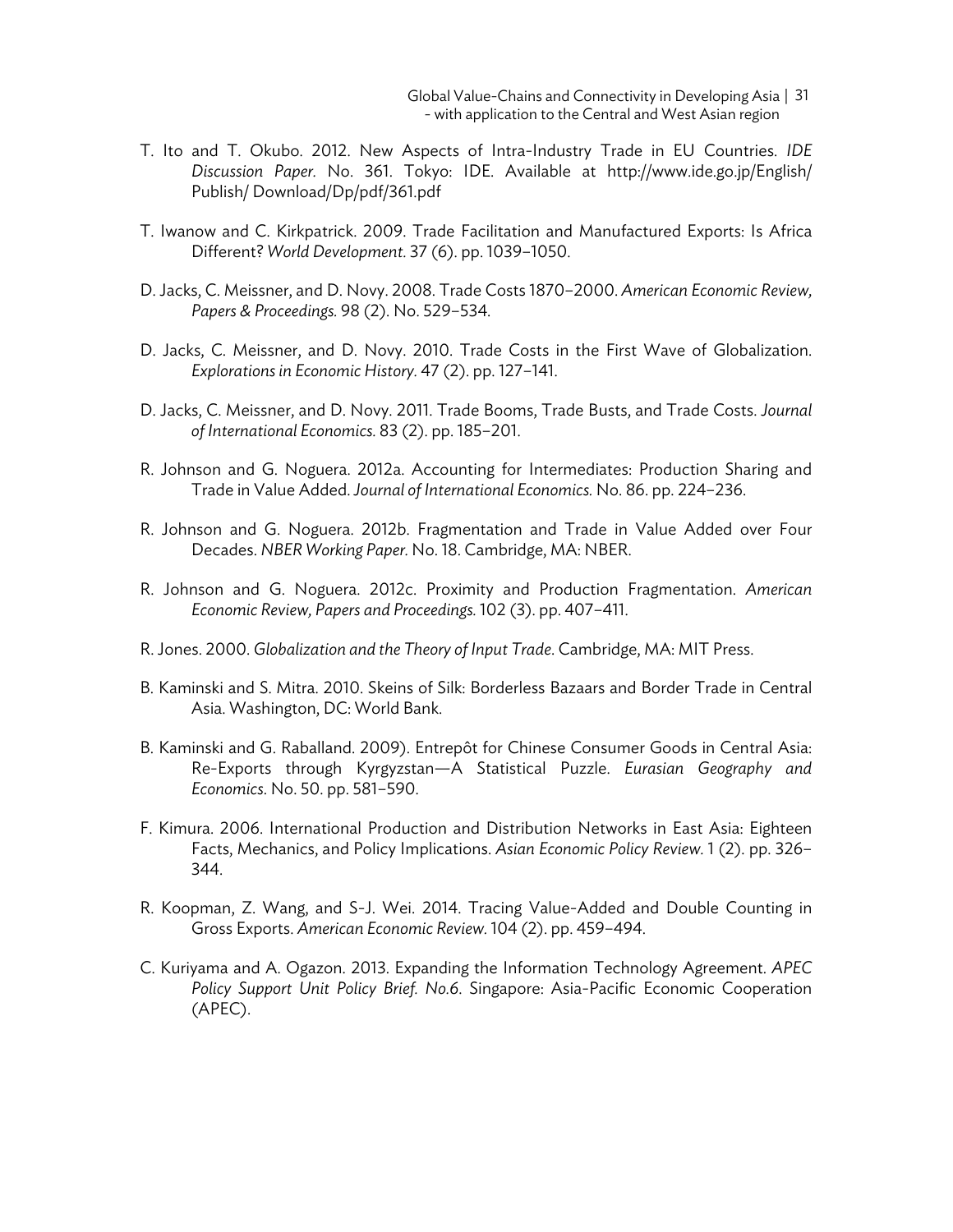T. Ito and T. Okubo. 2012. New Aspects of Intra-Industry Trade in EU Countries. *IDE Discussion Paper*. No. 361. Tokyo: IDE. Available at http://www.ide.go.jp/English/Publish/ Download/Dp/pdf/361.pdf

T. Iwanow and C. Kirkpatrick. 2009. Trade Facilitation and Manufactured Exports: Is Africa Different? *World Development*. 37 (6). pp. 1039–1050.

D. Jacks, C. Meissner, and D. Novy. 2008. Trade Costs 1870–2000. *American Economic Review, Papers & Proceedings*. 98 (2). No. 529–534.

D. Jacks, C. Meissner, and D. Novy. 2010. Trade Costs in the First Wave of Globalization. *Explorations in Economic History*. 47 (2). pp. 127–141.

D. Jacks, C. Meissner, and D. Novy. 2011. Trade Booms, Trade Busts, and Trade Costs. *Journal of International Economics*. 83 (2). pp. 185–201.

R. Johnson and G. Noguera. 2012a. Accounting for Intermediates: Production Sharing and Trade in Value Added. *Journal of International Economics*. No. 86. pp. 224–236.

R. Johnson and G. Noguera. 2012b. Fragmentation and Trade in Value Added over Four Decades. *NBER Working Paper*. No. 18. Cambridge, MA: NBER.

R. Johnson and G. Noguera. 2012c. Proximity and Production Fragmentation. *American Economic Review, Papers and Proceedings*. 102 (3). pp. 407–411.

R. Jones. 2000. *Globalization and the Theory of Input Trade*. Cambridge, MA: MIT Press.

B. Kaminski and S. Mitra. 2010. Skeins of Silk: Borderless Bazaars and Border Trade in Central Asia. Washington, DC: World Bank.

B. Kaminski and G. Raballand. 2009). Entrepôt for Chinese Consumer Goods in Central Asia: Re-Exports through Kyrgyzstan—A Statistical Puzzle. *Eurasian Geography and Economics*. No. 50. pp. 581–590.

F. Kimura. 2006. International Production and Distribution Networks in East Asia: Eighteen Facts, Mechanics, and Policy Implications. *Asian Economic Policy Review*. 1 (2). pp. 326–344.

R. Koopman, Z. Wang, and S-J. Wei. 2014. Tracing Value-Added and Double Counting in Gross Exports. *American Economic Review*. 104 (2). pp. 459–494.

C. Kuriyama and A. Ogazon. 2013. Expanding the Information Technology Agreement. *APEC Policy Support Unit Policy Brief. No.6*. Singapore: Asia-Pacific Economic Cooperation (APEC).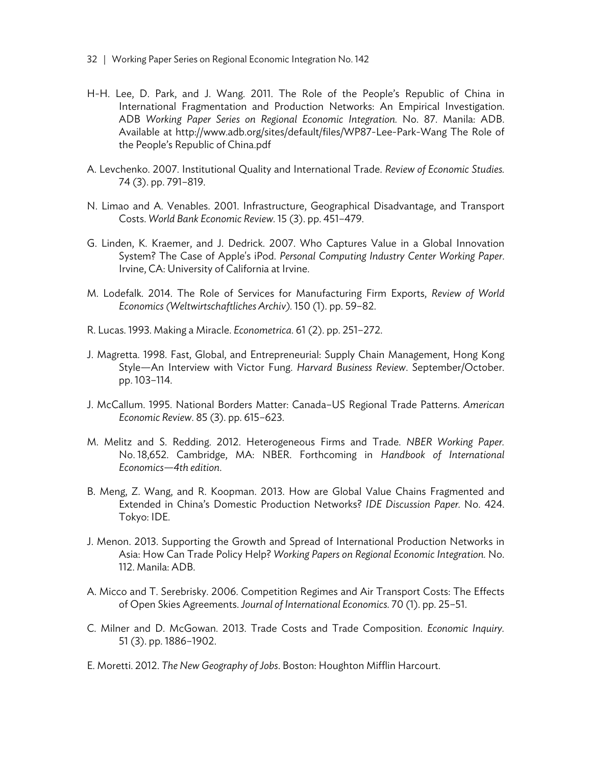H-H. Lee, D. Park, and J. Wang. 2011. The Role of the People's Republic of China in International Fragmentation and Production Networks: An Empirical Investigation. ADB *Working Paper Series on Regional Economic Integration*. No. 87. Manila: ADB. Available at http://www.adb.org/sites/default/files/WP87-Lee-Park-Wang The Role of the People's Republic of China.pdf

A. Levchenko. 2007. Institutional Quality and International Trade. *Review of Economic Studies*. 74 (3). pp. 791–819.

N. Limao and A. Venables. 2001. Infrastructure, Geographical Disadvantage, and Transport Costs. *World Bank Economic Review*. 15 (3). pp. 451–479.

G. Linden, K. Kraemer, and J. Dedrick. 2007. Who Captures Value in a Global Innovation System? The Case of Apple's iPod. *Personal Computing Industry Center Working Paper*. Irvine, CA: University of California at Irvine.

M. Lodefalk. 2014. The Role of Services for Manufacturing Firm Exports, *Review of World Economics (Weltwirtschaftliches Archiv)*. 150 (1). pp. 59–82.

R. Lucas. 1993. Making a Miracle. *Econometrica*. 61 (2). pp. 251–272.

J. Magretta. 1998. Fast, Global, and Entrepreneurial: Supply Chain Management, Hong Kong Style—An Interview with Victor Fung. *Harvard Business Review*. September/October. pp. 103–114.

J. McCallum. 1995. National Borders Matter: Canada–US Regional Trade Patterns. *American Economic Review*. 85 (3). pp. 615–623.

M. Melitz and S. Redding. 2012. Heterogeneous Firms and Trade. *NBER Working Paper*. No. 18,652. Cambridge, MA: NBER. Forthcoming in *Handbook of International Economics—4th edition*.

B. Meng, Z. Wang, and R. Koopman. 2013. How are Global Value Chains Fragmented and Extended in China's Domestic Production Networks? *IDE Discussion Paper*. No. 424. Tokyo: IDE.

J. Menon. 2013. Supporting the Growth and Spread of International Production Networks in Asia: How Can Trade Policy Help? *Working Papers on Regional Economic Integration*. No. 112. Manila: ADB.

A. Micco and T. Serebrisky. 2006. Competition Regimes and Air Transport Costs: The Effects of Open Skies Agreements. *Journal of International Economics*. 70 (1). pp. 25–51.

C. Milner and D. McGowan. 2013. Trade Costs and Trade Composition. *Economic Inquiry*. 51 (3). pp. 1886–1902.

E. Moretti. 2012. *The New Geography of Jobs*. Boston: Houghton Mifflin Harcourt.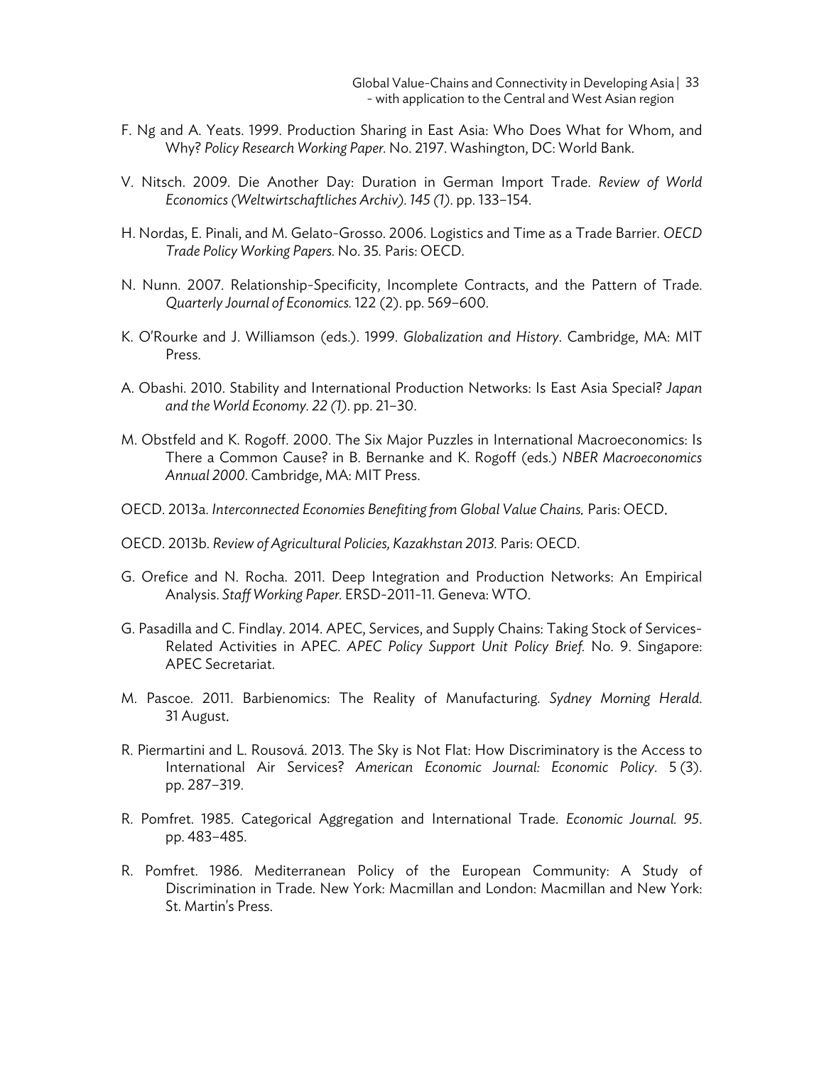F. Ng and A. Yeats. 1999. Production Sharing in East Asia: Who Does What for Whom, and Why? *Policy Research Working Paper*. No. 2197. Washington, DC: World Bank.

V. Nitsch. 2009. Die Another Day: Duration in German Import Trade. *Review of World Economics (Weltwirtschaftliches Archiv). 145 (1)*. pp. 133–154.

H. Nordas, E. Pinali, and M. Gelato-Grosso. 2006. Logistics and Time as a Trade Barrier. *OECD Trade Policy Working Papers.* No. 35. Paris: OECD.

N. Nunn. 2007. Relationship-Specificity, Incomplete Contracts, and the Pattern of Trade. *Quarterly Journal of Economics.* 122 (2). pp. 569–600.

K. O'Rourke and J. Williamson (eds.). 1999. *Globalization and History*. Cambridge, MA: MIT Press.

A. Obashi. 2010. Stability and International Production Networks: Is East Asia Special? *Japan and the World Economy. 22 (1)*. pp. 21–30.

M. Obstfeld and K. Rogoff. 2000. The Six Major Puzzles in International Macroeconomics: Is There a Common Cause? in B. Bernanke and K. Rogoff (eds.) *NBER Macroeconomics Annual 2000*. Cambridge, MA: MIT Press.

OECD. 2013a. *Interconnected Economies Benefiting from Global Value Chains.* Paris: OECD.

OECD. 2013b. *Review of Agricultural Policies, Kazakhstan 2013.* Paris: OECD.

G. Orefice and N. Rocha. 2011. Deep Integration and Production Networks: An Empirical Analysis. *Staff Working Paper*. ERSD-2011-11. Geneva: WTO.

G. Pasadilla and C. Findlay. 2014. APEC, Services, and Supply Chains: Taking Stock of Services-Related Activities in APEC. *APEC Policy Support Unit Policy Brief.* No. 9. Singapore: APEC Secretariat.

M. Pascoe. 2011. Barbienomics: The Reality of Manufacturing. *Sydney Morning Herald*. 31 August.

R. Piermartini and L. Rousová. 2013. The Sky is Not Flat: How Discriminatory is the Access to International Air Services? *American Economic Journal: Economic Policy*. 5 (3). pp. 287–319.

R. Pomfret. 1985. Categorical Aggregation and International Trade. *Economic Journal. 95*. pp. 483–485.

R. Pomfret. 1986. Mediterranean Policy of the European Community: A Study of Discrimination in Trade. New York: Macmillan and London: Macmillan and New York: St. Martin's Press.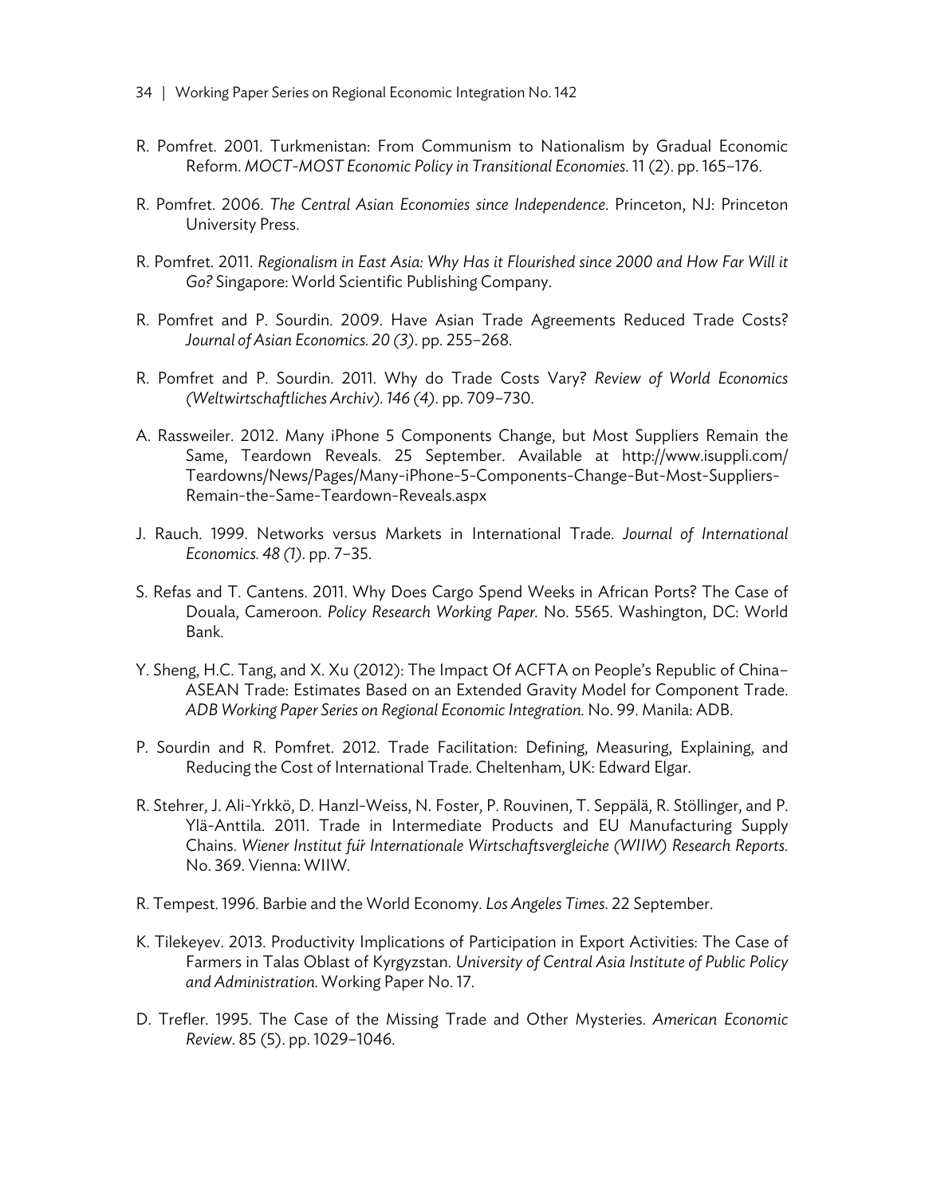R. Pomfret. 2001. Turkmenistan: From Communism to Nationalism by Gradual Economic Reform. *MOCT-MOST Economic Policy in Transitional Economies*. 11 (2). pp. 165–176.

R. Pomfret. 2006. *The Central Asian Economies since Independence*. Princeton, NJ: Princeton University Press.

R. Pomfret. 2011. *Regionalism in East Asia: Why Has it Flourished since 2000 and How Far Will it Go?* Singapore: World Scientific Publishing Company.

R. Pomfret and P. Sourdin. 2009. Have Asian Trade Agreements Reduced Trade Costs? *Journal of Asian Economics. 20 (3)*. pp. 255–268.

R. Pomfret and P. Sourdin. 2011. Why do Trade Costs Vary? *Review of World Economics (Weltwirtschaftliches Archiv). 146 (4)*. pp. 709–730.

A. Rassweiler. 2012. Many iPhone 5 Components Change, but Most Suppliers Remain the Same, Teardown Reveals. 25 September. Available at http://www.isuppli.com/Teardowns/News/Pages/Many-iPhone-5-Components-Change-But-Most-Suppliers-Remain-the-Same-Teardown-Reveals.aspx

J. Rauch. 1999. Networks versus Markets in International Trade. *Journal of International Economics. 48 (1)*. pp. 7–35.

S. Refas and T. Cantens. 2011. Why Does Cargo Spend Weeks in African Ports? The Case of Douala, Cameroon. *Policy Research Working Paper.* No. 5565. Washington, DC: World Bank.

Y. Sheng, H.C. Tang, and X. Xu (2012): The Impact Of ACFTA on People's Republic of China–ASEAN Trade: Estimates Based on an Extended Gravity Model for Component Trade. *ADB Working Paper Series on Regional Economic Integration.* No. 99. Manila: ADB.

P. Sourdin and R. Pomfret. 2012. Trade Facilitation: Defining, Measuring, Explaining, and Reducing the Cost of International Trade. Cheltenham, UK: Edward Elgar.

R. Stehrer, J. Ali-Yrkkö, D. Hanzl-Weiss, N. Foster, P. Rouvinen, T. Seppälä, R. Stöllinger, and P. Ylä-Anttila. 2011. Trade in Intermediate Products and EU Manufacturing Supply Chains. *Wiener Institut für Internationale Wirtschaftsvergleiche (WIIW) Research Reports.* No. 369. Vienna: WIIW.

R. Tempest. 1996. Barbie and the World Economy. *Los Angeles Times*. 22 September.

K. Tilekeyev. 2013. Productivity Implications of Participation in Export Activities: The Case of Farmers in Talas Oblast of Kyrgyzstan. *University of Central Asia Institute of Public Policy and Administration.* Working Paper No. 17.

D. Trefler. 1995. The Case of the Missing Trade and Other Mysteries. *American Economic Review*. 85 (5). pp. 1029–1046.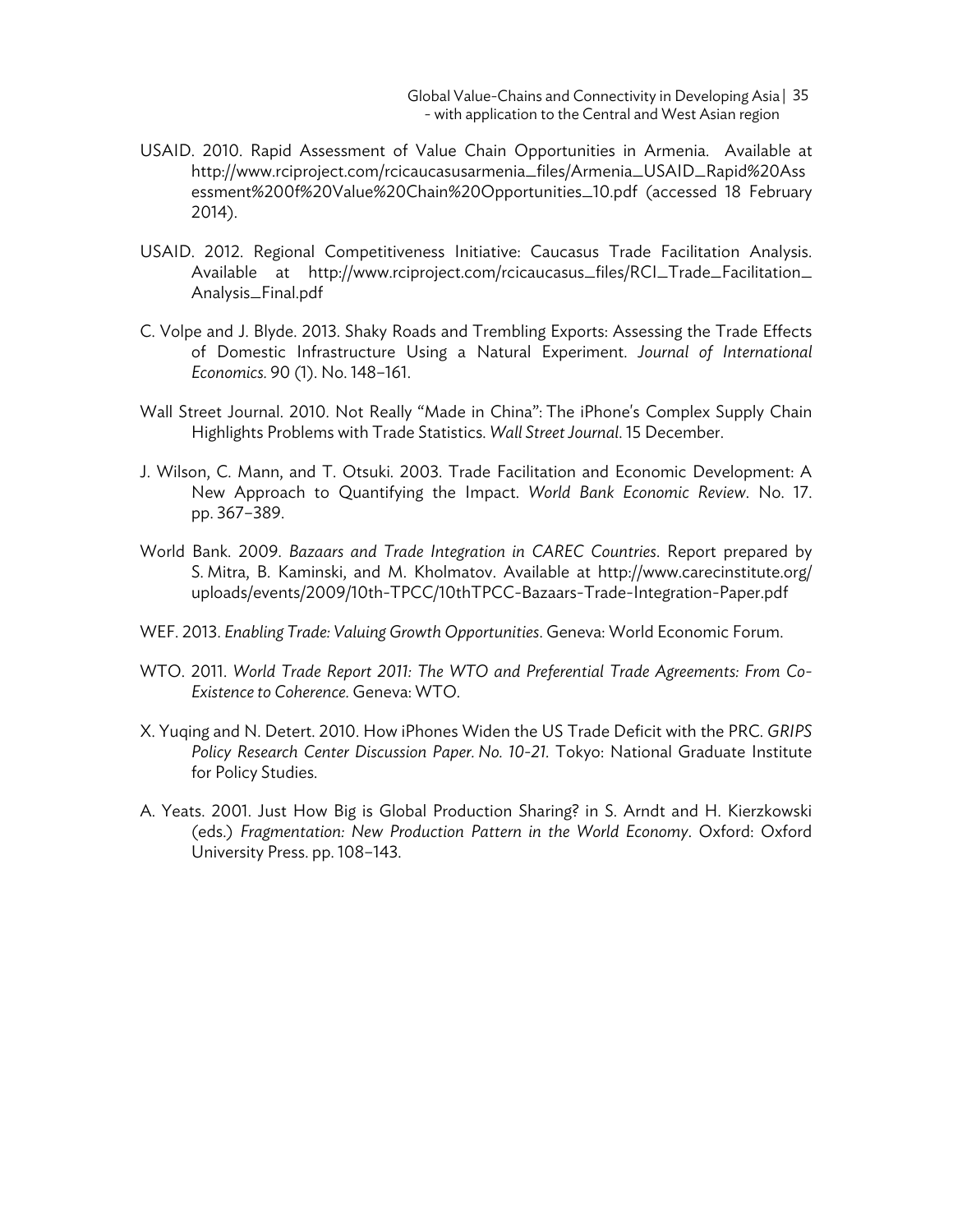USAID. 2010. Rapid Assessment of Value Chain Opportunities in Armenia. Available at http://www.rciproject.com/rcicaucasusarmenia_files/Armenia_USAID_Rapid%20Assessment%200f%20Value%20Chain%20Opportunities_10.pdf (accessed 18 February 2014).

USAID. 2012. Regional Competitiveness Initiative: Caucasus Trade Facilitation Analysis. Available at http://www.rciproject.com/rcicaucasus_files/RCI_Trade_Facilitation_Analysis_Final.pdf

C. Volpe and J. Blyde. 2013. Shaky Roads and Trembling Exports: Assessing the Trade Effects of Domestic Infrastructure Using a Natural Experiment. *Journal of International Economics*. 90 (1). No. 148–161.

Wall Street Journal. 2010. Not Really "Made in China": The iPhone's Complex Supply Chain Highlights Problems with Trade Statistics. *Wall Street Journal*. 15 December.

J. Wilson, C. Mann, and T. Otsuki. 2003. Trade Facilitation and Economic Development: A New Approach to Quantifying the Impact. *World Bank Economic Review*. No. 17. pp. 367–389.

World Bank. 2009. *Bazaars and Trade Integration in CAREC Countries*. Report prepared by S. Mitra, B. Kaminski, and M. Kholmatov. Available at http://www.carecinstitute.org/uploads/events/2009/10th-TPCC/10thTPCC-Bazaars-Trade-Integration-Paper.pdf

WEF. 2013. *Enabling Trade: Valuing Growth Opportunities*. Geneva: World Economic Forum.

WTO. 2011. *World Trade Report 2011: The WTO and Preferential Trade Agreements: From Co-Existence to Coherence*. Geneva: WTO.

X. Yuqing and N. Detert. 2010. How iPhones Widen the US Trade Deficit with the PRC. *GRIPS Policy Research Center Discussion Paper. No. 10-21.* Tokyo: National Graduate Institute for Policy Studies.

A. Yeats. 2001. Just How Big is Global Production Sharing? in S. Arndt and H. Kierzkowski (eds.) *Fragmentation: New Production Pattern in the World Economy*. Oxford: Oxford University Press. pp. 108–143.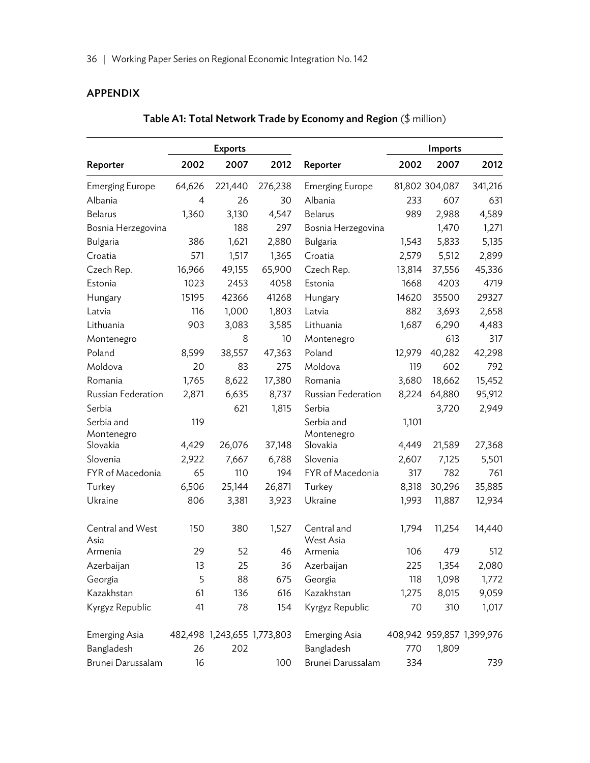## APPENDIX

**Table A1: Total Network Trade by Economy and Region** ($ million)

| | Exports | | | | Imports | | |
|---|---|---|---|---|---|---|---|
| Reporter | 2002 | 2007 | 2012 | Reporter | 2002 | 2007 | 2012 |
| Emerging Europe | 64,626 | 221,440 | 276,238 | Emerging Europe | 81,802 | 304,087 | 341,216 |
| Albania | 4 | 26 | 30 | Albania | 233 | 607 | 631 |
| Belarus | 1,360 | 3,130 | 4,547 | Belarus | 989 | 2,988 | 4,589 |
| Bosnia Herzegovina | | 188 | 297 | Bosnia Herzegovina | | 1,470 | 1,271 |
| Bulgaria | 386 | 1,621 | 2,880 | Bulgaria | 1,543 | 5,833 | 5,135 |
| Croatia | 571 | 1,517 | 1,365 | Croatia | 2,579 | 5,512 | 2,899 |
| Czech Rep. | 16,966 | 49,155 | 65,900 | Czech Rep. | 13,814 | 37,556 | 45,336 |
| Estonia | 1023 | 2453 | 4058 | Estonia | 1668 | 4203 | 4719 |
| Hungary | 15195 | 42366 | 41268 | Hungary | 14620 | 35500 | 29327 |
| Latvia | 116 | 1,000 | 1,803 | Latvia | 882 | 3,693 | 2,658 |
| Lithuania | 903 | 3,083 | 3,585 | Lithuania | 1,687 | 6,290 | 4,483 |
| Montenegro | | 8 | 10 | Montenegro | | 613 | 317 |
| Poland | 8,599 | 38,557 | 47,363 | Poland | 12,979 | 40,282 | 42,298 |
| Moldova | 20 | 83 | 275 | Moldova | 119 | 602 | 792 |
| Romania | 1,765 | 8,622 | 17,380 | Romania | 3,680 | 18,662 | 15,452 |
| Russian Federation | 2,871 | 6,635 | 8,737 | Russian Federation | 8,224 | 64,880 | 95,912 |
| Serbia | | 621 | 1,815 | Serbia | | 3,720 | 2,949 |
| Serbia and Montenegro | 119 | | | Serbia and Montenegro | 1,101 | | |
| Slovakia | 4,429 | 26,076 | 37,148 | Slovakia | 4,449 | 21,589 | 27,368 |
| Slovenia | 2,922 | 7,667 | 6,788 | Slovenia | 2,607 | 7,125 | 5,501 |
| FYR of Macedonia | 65 | 110 | 194 | FYR of Macedonia | 317 | 782 | 761 |
| Turkey | 6,506 | 25,144 | 26,871 | Turkey | 8,318 | 30,296 | 35,885 |
| Ukraine | 806 | 3,381 | 3,923 | Ukraine | 1,993 | 11,887 | 12,934 |
| Central and West Asia | 150 | 380 | 1,527 | Central and West Asia | 1,794 | 11,254 | 14,440 |
| Armenia | 29 | 52 | 46 | Armenia | 106 | 479 | 512 |
| Azerbaijan | 13 | 25 | 36 | Azerbaijan | 225 | 1,354 | 2,080 |
| Georgia | 5 | 88 | 675 | Georgia | 118 | 1,098 | 1,772 |
| Kazakhstan | 61 | 136 | 616 | Kazakhstan | 1,275 | 8,015 | 9,059 |
| Kyrgyz Republic | 41 | 78 | 154 | Kyrgyz Republic | 70 | 310 | 1,017 |
| Emerging Asia | 482,498 | 1,243,655 | 1,773,803 | Emerging Asia | 408,942 | 959,857 | 1,399,976 |
| Bangladesh | 26 | 202 | | Bangladesh | 770 | 1,809 | |
| Brunei Darussalam | 16 | | 100 | Brunei Darussalam | 334 | | 739 |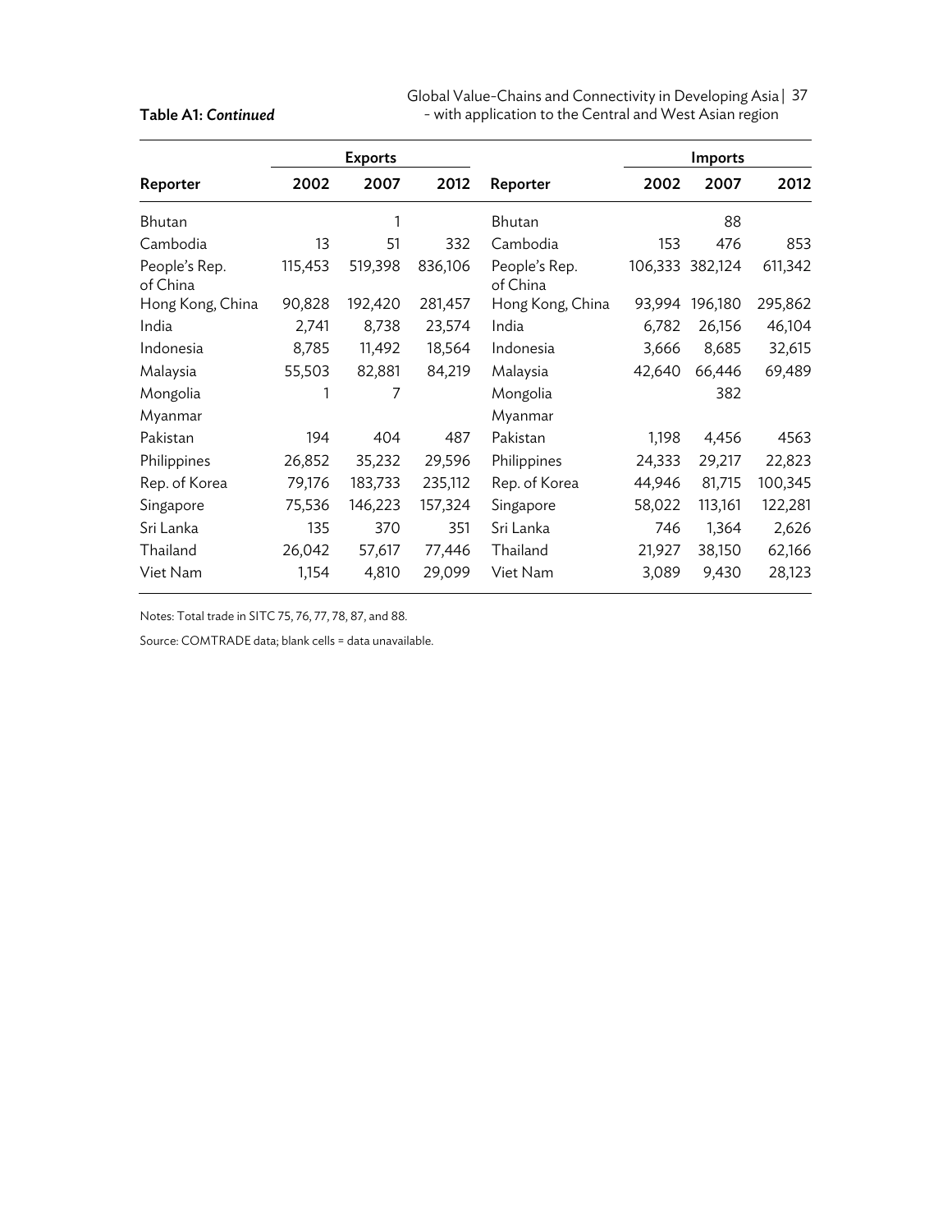**Table A1: *Continued***

| Reporter | Exports | | | Reporter | Imports | | |
|---|---|---|---|---|---|---|---|
| | 2002 | 2007 | 2012 | | 2002 | 2007 | 2012 |
| Bhutan | | 1 | | Bhutan | | 88 | |
| Cambodia | 13 | 51 | 332 | Cambodia | 153 | 476 | 853 |
| People's Rep. of China | 115,453 | 519,398 | 836,106 | People's Rep. of China | 106,333 | 382,124 | 611,342 |
| Hong Kong, China | 90,828 | 192,420 | 281,457 | Hong Kong, China | 93,994 | 196,180 | 295,862 |
| India | 2,741 | 8,738 | 23,574 | India | 6,782 | 26,156 | 46,104 |
| Indonesia | 8,785 | 11,492 | 18,564 | Indonesia | 3,666 | 8,685 | 32,615 |
| Malaysia | 55,503 | 82,881 | 84,219 | Malaysia | 42,640 | 66,446 | 69,489 |
| Mongolia | 1 | 7 | | Mongolia | | 382 | |
| Myanmar | | | | Myanmar | | | |
| Pakistan | 194 | 404 | 487 | Pakistan | 1,198 | 4,456 | 4563 |
| Philippines | 26,852 | 35,232 | 29,596 | Philippines | 24,333 | 29,217 | 22,823 |
| Rep. of Korea | 79,176 | 183,733 | 235,112 | Rep. of Korea | 44,946 | 81,715 | 100,345 |
| Singapore | 75,536 | 146,223 | 157,324 | Singapore | 58,022 | 113,161 | 122,281 |
| Sri Lanka | 135 | 370 | 351 | Sri Lanka | 746 | 1,364 | 2,626 |
| Thailand | 26,042 | 57,617 | 77,446 | Thailand | 21,927 | 38,150 | 62,166 |
| Viet Nam | 1,154 | 4,810 | 29,099 | Viet Nam | 3,089 | 9,430 | 28,123 |

Notes: Total trade in SITC 75, 76, 77, 78, 87, and 88.

Source: COMTRADE data; blank cells = data unavailable.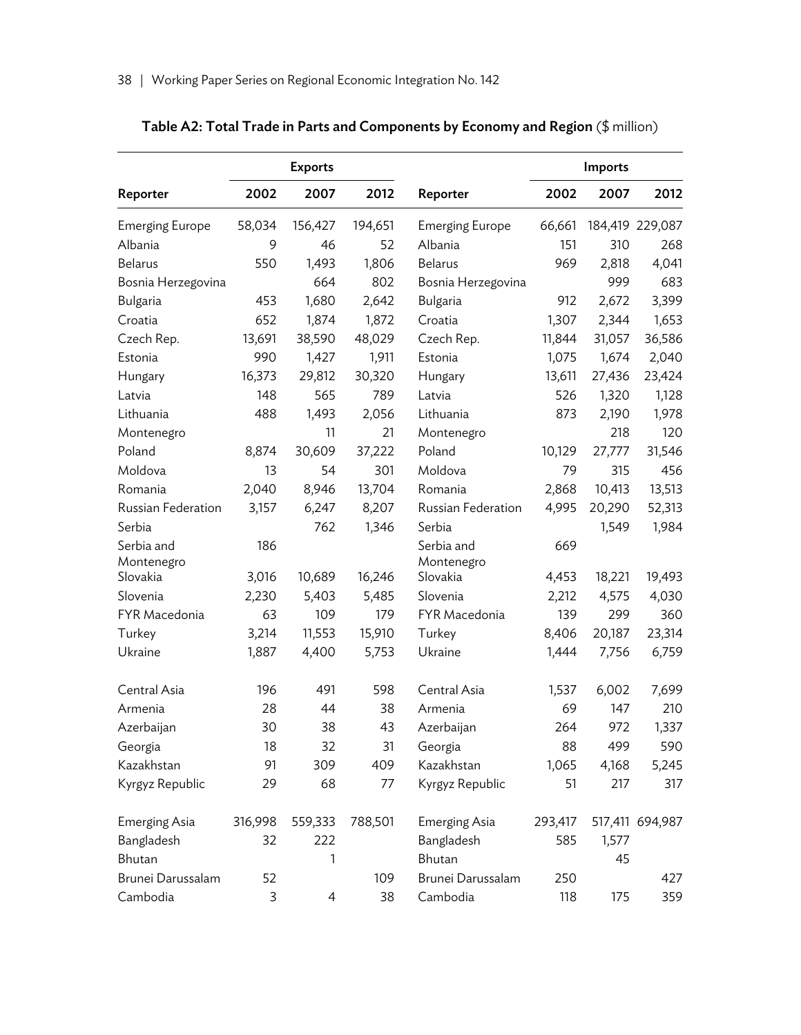**Table A2: Total Trade in Parts and Components by Economy and Region** ($ million)

| Reporter | Exports | | | Reporter | Imports | | |
|---|---|---|---|---|---|---|---|
| | 2002 | 2007 | 2012 | | 2002 | 2007 | 2012 |
| Emerging Europe | 58,034 | 156,427 | 194,651 | Emerging Europe | 66,661 | 184,419 | 229,087 |
| Albania | 9 | 46 | 52 | Albania | 151 | 310 | 268 |
| Belarus | 550 | 1,493 | 1,806 | Belarus | 969 | 2,818 | 4,041 |
| Bosnia Herzegovina | | 664 | 802 | Bosnia Herzegovina | | 999 | 683 |
| Bulgaria | 453 | 1,680 | 2,642 | Bulgaria | 912 | 2,672 | 3,399 |
| Croatia | 652 | 1,874 | 1,872 | Croatia | 1,307 | 2,344 | 1,653 |
| Czech Rep. | 13,691 | 38,590 | 48,029 | Czech Rep. | 11,844 | 31,057 | 36,586 |
| Estonia | 990 | 1,427 | 1,911 | Estonia | 1,075 | 1,674 | 2,040 |
| Hungary | 16,373 | 29,812 | 30,320 | Hungary | 13,611 | 27,436 | 23,424 |
| Latvia | 148 | 565 | 789 | Latvia | 526 | 1,320 | 1,128 |
| Lithuania | 488 | 1,493 | 2,056 | Lithuania | 873 | 2,190 | 1,978 |
| Montenegro | | 11 | 21 | Montenegro | | 218 | 120 |
| Poland | 8,874 | 30,609 | 37,222 | Poland | 10,129 | 27,777 | 31,546 |
| Moldova | 13 | 54 | 301 | Moldova | 79 | 315 | 456 |
| Romania | 2,040 | 8,946 | 13,704 | Romania | 2,868 | 10,413 | 13,513 |
| Russian Federation | 3,157 | 6,247 | 8,207 | Russian Federation | 4,995 | 20,290 | 52,313 |
| Serbia | | 762 | 1,346 | Serbia | | 1,549 | 1,984 |
| Serbia and Montenegro | 186 | | | Serbia and Montenegro | 669 | | |
| Slovakia | 3,016 | 10,689 | 16,246 | Slovakia | 4,453 | 18,221 | 19,493 |
| Slovenia | 2,230 | 5,403 | 5,485 | Slovenia | 2,212 | 4,575 | 4,030 |
| FYR Macedonia | 63 | 109 | 179 | FYR Macedonia | 139 | 299 | 360 |
| Turkey | 3,214 | 11,553 | 15,910 | Turkey | 8,406 | 20,187 | 23,314 |
| Ukraine | 1,887 | 4,400 | 5,753 | Ukraine | 1,444 | 7,756 | 6,759 |
| Central Asia | 196 | 491 | 598 | Central Asia | 1,537 | 6,002 | 7,699 |
| Armenia | 28 | 44 | 38 | Armenia | 69 | 147 | 210 |
| Azerbaijan | 30 | 38 | 43 | Azerbaijan | 264 | 972 | 1,337 |
| Georgia | 18 | 32 | 31 | Georgia | 88 | 499 | 590 |
| Kazakhstan | 91 | 309 | 409 | Kazakhstan | 1,065 | 4,168 | 5,245 |
| Kyrgyz Republic | 29 | 68 | 77 | Kyrgyz Republic | 51 | 217 | 317 |
| Emerging Asia | 316,998 | 559,333 | 788,501 | Emerging Asia | 293,417 | 517,411 | 694,987 |
| Bangladesh | 32 | 222 | | Bangladesh | 585 | 1,577 | |
| Bhutan | | 1 | | Bhutan | | 45 | |
| Brunei Darussalam | 52 | | 109 | Brunei Darussalam | 250 | | 427 |
| Cambodia | 3 | 4 | 38 | Cambodia | 118 | 175 | 359 |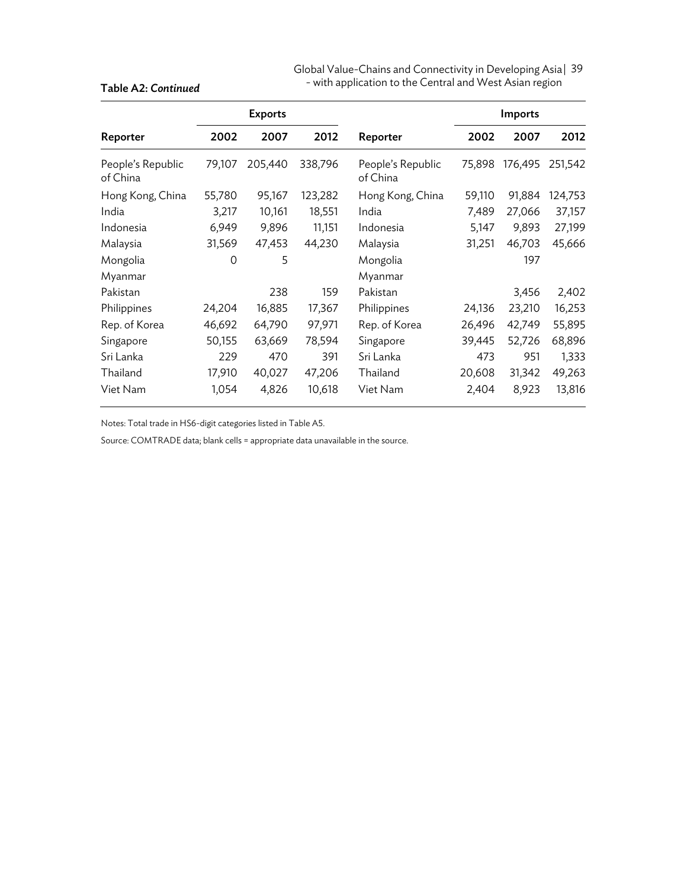**Table A2: *Continued***

| | Exports | | | | Imports | | |
|---|---|---|---|---|---|---|---|
| **Reporter** | **2002** | **2007** | **2012** | **Reporter** | **2002** | **2007** | **2012** |
| People's Republic of China | 79,107 | 205,440 | 338,796 | People's Republic of China | 75,898 | 176,495 | 251,542 |
| Hong Kong, China | 55,780 | 95,167 | 123,282 | Hong Kong, China | 59,110 | 91,884 | 124,753 |
| India | 3,217 | 10,161 | 18,551 | India | 7,489 | 27,066 | 37,157 |
| Indonesia | 6,949 | 9,896 | 11,151 | Indonesia | 5,147 | 9,893 | 27,199 |
| Malaysia | 31,569 | 47,453 | 44,230 | Malaysia | 31,251 | 46,703 | 45,666 |
| Mongolia | 0 | 5 | | Mongolia | | 197 | |
| Myanmar | | | | Myanmar | | | |
| Pakistan | | 238 | 159 | Pakistan | | 3,456 | 2,402 |
| Philippines | 24,204 | 16,885 | 17,367 | Philippines | 24,136 | 23,210 | 16,253 |
| Rep. of Korea | 46,692 | 64,790 | 97,971 | Rep. of Korea | 26,496 | 42,749 | 55,895 |
| Singapore | 50,155 | 63,669 | 78,594 | Singapore | 39,445 | 52,726 | 68,896 |
| Sri Lanka | 229 | 470 | 391 | Sri Lanka | 473 | 951 | 1,333 |
| Thailand | 17,910 | 40,027 | 47,206 | Thailand | 20,608 | 31,342 | 49,263 |
| Viet Nam | 1,054 | 4,826 | 10,618 | Viet Nam | 2,404 | 8,923 | 13,816 |

Notes: Total trade in HS6-digit categories listed in Table A5.

Source: COMTRADE data; blank cells = appropriate data unavailable in the source.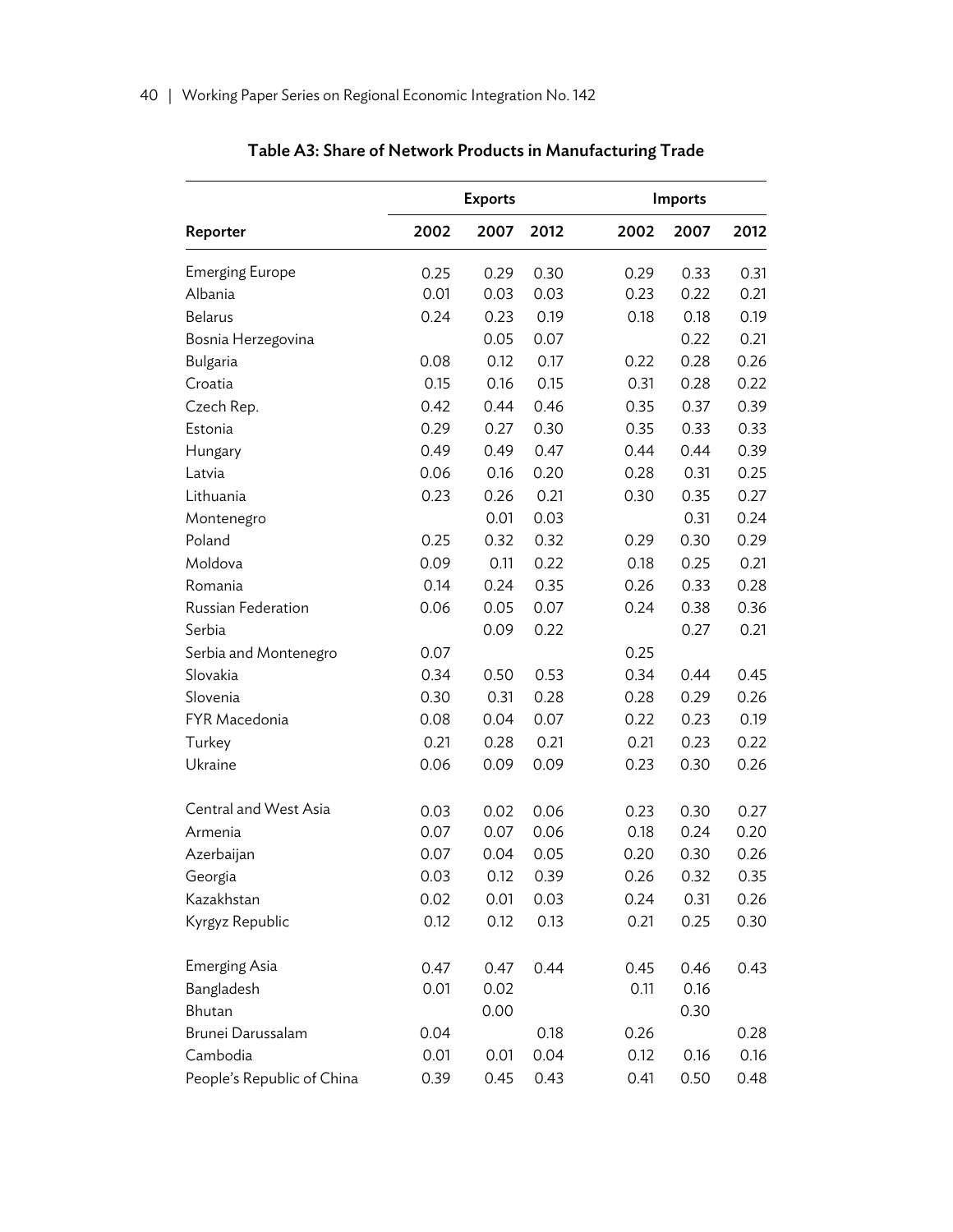**Table A3: Share of Network Products in Manufacturing Trade**

| Reporter | Exports | | | Imports | | |
|---|---|---|---|---|---|---|
| | 2002 | 2007 | 2012 | 2002 | 2007 | 2012 |
| Emerging Europe | 0.25 | 0.29 | 0.30 | 0.29 | 0.33 | 0.31 |
| Albania | 0.01 | 0.03 | 0.03 | 0.23 | 0.22 | 0.21 |
| Belarus | 0.24 | 0.23 | 0.19 | 0.18 | 0.18 | 0.19 |
| Bosnia Herzegovina | | 0.05 | 0.07 | | 0.22 | 0.21 |
| Bulgaria | 0.08 | 0.12 | 0.17 | 0.22 | 0.28 | 0.26 |
| Croatia | 0.15 | 0.16 | 0.15 | 0.31 | 0.28 | 0.22 |
| Czech Rep. | 0.42 | 0.44 | 0.46 | 0.35 | 0.37 | 0.39 |
| Estonia | 0.29 | 0.27 | 0.30 | 0.35 | 0.33 | 0.33 |
| Hungary | 0.49 | 0.49 | 0.47 | 0.44 | 0.44 | 0.39 |
| Latvia | 0.06 | 0.16 | 0.20 | 0.28 | 0.31 | 0.25 |
| Lithuania | 0.23 | 0.26 | 0.21 | 0.30 | 0.35 | 0.27 |
| Montenegro | | 0.01 | 0.03 | | 0.31 | 0.24 |
| Poland | 0.25 | 0.32 | 0.32 | 0.29 | 0.30 | 0.29 |
| Moldova | 0.09 | 0.11 | 0.22 | 0.18 | 0.25 | 0.21 |
| Romania | 0.14 | 0.24 | 0.35 | 0.26 | 0.33 | 0.28 |
| Russian Federation | 0.06 | 0.05 | 0.07 | 0.24 | 0.38 | 0.36 |
| Serbia | | 0.09 | 0.22 | | 0.27 | 0.21 |
| Serbia and Montenegro | 0.07 | | | 0.25 | | |
| Slovakia | 0.34 | 0.50 | 0.53 | 0.34 | 0.44 | 0.45 |
| Slovenia | 0.30 | 0.31 | 0.28 | 0.28 | 0.29 | 0.26 |
| FYR Macedonia | 0.08 | 0.04 | 0.07 | 0.22 | 0.23 | 0.19 |
| Turkey | 0.21 | 0.28 | 0.21 | 0.21 | 0.23 | 0.22 |
| Ukraine | 0.06 | 0.09 | 0.09 | 0.23 | 0.30 | 0.26 |
| Central and West Asia | 0.03 | 0.02 | 0.06 | 0.23 | 0.30 | 0.27 |
| Armenia | 0.07 | 0.07 | 0.06 | 0.18 | 0.24 | 0.20 |
| Azerbaijan | 0.07 | 0.04 | 0.05 | 0.20 | 0.30 | 0.26 |
| Georgia | 0.03 | 0.12 | 0.39 | 0.26 | 0.32 | 0.35 |
| Kazakhstan | 0.02 | 0.01 | 0.03 | 0.24 | 0.31 | 0.26 |
| Kyrgyz Republic | 0.12 | 0.12 | 0.13 | 0.21 | 0.25 | 0.30 |
| Emerging Asia | 0.47 | 0.47 | 0.44 | 0.45 | 0.46 | 0.43 |
| Bangladesh | 0.01 | 0.02 | | 0.11 | 0.16 | |
| Bhutan | | 0.00 | | | 0.30 | |
| Brunei Darussalam | 0.04 | | 0.18 | 0.26 | | 0.28 |
| Cambodia | 0.01 | 0.01 | 0.04 | 0.12 | 0.16 | 0.16 |
| People's Republic of China | 0.39 | 0.45 | 0.43 | 0.41 | 0.50 | 0.48 |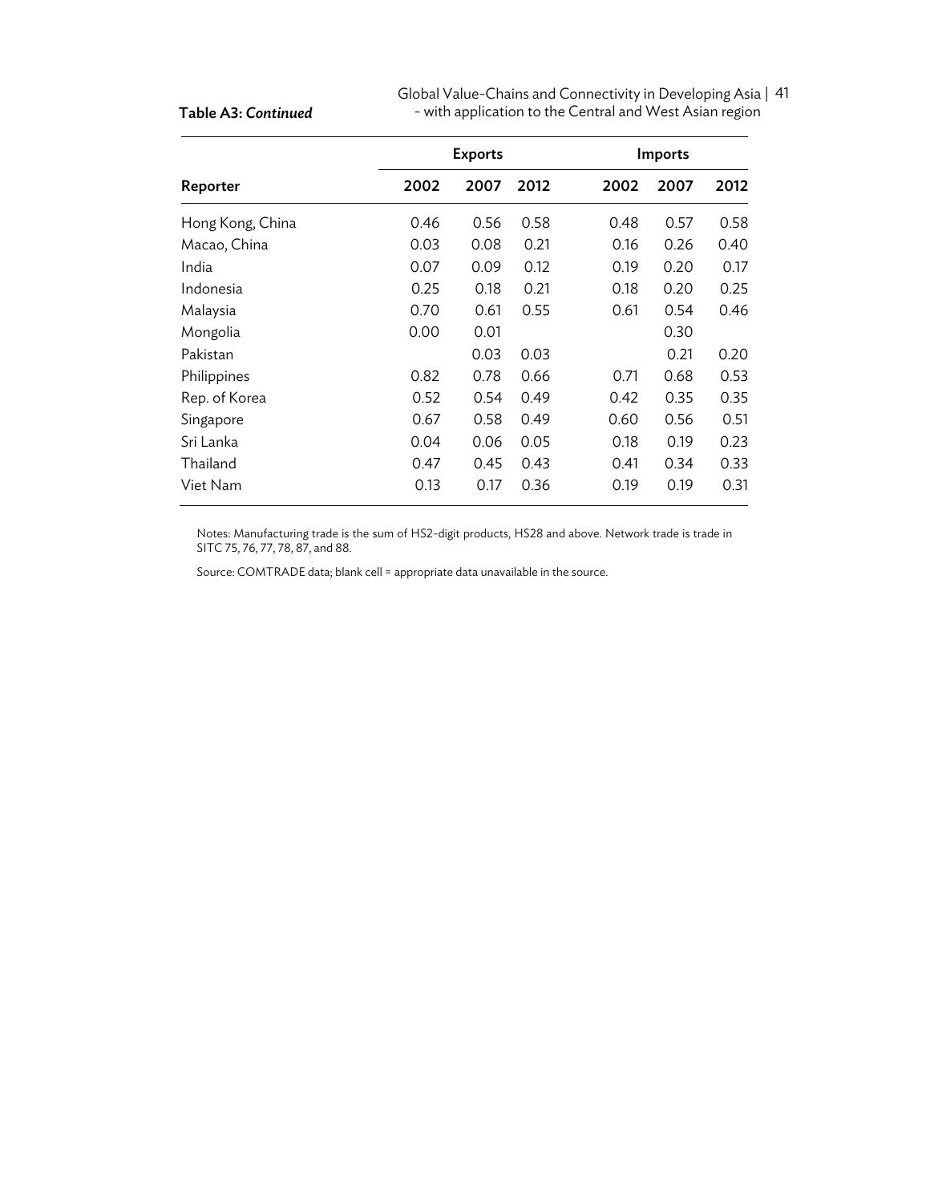**Table A3: *Continued***

| Reporter | Exports | | | Imports | | |
|---|---|---|---|---|---|---|
| | 2002 | 2007 | 2012 | 2002 | 2007 | 2012 |
| Hong Kong, China | 0.46 | 0.56 | 0.58 | 0.48 | 0.57 | 0.58 |
| Macao, China | 0.03 | 0.08 | 0.21 | 0.16 | 0.26 | 0.40 |
| India | 0.07 | 0.09 | 0.12 | 0.19 | 0.20 | 0.17 |
| Indonesia | 0.25 | 0.18 | 0.21 | 0.18 | 0.20 | 0.25 |
| Malaysia | 0.70 | 0.61 | 0.55 | 0.61 | 0.54 | 0.46 |
| Mongolia | 0.00 | 0.01 | | | 0.30 | |
| Pakistan | | 0.03 | 0.03 | | 0.21 | 0.20 |
| Philippines | 0.82 | 0.78 | 0.66 | 0.71 | 0.68 | 0.53 |
| Rep. of Korea | 0.52 | 0.54 | 0.49 | 0.42 | 0.35 | 0.35 |
| Singapore | 0.67 | 0.58 | 0.49 | 0.60 | 0.56 | 0.51 |
| Sri Lanka | 0.04 | 0.06 | 0.05 | 0.18 | 0.19 | 0.23 |
| Thailand | 0.47 | 0.45 | 0.43 | 0.41 | 0.34 | 0.33 |
| Viet Nam | 0.13 | 0.17 | 0.36 | 0.19 | 0.19 | 0.31 |

Notes: Manufacturing trade is the sum of HS2-digit products, HS28 and above. Network trade is trade in SITC 75, 76, 77, 78, 87, and 88.

Source: COMTRADE data; blank cell = appropriate data unavailable in the source.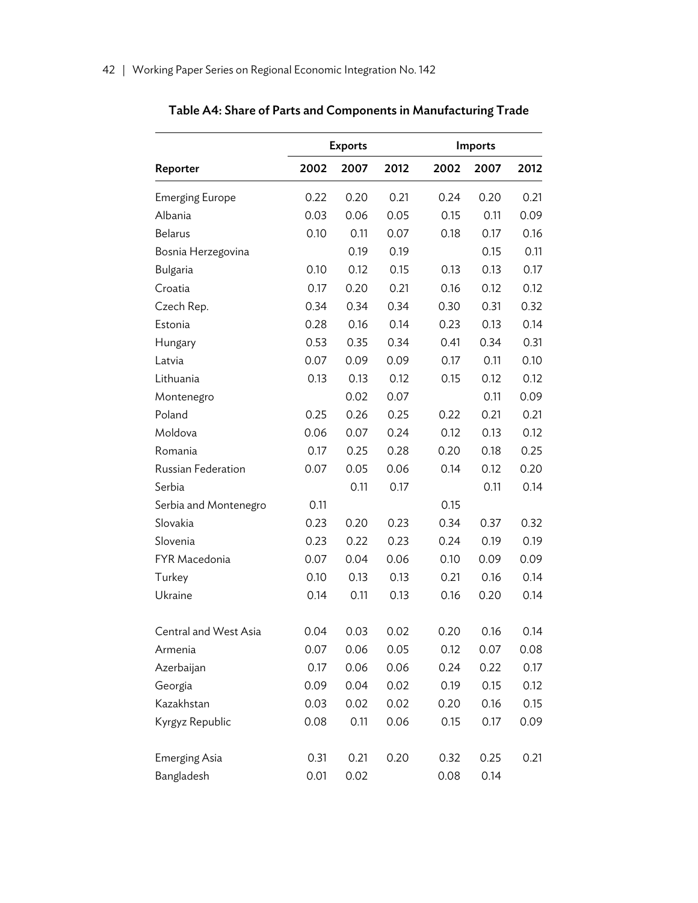## Table A4: Share of Parts and Components in Manufacturing Trade

| Reporter | Exports | | | Imports | | |
|---|---|---|---|---|---|---|
| | 2002 | 2007 | 2012 | 2002 | 2007 | 2012 |
| Emerging Europe | 0.22 | 0.20 | 0.21 | 0.24 | 0.20 | 0.21 |
| Albania | 0.03 | 0.06 | 0.05 | 0.15 | 0.11 | 0.09 |
| Belarus | 0.10 | 0.11 | 0.07 | 0.18 | 0.17 | 0.16 |
| Bosnia Herzegovina | | 0.19 | 0.19 | | 0.15 | 0.11 |
| Bulgaria | 0.10 | 0.12 | 0.15 | 0.13 | 0.13 | 0.17 |
| Croatia | 0.17 | 0.20 | 0.21 | 0.16 | 0.12 | 0.12 |
| Czech Rep. | 0.34 | 0.34 | 0.34 | 0.30 | 0.31 | 0.32 |
| Estonia | 0.28 | 0.16 | 0.14 | 0.23 | 0.13 | 0.14 |
| Hungary | 0.53 | 0.35 | 0.34 | 0.41 | 0.34 | 0.31 |
| Latvia | 0.07 | 0.09 | 0.09 | 0.17 | 0.11 | 0.10 |
| Lithuania | 0.13 | 0.13 | 0.12 | 0.15 | 0.12 | 0.12 |
| Montenegro | | 0.02 | 0.07 | | 0.11 | 0.09 |
| Poland | 0.25 | 0.26 | 0.25 | 0.22 | 0.21 | 0.21 |
| Moldova | 0.06 | 0.07 | 0.24 | 0.12 | 0.13 | 0.12 |
| Romania | 0.17 | 0.25 | 0.28 | 0.20 | 0.18 | 0.25 |
| Russian Federation | 0.07 | 0.05 | 0.06 | 0.14 | 0.12 | 0.20 |
| Serbia | | 0.11 | 0.17 | | 0.11 | 0.14 |
| Serbia and Montenegro | 0.11 | | | 0.15 | | |
| Slovakia | 0.23 | 0.20 | 0.23 | 0.34 | 0.37 | 0.32 |
| Slovenia | 0.23 | 0.22 | 0.23 | 0.24 | 0.19 | 0.19 |
| FYR Macedonia | 0.07 | 0.04 | 0.06 | 0.10 | 0.09 | 0.09 |
| Turkey | 0.10 | 0.13 | 0.13 | 0.21 | 0.16 | 0.14 |
| Ukraine | 0.14 | 0.11 | 0.13 | 0.16 | 0.20 | 0.14 |
| Central and West Asia | 0.04 | 0.03 | 0.02 | 0.20 | 0.16 | 0.14 |
| Armenia | 0.07 | 0.06 | 0.05 | 0.12 | 0.07 | 0.08 |
| Azerbaijan | 0.17 | 0.06 | 0.06 | 0.24 | 0.22 | 0.17 |
| Georgia | 0.09 | 0.04 | 0.02 | 0.19 | 0.15 | 0.12 |
| Kazakhstan | 0.03 | 0.02 | 0.02 | 0.20 | 0.16 | 0.15 |
| Kyrgyz Republic | 0.08 | 0.11 | 0.06 | 0.15 | 0.17 | 0.09 |
| Emerging Asia | 0.31 | 0.21 | 0.20 | 0.32 | 0.25 | 0.21 |
| Bangladesh | 0.01 | 0.02 | | 0.08 | 0.14 | |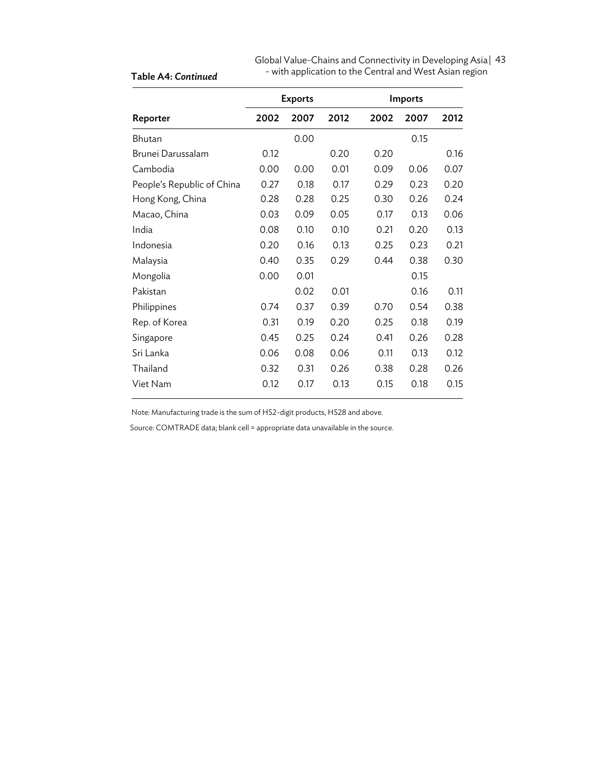**Table A4: *Continued***

| Reporter | Exports | | | Imports | | |
|---|---|---|---|---|---|---|
| | 2002 | 2007 | 2012 | 2002 | 2007 | 2012 |
| Bhutan | | 0.00 | | | 0.15 | |
| Brunei Darussalam | 0.12 | | 0.20 | 0.20 | | 0.16 |
| Cambodia | 0.00 | 0.00 | 0.01 | 0.09 | 0.06 | 0.07 |
| People's Republic of China | 0.27 | 0.18 | 0.17 | 0.29 | 0.23 | 0.20 |
| Hong Kong, China | 0.28 | 0.28 | 0.25 | 0.30 | 0.26 | 0.24 |
| Macao, China | 0.03 | 0.09 | 0.05 | 0.17 | 0.13 | 0.06 |
| India | 0.08 | 0.10 | 0.10 | 0.21 | 0.20 | 0.13 |
| Indonesia | 0.20 | 0.16 | 0.13 | 0.25 | 0.23 | 0.21 |
| Malaysia | 0.40 | 0.35 | 0.29 | 0.44 | 0.38 | 0.30 |
| Mongolia | 0.00 | 0.01 | | | 0.15 | |
| Pakistan | | 0.02 | 0.01 | | 0.16 | 0.11 |
| Philippines | 0.74 | 0.37 | 0.39 | 0.70 | 0.54 | 0.38 |
| Rep. of Korea | 0.31 | 0.19 | 0.20 | 0.25 | 0.18 | 0.19 |
| Singapore | 0.45 | 0.25 | 0.24 | 0.41 | 0.26 | 0.28 |
| Sri Lanka | 0.06 | 0.08 | 0.06 | 0.11 | 0.13 | 0.12 |
| Thailand | 0.32 | 0.31 | 0.26 | 0.38 | 0.28 | 0.26 |
| Viet Nam | 0.12 | 0.17 | 0.13 | 0.15 | 0.18 | 0.15 |

Note: Manufacturing trade is the sum of HS2-digit products, HS28 and above.

Source: COMTRADE data; blank cell = appropriate data unavailable in the source.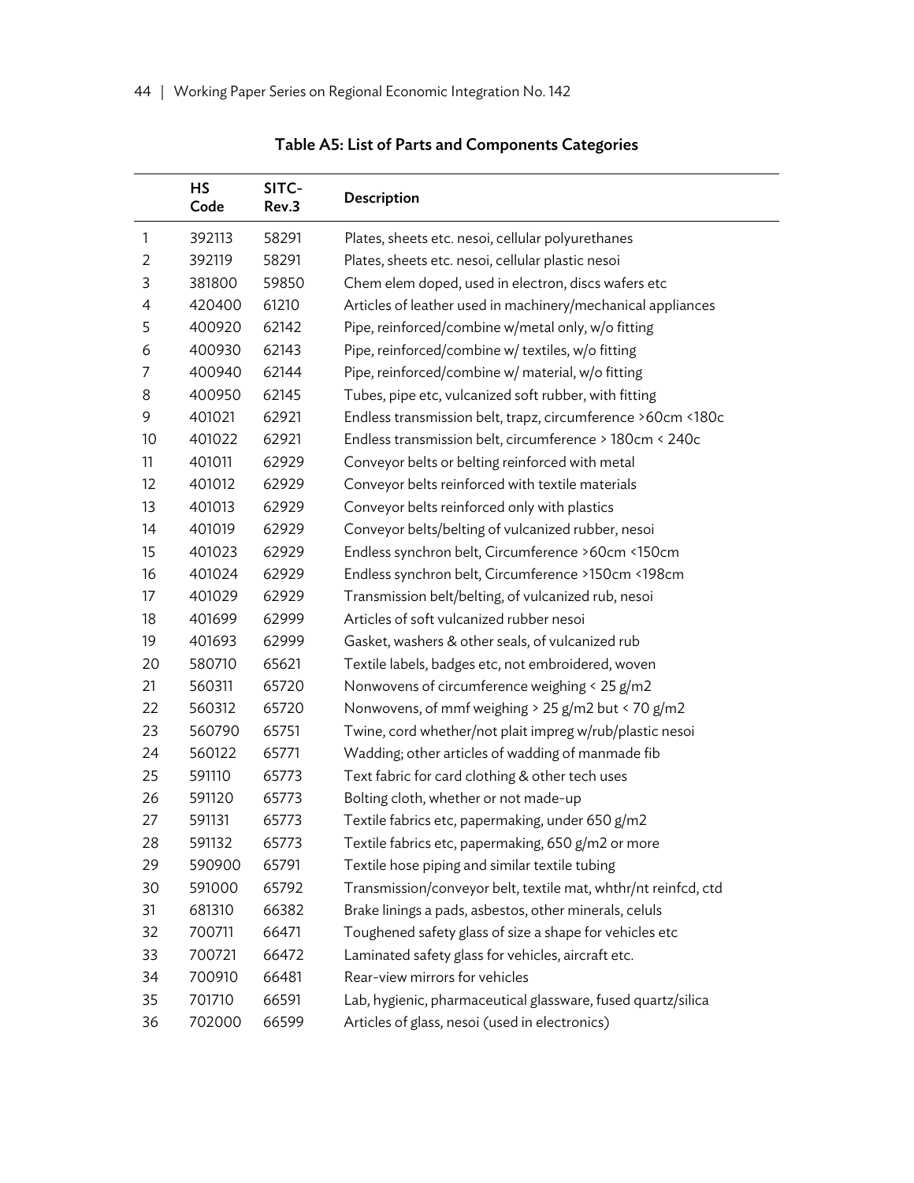**Table A5: List of Parts and Components Categories**

| | HS Code | SITC-Rev.3 | Description |
|---|---|---|---|
| 1 | 392113 | 58291 | Plates, sheets etc. nesoi, cellular polyurethanes |
| 2 | 392119 | 58291 | Plates, sheets etc. nesoi, cellular plastic nesoi |
| 3 | 381800 | 59850 | Chem elem doped, used in electron, discs wafers etc |
| 4 | 420400 | 61210 | Articles of leather used in machinery/mechanical appliances |
| 5 | 400920 | 62142 | Pipe, reinforced/combine w/metal only, w/o fitting |
| 6 | 400930 | 62143 | Pipe, reinforced/combine w/ textiles, w/o fitting |
| 7 | 400940 | 62144 | Pipe, reinforced/combine w/ material, w/o fitting |
| 8 | 400950 | 62145 | Tubes, pipe etc, vulcanized soft rubber, with fitting |
| 9 | 401021 | 62921 | Endless transmission belt, trapz, circumference >60cm <180c |
| 10 | 401022 | 62921 | Endless transmission belt, circumference > 180cm < 240c |
| 11 | 401011 | 62929 | Conveyor belts or belting reinforced with metal |
| 12 | 401012 | 62929 | Conveyor belts reinforced with textile materials |
| 13 | 401013 | 62929 | Conveyor belts reinforced only with plastics |
| 14 | 401019 | 62929 | Conveyor belts/belting of vulcanized rubber, nesoi |
| 15 | 401023 | 62929 | Endless synchron belt, Circumference >60cm <150cm |
| 16 | 401024 | 62929 | Endless synchron belt, Circumference >150cm <198cm |
| 17 | 401029 | 62929 | Transmission belt/belting, of vulcanized rub, nesoi |
| 18 | 401699 | 62999 | Articles of soft vulcanized rubber nesoi |
| 19 | 401693 | 62999 | Gasket, washers & other seals, of vulcanized rub |
| 20 | 580710 | 65621 | Textile labels, badges etc, not embroidered, woven |
| 21 | 560311 | 65720 | Nonwovens of circumference weighing < 25 g/m2 |
| 22 | 560312 | 65720 | Nonwovens, of mmf weighing > 25 g/m2 but < 70 g/m2 |
| 23 | 560790 | 65751 | Twine, cord whether/not plait impreg w/rub/plastic nesoi |
| 24 | 560122 | 65771 | Wadding; other articles of wadding of manmade fib |
| 25 | 591110 | 65773 | Text fabric for card clothing & other tech uses |
| 26 | 591120 | 65773 | Bolting cloth, whether or not made-up |
| 27 | 591131 | 65773 | Textile fabrics etc, papermaking, under 650 g/m2 |
| 28 | 591132 | 65773 | Textile fabrics etc, papermaking, 650 g/m2 or more |
| 29 | 590900 | 65791 | Textile hose piping and similar textile tubing |
| 30 | 591000 | 65792 | Transmission/conveyor belt, textile mat, whthr/nt reinfcd, ctd |
| 31 | 681310 | 66382 | Brake linings a pads, asbestos, other minerals, celuls |
| 32 | 700711 | 66471 | Toughened safety glass of size a shape for vehicles etc |
| 33 | 700721 | 66472 | Laminated safety glass for vehicles, aircraft etc. |
| 34 | 700910 | 66481 | Rear-view mirrors for vehicles |
| 35 | 701710 | 66591 | Lab, hygienic, pharmaceutical glassware, fused quartz/silica |
| 36 | 702000 | 66599 | Articles of glass, nesoi (used in electronics) |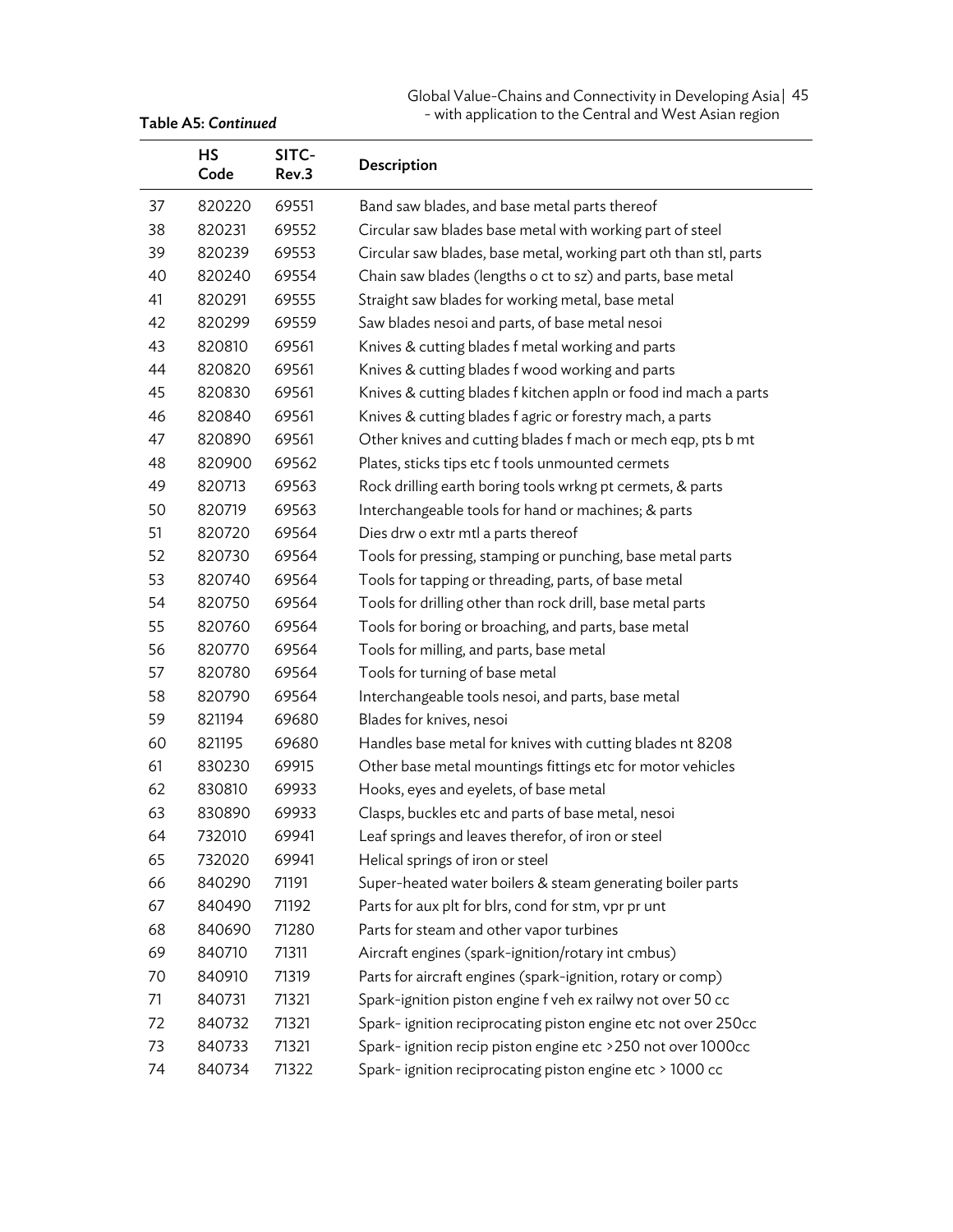**Table A5: *Continued***

| | HS Code | SITC-Rev.3 | Description |
|---|---|---|---|
| 37 | 820220 | 69551 | Band saw blades, and base metal parts thereof |
| 38 | 820231 | 69552 | Circular saw blades base metal with working part of steel |
| 39 | 820239 | 69553 | Circular saw blades, base metal, working part oth than stl, parts |
| 40 | 820240 | 69554 | Chain saw blades (lengths o ct to sz) and parts, base metal |
| 41 | 820291 | 69555 | Straight saw blades for working metal, base metal |
| 42 | 820299 | 69559 | Saw blades nesoi and parts, of base metal nesoi |
| 43 | 820810 | 69561 | Knives & cutting blades f metal working and parts |
| 44 | 820820 | 69561 | Knives & cutting blades f wood working and parts |
| 45 | 820830 | 69561 | Knives & cutting blades f kitchen appln or food ind mach a parts |
| 46 | 820840 | 69561 | Knives & cutting blades f agric or forestry mach, a parts |
| 47 | 820890 | 69561 | Other knives and cutting blades f mach or mech eqp, pts b mt |
| 48 | 820900 | 69562 | Plates, sticks tips etc f tools unmounted cermets |
| 49 | 820713 | 69563 | Rock drilling earth boring tools wrkng pt cermets, & parts |
| 50 | 820719 | 69563 | Interchangeable tools for hand or machines; & parts |
| 51 | 820720 | 69564 | Dies drw o extr mtl a parts thereof |
| 52 | 820730 | 69564 | Tools for pressing, stamping or punching, base metal parts |
| 53 | 820740 | 69564 | Tools for tapping or threading, parts, of base metal |
| 54 | 820750 | 69564 | Tools for drilling other than rock drill, base metal parts |
| 55 | 820760 | 69564 | Tools for boring or broaching, and parts, base metal |
| 56 | 820770 | 69564 | Tools for milling, and parts, base metal |
| 57 | 820780 | 69564 | Tools for turning of base metal |
| 58 | 820790 | 69564 | Interchangeable tools nesoi, and parts, base metal |
| 59 | 821194 | 69680 | Blades for knives, nesoi |
| 60 | 821195 | 69680 | Handles base metal for knives with cutting blades nt 8208 |
| 61 | 830230 | 69915 | Other base metal mountings fittings etc for motor vehicles |
| 62 | 830810 | 69933 | Hooks, eyes and eyelets, of base metal |
| 63 | 830890 | 69933 | Clasps, buckles etc and parts of base metal, nesoi |
| 64 | 732010 | 69941 | Leaf springs and leaves therefor, of iron or steel |
| 65 | 732020 | 69941 | Helical springs of iron or steel |
| 66 | 840290 | 71191 | Super-heated water boilers & steam generating boiler parts |
| 67 | 840490 | 71192 | Parts for aux plt for blrs, cond for stm, vpr pr unt |
| 68 | 840690 | 71280 | Parts for steam and other vapor turbines |
| 69 | 840710 | 71311 | Aircraft engines (spark-ignition/rotary int cmbus) |
| 70 | 840910 | 71319 | Parts for aircraft engines (spark-ignition, rotary or comp) |
| 71 | 840731 | 71321 | Spark-ignition piston engine f veh ex railwy not over 50 cc |
| 72 | 840732 | 71321 | Spark- ignition reciprocating piston engine etc not over 250cc |
| 73 | 840733 | 71321 | Spark- ignition recip piston engine etc >250 not over 1000cc |
| 74 | 840734 | 71322 | Spark- ignition reciprocating piston engine etc > 1000 cc |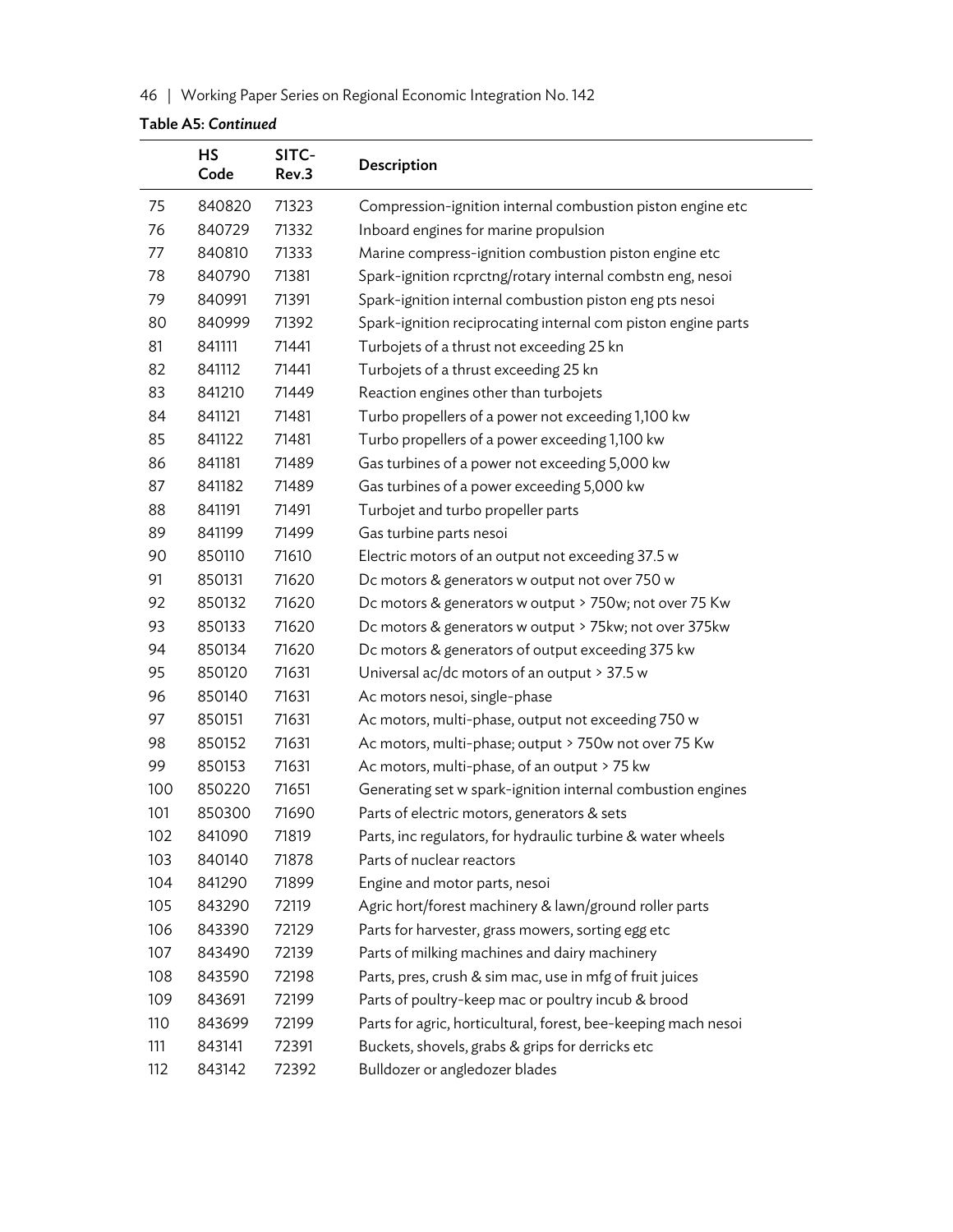**Table A5: *Continued***

| | HS Code | SITC-Rev.3 | Description |
|---|---|---|---|
| 75 | 840820 | 71323 | Compression-ignition internal combustion piston engine etc |
| 76 | 840729 | 71332 | Inboard engines for marine propulsion |
| 77 | 840810 | 71333 | Marine compress-ignition combustion piston engine etc |
| 78 | 840790 | 71381 | Spark-ignition rcprctng/rotary internal combstn eng, nesoi |
| 79 | 840991 | 71391 | Spark-ignition internal combustion piston eng pts nesoi |
| 80 | 840999 | 71392 | Spark-ignition reciprocating internal com piston engine parts |
| 81 | 841111 | 71441 | Turbojets of a thrust not exceeding 25 kn |
| 82 | 841112 | 71441 | Turbojets of a thrust exceeding 25 kn |
| 83 | 841210 | 71449 | Reaction engines other than turbojets |
| 84 | 841121 | 71481 | Turbo propellers of a power not exceeding 1,100 kw |
| 85 | 841122 | 71481 | Turbo propellers of a power exceeding 1,100 kw |
| 86 | 841181 | 71489 | Gas turbines of a power not exceeding 5,000 kw |
| 87 | 841182 | 71489 | Gas turbines of a power exceeding 5,000 kw |
| 88 | 841191 | 71491 | Turbojet and turbo propeller parts |
| 89 | 841199 | 71499 | Gas turbine parts nesoi |
| 90 | 850110 | 71610 | Electric motors of an output not exceeding 37.5 w |
| 91 | 850131 | 71620 | Dc motors & generators w output not over 750 w |
| 92 | 850132 | 71620 | Dc motors & generators w output > 750w; not over 75 Kw |
| 93 | 850133 | 71620 | Dc motors & generators w output > 75kw; not over 375kw |
| 94 | 850134 | 71620 | Dc motors & generators of output exceeding 375 kw |
| 95 | 850120 | 71631 | Universal ac/dc motors of an output > 37.5 w |
| 96 | 850140 | 71631 | Ac motors nesoi, single-phase |
| 97 | 850151 | 71631 | Ac motors, multi-phase, output not exceeding 750 w |
| 98 | 850152 | 71631 | Ac motors, multi-phase; output > 750w not over 75 Kw |
| 99 | 850153 | 71631 | Ac motors, multi-phase, of an output > 75 kw |
| 100 | 850220 | 71651 | Generating set w spark-ignition internal combustion engines |
| 101 | 850300 | 71690 | Parts of electric motors, generators & sets |
| 102 | 841090 | 71819 | Parts, inc regulators, for hydraulic turbine & water wheels |
| 103 | 840140 | 71878 | Parts of nuclear reactors |
| 104 | 841290 | 71899 | Engine and motor parts, nesoi |
| 105 | 843290 | 72119 | Agric hort/forest machinery & lawn/ground roller parts |
| 106 | 843390 | 72129 | Parts for harvester, grass mowers, sorting egg etc |
| 107 | 843490 | 72139 | Parts of milking machines and dairy machinery |
| 108 | 843590 | 72198 | Parts, pres, crush & sim mac, use in mfg of fruit juices |
| 109 | 843691 | 72199 | Parts of poultry-keep mac or poultry incub & brood |
| 110 | 843699 | 72199 | Parts for agric, horticultural, forest, bee-keeping mach nesoi |
| 111 | 843141 | 72391 | Buckets, shovels, grabs & grips for derricks etc |
| 112 | 843142 | 72392 | Bulldozer or angledozer blades |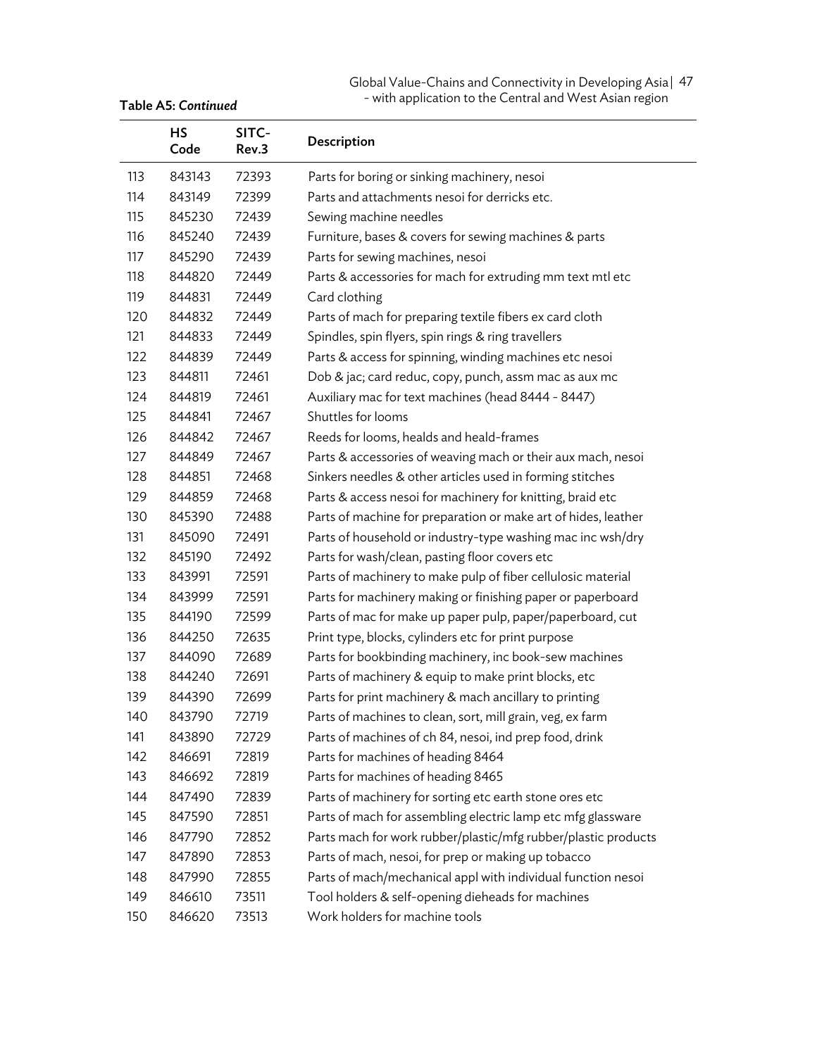**Table A5: *Continued***

| | HS Code | SITC-Rev.3 | Description |
|---|---|---|---|
| 113 | 843143 | 72393 | Parts for boring or sinking machinery, nesoi |
| 114 | 843149 | 72399 | Parts and attachments nesoi for derricks etc. |
| 115 | 845230 | 72439 | Sewing machine needles |
| 116 | 845240 | 72439 | Furniture, bases & covers for sewing machines & parts |
| 117 | 845290 | 72439 | Parts for sewing machines, nesoi |
| 118 | 844820 | 72449 | Parts & accessories for mach for extruding mm text mtl etc |
| 119 | 844831 | 72449 | Card clothing |
| 120 | 844832 | 72449 | Parts of mach for preparing textile fibers ex card cloth |
| 121 | 844833 | 72449 | Spindles, spin flyers, spin rings & ring travellers |
| 122 | 844839 | 72449 | Parts & access for spinning, winding machines etc nesoi |
| 123 | 844811 | 72461 | Dob & jac; card reduc, copy, punch, assm mac as aux mc |
| 124 | 844819 | 72461 | Auxiliary mac for text machines (head 8444 - 8447) |
| 125 | 844841 | 72467 | Shuttles for looms |
| 126 | 844842 | 72467 | Reeds for looms, healds and heald-frames |
| 127 | 844849 | 72467 | Parts & accessories of weaving mach or their aux mach, nesoi |
| 128 | 844851 | 72468 | Sinkers needles & other articles used in forming stitches |
| 129 | 844859 | 72468 | Parts & access nesoi for machinery for knitting, braid etc |
| 130 | 845390 | 72488 | Parts of machine for preparation or make art of hides, leather |
| 131 | 845090 | 72491 | Parts of household or industry-type washing mac inc wsh/dry |
| 132 | 845190 | 72492 | Parts for wash/clean, pasting floor covers etc |
| 133 | 843991 | 72591 | Parts of machinery to make pulp of fiber cellulosic material |
| 134 | 843999 | 72591 | Parts for machinery making or finishing paper or paperboard |
| 135 | 844190 | 72599 | Parts of mac for make up paper pulp, paper/paperboard, cut |
| 136 | 844250 | 72635 | Print type, blocks, cylinders etc for print purpose |
| 137 | 844090 | 72689 | Parts for bookbinding machinery, inc book-sew machines |
| 138 | 844240 | 72691 | Parts of machinery & equip to make print blocks, etc |
| 139 | 844390 | 72699 | Parts for print machinery & mach ancillary to printing |
| 140 | 843790 | 72719 | Parts of machines to clean, sort, mill grain, veg, ex farm |
| 141 | 843890 | 72729 | Parts of machines of ch 84, nesoi, ind prep food, drink |
| 142 | 846691 | 72819 | Parts for machines of heading 8464 |
| 143 | 846692 | 72819 | Parts for machines of heading 8465 |
| 144 | 847490 | 72839 | Parts of machinery for sorting etc earth stone ores etc |
| 145 | 847590 | 72851 | Parts of mach for assembling electric lamp etc mfg glassware |
| 146 | 847790 | 72852 | Parts mach for work rubber/plastic/mfg rubber/plastic products |
| 147 | 847890 | 72853 | Parts of mach, nesoi, for prep or making up tobacco |
| 148 | 847990 | 72855 | Parts of mach/mechanical appl with individual function nesoi |
| 149 | 846610 | 73511 | Tool holders & self-opening dieheads for machines |
| 150 | 846620 | 73513 | Work holders for machine tools |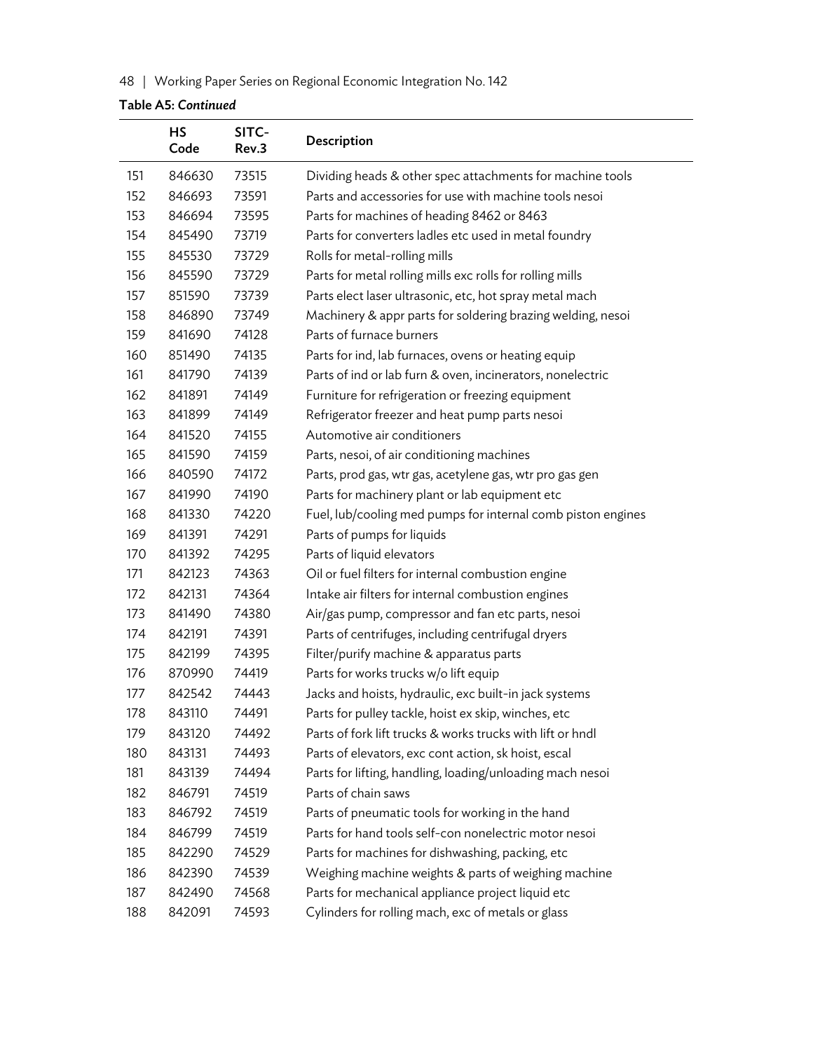**Table A5: *Continued***

| | HS Code | SITC-Rev.3 | Description |
|---|---|---|---|
| 151 | 846630 | 73515 | Dividing heads & other spec attachments for machine tools |
| 152 | 846693 | 73591 | Parts and accessories for use with machine tools nesoi |
| 153 | 846694 | 73595 | Parts for machines of heading 8462 or 8463 |
| 154 | 845490 | 73719 | Parts for converters ladles etc used in metal foundry |
| 155 | 845530 | 73729 | Rolls for metal-rolling mills |
| 156 | 845590 | 73729 | Parts for metal rolling mills exc rolls for rolling mills |
| 157 | 851590 | 73739 | Parts elect laser ultrasonic, etc, hot spray metal mach |
| 158 | 846890 | 73749 | Machinery & appr parts for soldering brazing welding, nesoi |
| 159 | 841690 | 74128 | Parts of furnace burners |
| 160 | 851490 | 74135 | Parts for ind, lab furnaces, ovens or heating equip |
| 161 | 841790 | 74139 | Parts of ind or lab furn & oven, incinerators, nonelectric |
| 162 | 841891 | 74149 | Furniture for refrigeration or freezing equipment |
| 163 | 841899 | 74149 | Refrigerator freezer and heat pump parts nesoi |
| 164 | 841520 | 74155 | Automotive air conditioners |
| 165 | 841590 | 74159 | Parts, nesoi, of air conditioning machines |
| 166 | 840590 | 74172 | Parts, prod gas, wtr gas, acetylene gas, wtr pro gas gen |
| 167 | 841990 | 74190 | Parts for machinery plant or lab equipment etc |
| 168 | 841330 | 74220 | Fuel, lub/cooling med pumps for internal comb piston engines |
| 169 | 841391 | 74291 | Parts of pumps for liquids |
| 170 | 841392 | 74295 | Parts of liquid elevators |
| 171 | 842123 | 74363 | Oil or fuel filters for internal combustion engine |
| 172 | 842131 | 74364 | Intake air filters for internal combustion engines |
| 173 | 841490 | 74380 | Air/gas pump, compressor and fan etc parts, nesoi |
| 174 | 842191 | 74391 | Parts of centrifuges, including centrifugal dryers |
| 175 | 842199 | 74395 | Filter/purify machine & apparatus parts |
| 176 | 870990 | 74419 | Parts for works trucks w/o lift equip |
| 177 | 842542 | 74443 | Jacks and hoists, hydraulic, exc built-in jack systems |
| 178 | 843110 | 74491 | Parts for pulley tackle, hoist ex skip, winches, etc |
| 179 | 843120 | 74492 | Parts of fork lift trucks & works trucks with lift or hndl |
| 180 | 843131 | 74493 | Parts of elevators, exc cont action, sk hoist, escal |
| 181 | 843139 | 74494 | Parts for lifting, handling, loading/unloading mach nesoi |
| 182 | 846791 | 74519 | Parts of chain saws |
| 183 | 846792 | 74519 | Parts of pneumatic tools for working in the hand |
| 184 | 846799 | 74519 | Parts for hand tools self-con nonelectric motor nesoi |
| 185 | 842290 | 74529 | Parts for machines for dishwashing, packing, etc |
| 186 | 842390 | 74539 | Weighing machine weights & parts of weighing machine |
| 187 | 842490 | 74568 | Parts for mechanical appliance project liquid etc |
| 188 | 842091 | 74593 | Cylinders for rolling mach, exc of metals or glass |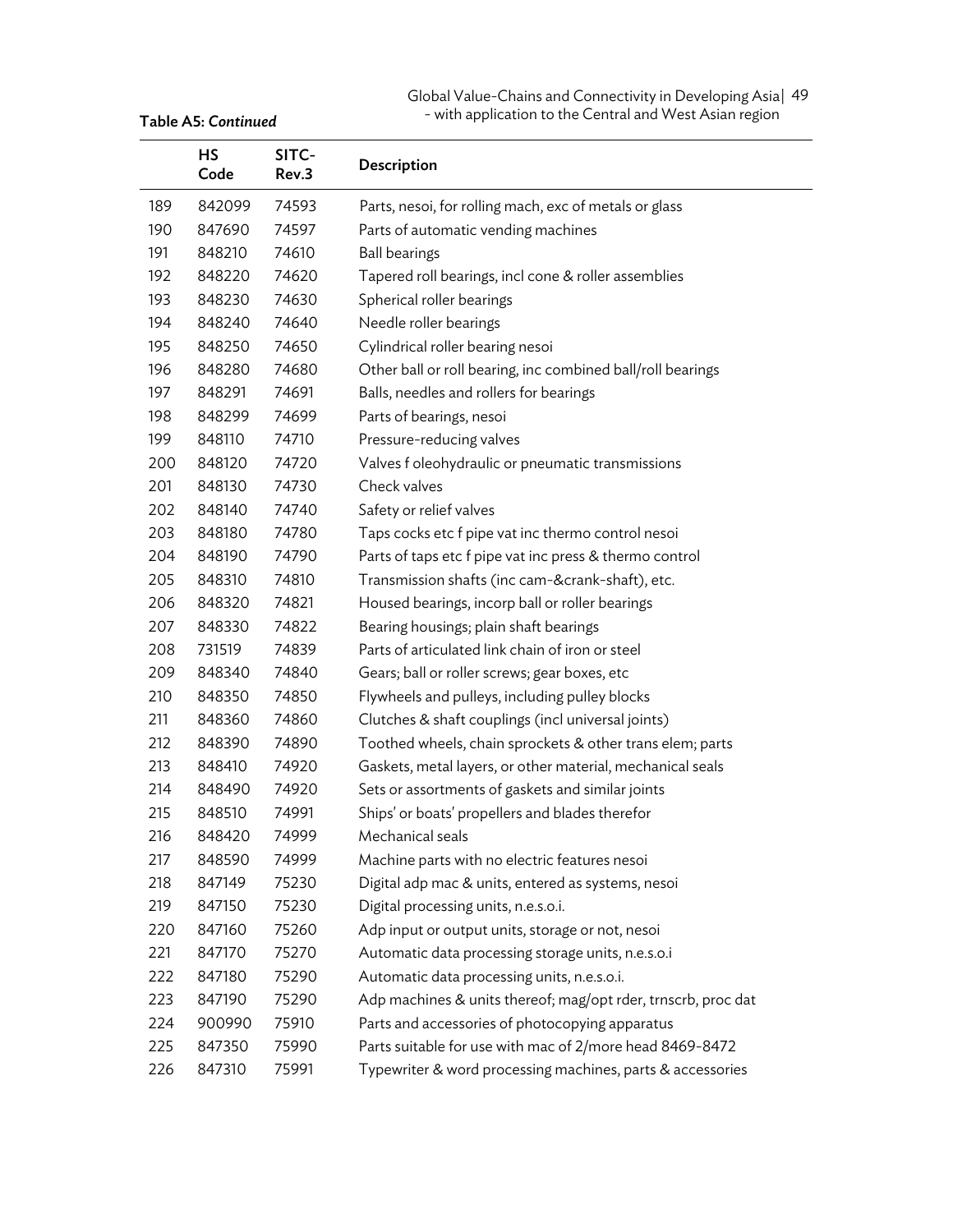**Table A5: *Continued***

| | HS Code | SITC-Rev.3 | Description |
|---|---|---|---|
| 189 | 842099 | 74593 | Parts, nesoi, for rolling mach, exc of metals or glass |
| 190 | 847690 | 74597 | Parts of automatic vending machines |
| 191 | 848210 | 74610 | Ball bearings |
| 192 | 848220 | 74620 | Tapered roll bearings, incl cone & roller assemblies |
| 193 | 848230 | 74630 | Spherical roller bearings |
| 194 | 848240 | 74640 | Needle roller bearings |
| 195 | 848250 | 74650 | Cylindrical roller bearing nesoi |
| 196 | 848280 | 74680 | Other ball or roll bearing, inc combined ball/roll bearings |
| 197 | 848291 | 74691 | Balls, needles and rollers for bearings |
| 198 | 848299 | 74699 | Parts of bearings, nesoi |
| 199 | 848110 | 74710 | Pressure-reducing valves |
| 200 | 848120 | 74720 | Valves f oleohydraulic or pneumatic transmissions |
| 201 | 848130 | 74730 | Check valves |
| 202 | 848140 | 74740 | Safety or relief valves |
| 203 | 848180 | 74780 | Taps cocks etc f pipe vat inc thermo control nesoi |
| 204 | 848190 | 74790 | Parts of taps etc f pipe vat inc press & thermo control |
| 205 | 848310 | 74810 | Transmission shafts (inc cam-&crank-shaft), etc. |
| 206 | 848320 | 74821 | Housed bearings, incorp ball or roller bearings |
| 207 | 848330 | 74822 | Bearing housings; plain shaft bearings |
| 208 | 731519 | 74839 | Parts of articulated link chain of iron or steel |
| 209 | 848340 | 74840 | Gears; ball or roller screws; gear boxes, etc |
| 210 | 848350 | 74850 | Flywheels and pulleys, including pulley blocks |
| 211 | 848360 | 74860 | Clutches & shaft couplings (incl universal joints) |
| 212 | 848390 | 74890 | Toothed wheels, chain sprockets & other trans elem; parts |
| 213 | 848410 | 74920 | Gaskets, metal layers, or other material, mechanical seals |
| 214 | 848490 | 74920 | Sets or assortments of gaskets and similar joints |
| 215 | 848510 | 74991 | Ships' or boats' propellers and blades therefor |
| 216 | 848420 | 74999 | Mechanical seals |
| 217 | 848590 | 74999 | Machine parts with no electric features nesoi |
| 218 | 847149 | 75230 | Digital adp mac & units, entered as systems, nesoi |
| 219 | 847150 | 75230 | Digital processing units, n.e.s.o.i. |
| 220 | 847160 | 75260 | Adp input or output units, storage or not, nesoi |
| 221 | 847170 | 75270 | Automatic data processing storage units, n.e.s.o.i |
| 222 | 847180 | 75290 | Automatic data processing units, n.e.s.o.i. |
| 223 | 847190 | 75290 | Adp machines & units thereof; mag/opt rder, trnscrb, proc dat |
| 224 | 900990 | 75910 | Parts and accessories of photocopying apparatus |
| 225 | 847350 | 75990 | Parts suitable for use with mac of 2/more head 8469-8472 |
| 226 | 847310 | 75991 | Typewriter & word processing machines, parts & accessories |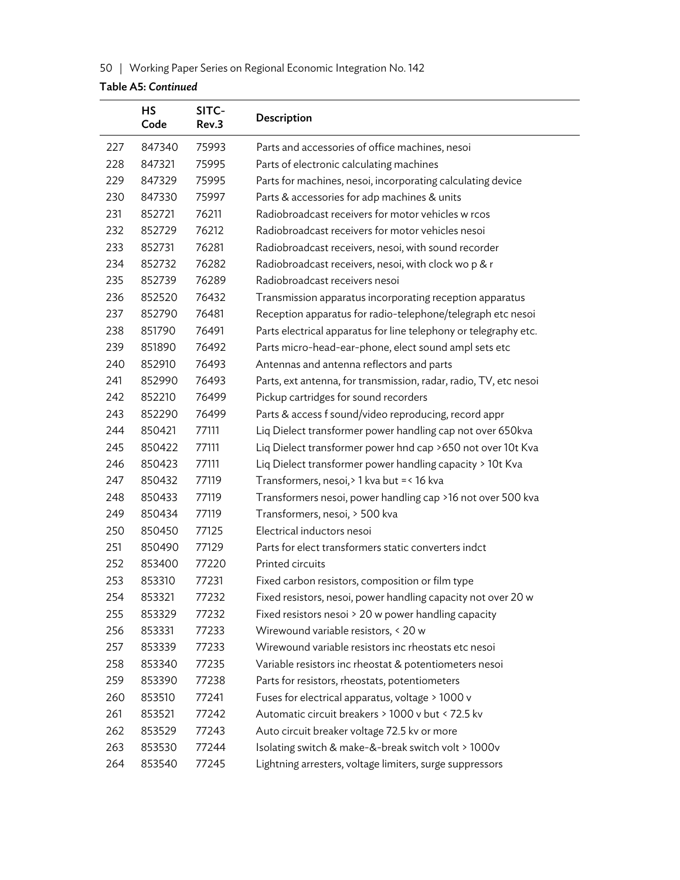**Table A5: *Continued***

|  | HS Code | SITC-Rev.3 | Description |
|---|---|---|---|
| 227 | 847340 | 75993 | Parts and accessories of office machines, nesoi |
| 228 | 847321 | 75995 | Parts of electronic calculating machines |
| 229 | 847329 | 75995 | Parts for machines, nesoi, incorporating calculating device |
| 230 | 847330 | 75997 | Parts & accessories for adp machines & units |
| 231 | 852721 | 76211 | Radiobroadcast receivers for motor vehicles w rcos |
| 232 | 852729 | 76212 | Radiobroadcast receivers for motor vehicles nesoi |
| 233 | 852731 | 76281 | Radiobroadcast receivers, nesoi, with sound recorder |
| 234 | 852732 | 76282 | Radiobroadcast receivers, nesoi, with clock wo p & r |
| 235 | 852739 | 76289 | Radiobroadcast receivers nesoi |
| 236 | 852520 | 76432 | Transmission apparatus incorporating reception apparatus |
| 237 | 852790 | 76481 | Reception apparatus for radio-telephone/telegraph etc nesoi |
| 238 | 851790 | 76491 | Parts electrical apparatus for line telephony or telegraphy etc. |
| 239 | 851890 | 76492 | Parts micro-head-ear-phone, elect sound ampl sets etc |
| 240 | 852910 | 76493 | Antennas and antenna reflectors and parts |
| 241 | 852990 | 76493 | Parts, ext antenna, for transmission, radar, radio, TV, etc nesoi |
| 242 | 852210 | 76499 | Pickup cartridges for sound recorders |
| 243 | 852290 | 76499 | Parts & access f sound/video reproducing, record appr |
| 244 | 850421 | 77111 | Liq Dielect transformer power handling cap not over 650kva |
| 245 | 850422 | 77111 | Liq Dielect transformer power hnd cap >650 not over 10t Kva |
| 246 | 850423 | 77111 | Liq Dielect transformer power handling capacity > 10t Kva |
| 247 | 850432 | 77119 | Transformers, nesoi,> 1 kva but =< 16 kva |
| 248 | 850433 | 77119 | Transformers nesoi, power handling cap >16 not over 500 kva |
| 249 | 850434 | 77119 | Transformers, nesoi, > 500 kva |
| 250 | 850450 | 77125 | Electrical inductors nesoi |
| 251 | 850490 | 77129 | Parts for elect transformers static converters indct |
| 252 | 853400 | 77220 | Printed circuits |
| 253 | 853310 | 77231 | Fixed carbon resistors, composition or film type |
| 254 | 853321 | 77232 | Fixed resistors, nesoi, power handling capacity not over 20 w |
| 255 | 853329 | 77232 | Fixed resistors nesoi > 20 w power handling capacity |
| 256 | 853331 | 77233 | Wirewound variable resistors, < 20 w |
| 257 | 853339 | 77233 | Wirewound variable resistors inc rheostats etc nesoi |
| 258 | 853340 | 77235 | Variable resistors inc rheostat & potentiometers nesoi |
| 259 | 853390 | 77238 | Parts for resistors, rheostats, potentiometers |
| 260 | 853510 | 77241 | Fuses for electrical apparatus, voltage > 1000 v |
| 261 | 853521 | 77242 | Automatic circuit breakers > 1000 v but < 72.5 kv |
| 262 | 853529 | 77243 | Auto circuit breaker voltage 72.5 kv or more |
| 263 | 853530 | 77244 | Isolating switch & make-&-break switch volt > 1000v |
| 264 | 853540 | 77245 | Lightning arresters, voltage limiters, surge suppressors |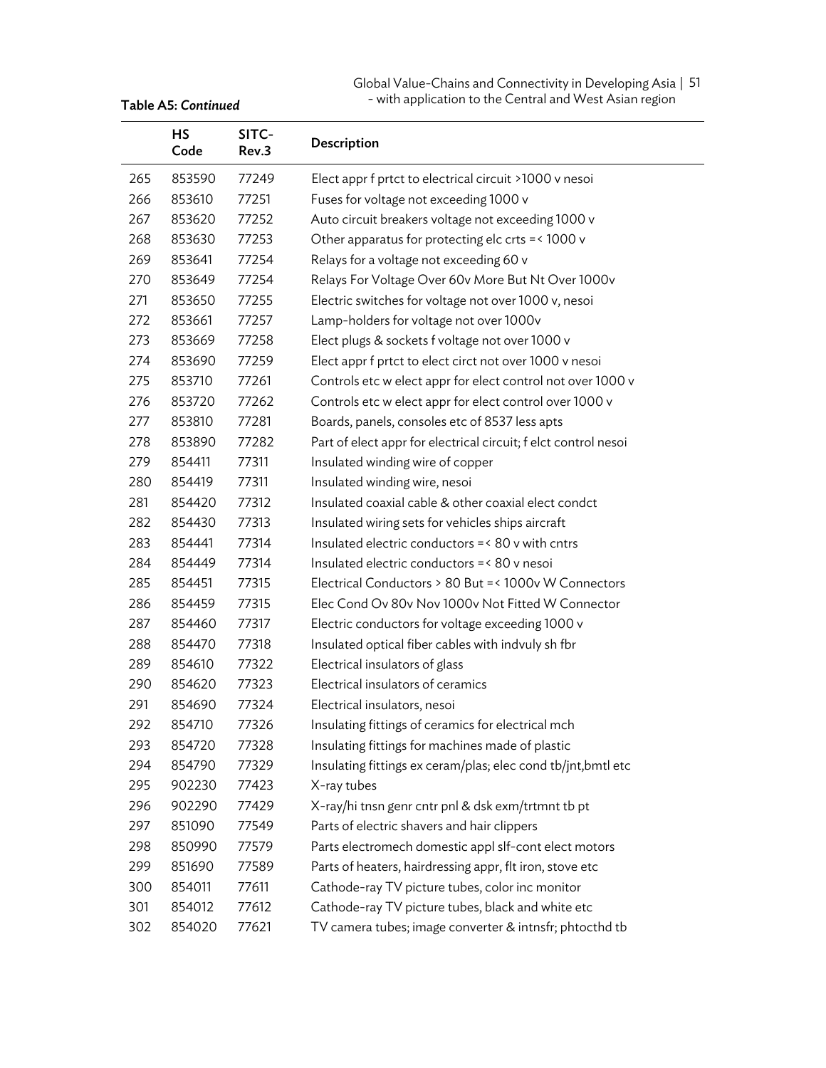**Table A5: *Continued***

| | HS Code | SITC-Rev.3 | Description |
|---|---|---|---|
| 265 | 853590 | 77249 | Elect appr f prtct to electrical circuit >1000 v nesoi |
| 266 | 853610 | 77251 | Fuses for voltage not exceeding 1000 v |
| 267 | 853620 | 77252 | Auto circuit breakers voltage not exceeding 1000 v |
| 268 | 853630 | 77253 | Other apparatus for protecting elc crts =< 1000 v |
| 269 | 853641 | 77254 | Relays for a voltage not exceeding 60 v |
| 270 | 853649 | 77254 | Relays For Voltage Over 60v More But Nt Over 1000v |
| 271 | 853650 | 77255 | Electric switches for voltage not over 1000 v, nesoi |
| 272 | 853661 | 77257 | Lamp-holders for voltage not over 1000v |
| 273 | 853669 | 77258 | Elect plugs & sockets f voltage not over 1000 v |
| 274 | 853690 | 77259 | Elect appr f prtct to elect circt not over 1000 v nesoi |
| 275 | 853710 | 77261 | Controls etc w elect appr for elect control not over 1000 v |
| 276 | 853720 | 77262 | Controls etc w elect appr for elect control over 1000 v |
| 277 | 853810 | 77281 | Boards, panels, consoles etc of 8537 less apts |
| 278 | 853890 | 77282 | Part of elect appr for electrical circuit; f elct control nesoi |
| 279 | 854411 | 77311 | Insulated winding wire of copper |
| 280 | 854419 | 77311 | Insulated winding wire, nesoi |
| 281 | 854420 | 77312 | Insulated coaxial cable & other coaxial elect condct |
| 282 | 854430 | 77313 | Insulated wiring sets for vehicles ships aircraft |
| 283 | 854441 | 77314 | Insulated electric conductors =< 80 v with cntrs |
| 284 | 854449 | 77314 | Insulated electric conductors =< 80 v nesoi |
| 285 | 854451 | 77315 | Electrical Conductors > 80 But =< 1000v W Connectors |
| 286 | 854459 | 77315 | Elec Cond Ov 80v Nov 1000v Not Fitted W Connector |
| 287 | 854460 | 77317 | Electric conductors for voltage exceeding 1000 v |
| 288 | 854470 | 77318 | Insulated optical fiber cables with indvuly sh fbr |
| 289 | 854610 | 77322 | Electrical insulators of glass |
| 290 | 854620 | 77323 | Electrical insulators of ceramics |
| 291 | 854690 | 77324 | Electrical insulators, nesoi |
| 292 | 854710 | 77326 | Insulating fittings of ceramics for electrical mch |
| 293 | 854720 | 77328 | Insulating fittings for machines made of plastic |
| 294 | 854790 | 77329 | Insulating fittings ex ceram/plas; elec cond tb/jnt,bmtl etc |
| 295 | 902230 | 77423 | X-ray tubes |
| 296 | 902290 | 77429 | X-ray/hi tnsn genr cntr pnl & dsk exm/trtmnt tb pt |
| 297 | 851090 | 77549 | Parts of electric shavers and hair clippers |
| 298 | 850990 | 77579 | Parts electromech domestic appl slf-cont elect motors |
| 299 | 851690 | 77589 | Parts of heaters, hairdressing appr, flt iron, stove etc |
| 300 | 854011 | 77611 | Cathode-ray TV picture tubes, color inc monitor |
| 301 | 854012 | 77612 | Cathode-ray TV picture tubes, black and white etc |
| 302 | 854020 | 77621 | TV camera tubes; image converter & intnsfr; phtocthd tb |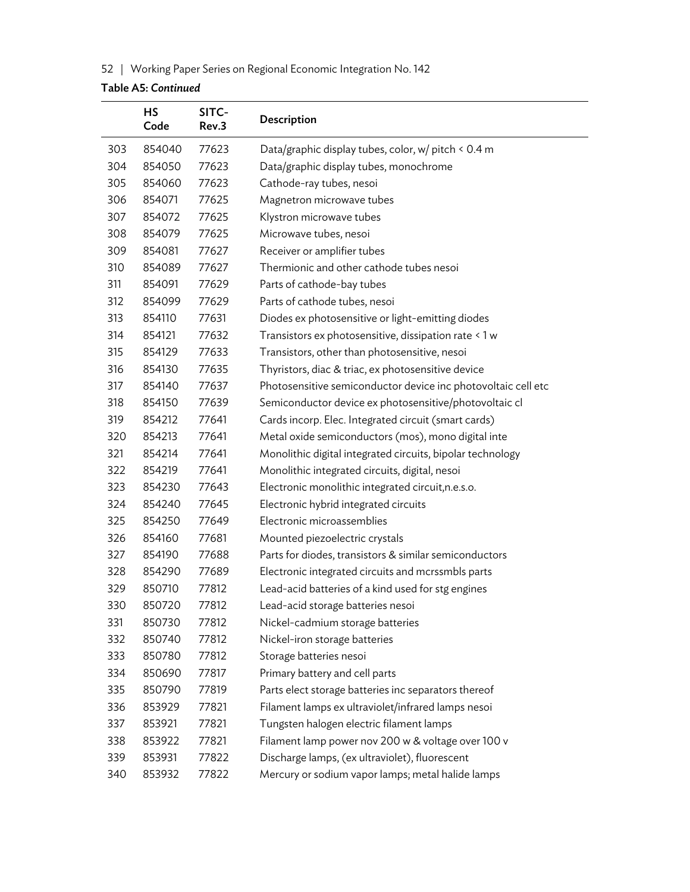**Table A5: *Continued***

| | HS Code | SITC-Rev.3 | Description |
|---|---|---|---|
| 303 | 854040 | 77623 | Data/graphic display tubes, color, w/ pitch < 0.4 m |
| 304 | 854050 | 77623 | Data/graphic display tubes, monochrome |
| 305 | 854060 | 77623 | Cathode-ray tubes, nesoi |
| 306 | 854071 | 77625 | Magnetron microwave tubes |
| 307 | 854072 | 77625 | Klystron microwave tubes |
| 308 | 854079 | 77625 | Microwave tubes, nesoi |
| 309 | 854081 | 77627 | Receiver or amplifier tubes |
| 310 | 854089 | 77627 | Thermionic and other cathode tubes nesoi |
| 311 | 854091 | 77629 | Parts of cathode-bay tubes |
| 312 | 854099 | 77629 | Parts of cathode tubes, nesoi |
| 313 | 854110 | 77631 | Diodes ex photosensitive or light-emitting diodes |
| 314 | 854121 | 77632 | Transistors ex photosensitive, dissipation rate < 1 w |
| 315 | 854129 | 77633 | Transistors, other than photosensitive, nesoi |
| 316 | 854130 | 77635 | Thyristors, diac & triac, ex photosensitive device |
| 317 | 854140 | 77637 | Photosensitive semiconductor device inc photovoltaic cell etc |
| 318 | 854150 | 77639 | Semiconductor device ex photosensitive/photovoltaic cl |
| 319 | 854212 | 77641 | Cards incorp. Elec. Integrated circuit (smart cards) |
| 320 | 854213 | 77641 | Metal oxide semiconductors (mos), mono digital inte |
| 321 | 854214 | 77641 | Monolithic digital integrated circuits, bipolar technology |
| 322 | 854219 | 77641 | Monolithic integrated circuits, digital, nesoi |
| 323 | 854230 | 77643 | Electronic monolithic integrated circuit,n.e.s.o. |
| 324 | 854240 | 77645 | Electronic hybrid integrated circuits |
| 325 | 854250 | 77649 | Electronic microassemblies |
| 326 | 854160 | 77681 | Mounted piezoelectric crystals |
| 327 | 854190 | 77688 | Parts for diodes, transistors & similar semiconductors |
| 328 | 854290 | 77689 | Electronic integrated circuits and mcrssmbls parts |
| 329 | 850710 | 77812 | Lead-acid batteries of a kind used for stg engines |
| 330 | 850720 | 77812 | Lead-acid storage batteries nesoi |
| 331 | 850730 | 77812 | Nickel-cadmium storage batteries |
| 332 | 850740 | 77812 | Nickel-iron storage batteries |
| 333 | 850780 | 77812 | Storage batteries nesoi |
| 334 | 850690 | 77817 | Primary battery and cell parts |
| 335 | 850790 | 77819 | Parts elect storage batteries inc separators thereof |
| 336 | 853929 | 77821 | Filament lamps ex ultraviolet/infrared lamps nesoi |
| 337 | 853921 | 77821 | Tungsten halogen electric filament lamps |
| 338 | 853922 | 77821 | Filament lamp power nov 200 w & voltage over 100 v |
| 339 | 853931 | 77822 | Discharge lamps, (ex ultraviolet), fluorescent |
| 340 | 853932 | 77822 | Mercury or sodium vapor lamps; metal halide lamps |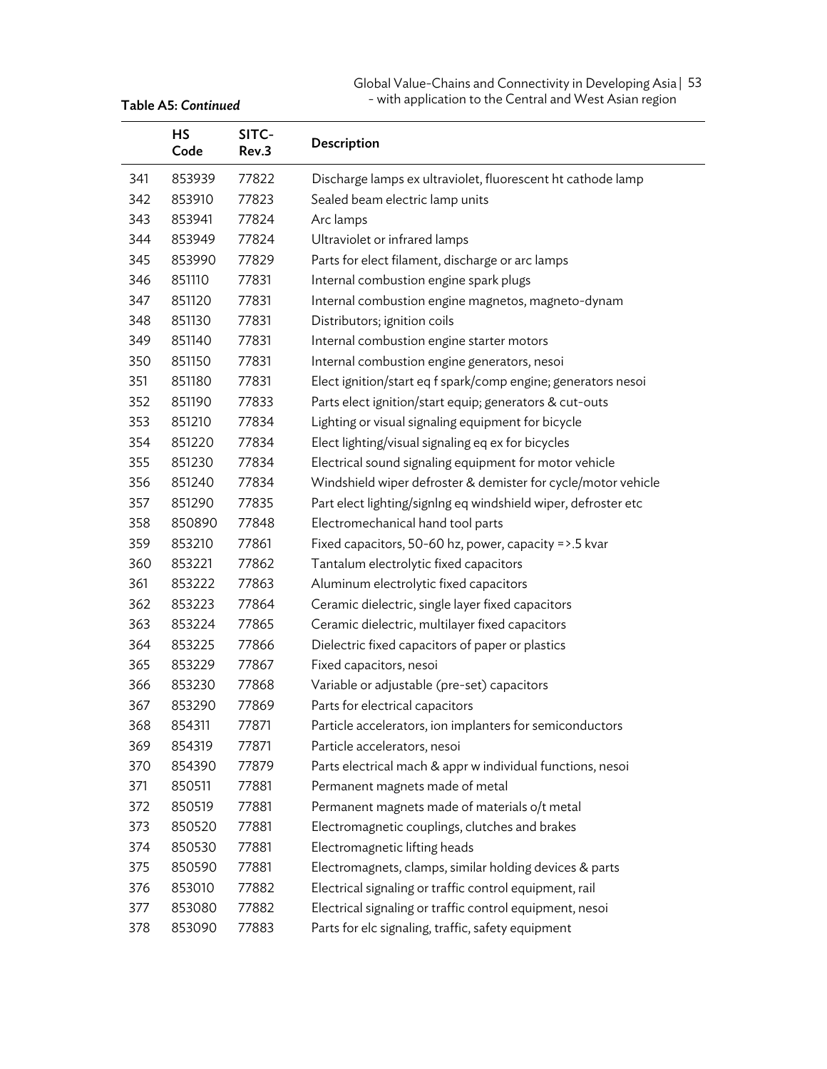**Table A5: *Continued***

| | HS Code | SITC-Rev.3 | Description |
|---|---|---|---|
| 341 | 853939 | 77822 | Discharge lamps ex ultraviolet, fluorescent ht cathode lamp |
| 342 | 853910 | 77823 | Sealed beam electric lamp units |
| 343 | 853941 | 77824 | Arc lamps |
| 344 | 853949 | 77824 | Ultraviolet or infrared lamps |
| 345 | 853990 | 77829 | Parts for elect filament, discharge or arc lamps |
| 346 | 851110 | 77831 | Internal combustion engine spark plugs |
| 347 | 851120 | 77831 | Internal combustion engine magnetos, magneto-dynam |
| 348 | 851130 | 77831 | Distributors; ignition coils |
| 349 | 851140 | 77831 | Internal combustion engine starter motors |
| 350 | 851150 | 77831 | Internal combustion engine generators, nesoi |
| 351 | 851180 | 77831 | Elect ignition/start eq f spark/comp engine; generators nesoi |
| 352 | 851190 | 77833 | Parts elect ignition/start equip; generators & cut-outs |
| 353 | 851210 | 77834 | Lighting or visual signaling equipment for bicycle |
| 354 | 851220 | 77834 | Elect lighting/visual signaling eq ex for bicycles |
| 355 | 851230 | 77834 | Electrical sound signaling equipment for motor vehicle |
| 356 | 851240 | 77834 | Windshield wiper defroster & demister for cycle/motor vehicle |
| 357 | 851290 | 77835 | Part elect lighting/signlng eq windshield wiper, defroster etc |
| 358 | 850890 | 77848 | Electromechanical hand tool parts |
| 359 | 853210 | 77861 | Fixed capacitors, 50-60 hz, power, capacity =>.5 kvar |
| 360 | 853221 | 77862 | Tantalum electrolytic fixed capacitors |
| 361 | 853222 | 77863 | Aluminum electrolytic fixed capacitors |
| 362 | 853223 | 77864 | Ceramic dielectric, single layer fixed capacitors |
| 363 | 853224 | 77865 | Ceramic dielectric, multilayer fixed capacitors |
| 364 | 853225 | 77866 | Dielectric fixed capacitors of paper or plastics |
| 365 | 853229 | 77867 | Fixed capacitors, nesoi |
| 366 | 853230 | 77868 | Variable or adjustable (pre-set) capacitors |
| 367 | 853290 | 77869 | Parts for electrical capacitors |
| 368 | 854311 | 77871 | Particle accelerators, ion implanters for semiconductors |
| 369 | 854319 | 77871 | Particle accelerators, nesoi |
| 370 | 854390 | 77879 | Parts electrical mach & appr w individual functions, nesoi |
| 371 | 850511 | 77881 | Permanent magnets made of metal |
| 372 | 850519 | 77881 | Permanent magnets made of materials o/t metal |
| 373 | 850520 | 77881 | Electromagnetic couplings, clutches and brakes |
| 374 | 850530 | 77881 | Electromagnetic lifting heads |
| 375 | 850590 | 77881 | Electromagnets, clamps, similar holding devices & parts |
| 376 | 853010 | 77882 | Electrical signaling or traffic control equipment, rail |
| 377 | 853080 | 77882 | Electrical signaling or traffic control equipment, nesoi |
| 378 | 853090 | 77883 | Parts for elc signaling, traffic, safety equipment |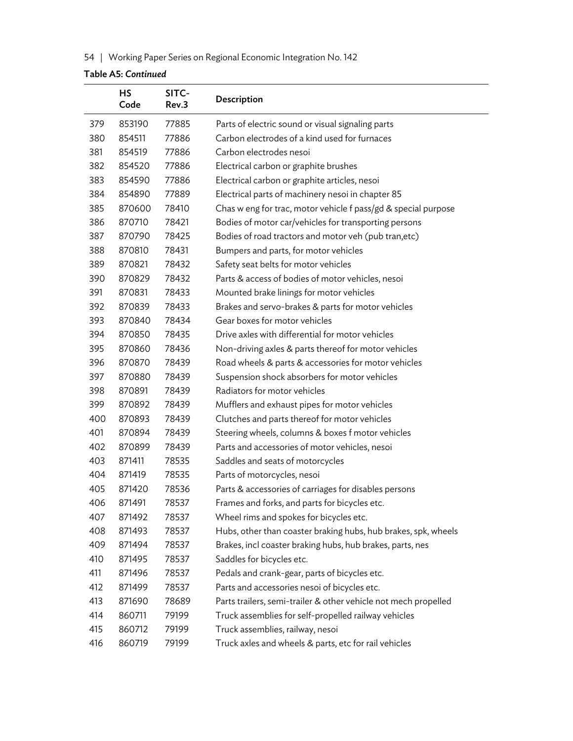**Table A5: *Continued***

| | HS Code | SITC-Rev.3 | Description |
|---|---|---|---|
| 379 | 853190 | 77885 | Parts of electric sound or visual signaling parts |
| 380 | 854511 | 77886 | Carbon electrodes of a kind used for furnaces |
| 381 | 854519 | 77886 | Carbon electrodes nesoi |
| 382 | 854520 | 77886 | Electrical carbon or graphite brushes |
| 383 | 854590 | 77886 | Electrical carbon or graphite articles, nesoi |
| 384 | 854890 | 77889 | Electrical parts of machinery nesoi in chapter 85 |
| 385 | 870600 | 78410 | Chas w eng for trac, motor vehicle f pass/gd & special purpose |
| 386 | 870710 | 78421 | Bodies of motor car/vehicles for transporting persons |
| 387 | 870790 | 78425 | Bodies of road tractors and motor veh (pub tran,etc) |
| 388 | 870810 | 78431 | Bumpers and parts, for motor vehicles |
| 389 | 870821 | 78432 | Safety seat belts for motor vehicles |
| 390 | 870829 | 78432 | Parts & access of bodies of motor vehicles, nesoi |
| 391 | 870831 | 78433 | Mounted brake linings for motor vehicles |
| 392 | 870839 | 78433 | Brakes and servo-brakes & parts for motor vehicles |
| 393 | 870840 | 78434 | Gear boxes for motor vehicles |
| 394 | 870850 | 78435 | Drive axles with differential for motor vehicles |
| 395 | 870860 | 78436 | Non-driving axles & parts thereof for motor vehicles |
| 396 | 870870 | 78439 | Road wheels & parts & accessories for motor vehicles |
| 397 | 870880 | 78439 | Suspension shock absorbers for motor vehicles |
| 398 | 870891 | 78439 | Radiators for motor vehicles |
| 399 | 870892 | 78439 | Mufflers and exhaust pipes for motor vehicles |
| 400 | 870893 | 78439 | Clutches and parts thereof for motor vehicles |
| 401 | 870894 | 78439 | Steering wheels, columns & boxes f motor vehicles |
| 402 | 870899 | 78439 | Parts and accessories of motor vehicles, nesoi |
| 403 | 871411 | 78535 | Saddles and seats of motorcycles |
| 404 | 871419 | 78535 | Parts of motorcycles, nesoi |
| 405 | 871420 | 78536 | Parts & accessories of carriages for disables persons |
| 406 | 871491 | 78537 | Frames and forks, and parts for bicycles etc. |
| 407 | 871492 | 78537 | Wheel rims and spokes for bicycles etc. |
| 408 | 871493 | 78537 | Hubs, other than coaster braking hubs, hub brakes, spk, wheels |
| 409 | 871494 | 78537 | Brakes, incl coaster braking hubs, hub brakes, parts, nes |
| 410 | 871495 | 78537 | Saddles for bicycles etc. |
| 411 | 871496 | 78537 | Pedals and crank-gear, parts of bicycles etc. |
| 412 | 871499 | 78537 | Parts and accessories nesoi of bicycles etc. |
| 413 | 871690 | 78689 | Parts trailers, semi-trailer & other vehicle not mech propelled |
| 414 | 860711 | 79199 | Truck assemblies for self-propelled railway vehicles |
| 415 | 860712 | 79199 | Truck assemblies, railway, nesoi |
| 416 | 860719 | 79199 | Truck axles and wheels & parts, etc for rail vehicles |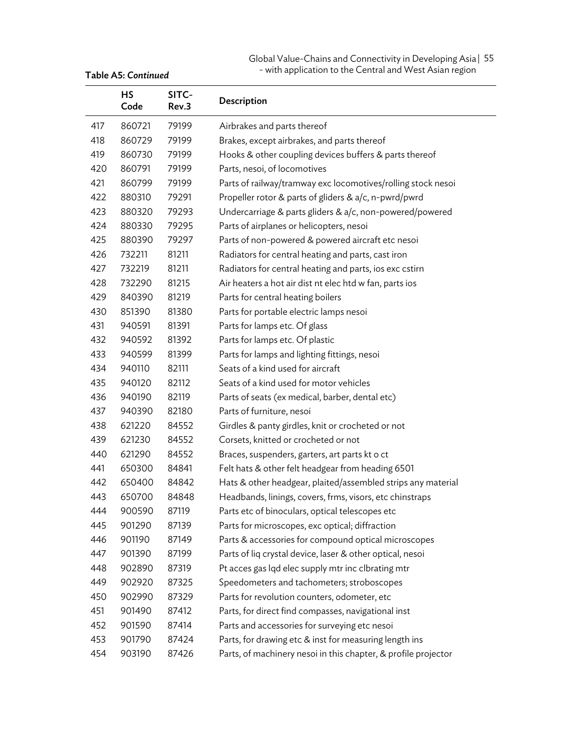**Table A5: *Continued***

| | HS Code | SITC-Rev.3 | Description |
|---|---|---|---|
| 417 | 860721 | 79199 | Airbrakes and parts thereof |
| 418 | 860729 | 79199 | Brakes, except airbrakes, and parts thereof |
| 419 | 860730 | 79199 | Hooks & other coupling devices buffers & parts thereof |
| 420 | 860791 | 79199 | Parts, nesoi, of locomotives |
| 421 | 860799 | 79199 | Parts of railway/tramway exc locomotives/rolling stock nesoi |
| 422 | 880310 | 79291 | Propeller rotor & parts of gliders & a/c, n-pwrd/pwrd |
| 423 | 880320 | 79293 | Undercarriage & parts gliders & a/c, non-powered/powered |
| 424 | 880330 | 79295 | Parts of airplanes or helicopters, nesoi |
| 425 | 880390 | 79297 | Parts of non-powered & powered aircraft etc nesoi |
| 426 | 732211 | 81211 | Radiators for central heating and parts, cast iron |
| 427 | 732219 | 81211 | Radiators for central heating and parts, ios exc cstirn |
| 428 | 732290 | 81215 | Air heaters a hot air dist nt elec htd w fan, parts ios |
| 429 | 840390 | 81219 | Parts for central heating boilers |
| 430 | 851390 | 81380 | Parts for portable electric lamps nesoi |
| 431 | 940591 | 81391 | Parts for lamps etc. Of glass |
| 432 | 940592 | 81392 | Parts for lamps etc. Of plastic |
| 433 | 940599 | 81399 | Parts for lamps and lighting fittings, nesoi |
| 434 | 940110 | 82111 | Seats of a kind used for aircraft |
| 435 | 940120 | 82112 | Seats of a kind used for motor vehicles |
| 436 | 940190 | 82119 | Parts of seats (ex medical, barber, dental etc) |
| 437 | 940390 | 82180 | Parts of furniture, nesoi |
| 438 | 621220 | 84552 | Girdles & panty girdles, knit or crocheted or not |
| 439 | 621230 | 84552 | Corsets, knitted or crocheted or not |
| 440 | 621290 | 84552 | Braces, suspenders, garters, art parts kt o ct |
| 441 | 650300 | 84841 | Felt hats & other felt headgear from heading 6501 |
| 442 | 650400 | 84842 | Hats & other headgear, plaited/assembled strips any material |
| 443 | 650700 | 84848 | Headbands, linings, covers, frms, visors, etc chinstraps |
| 444 | 900590 | 87119 | Parts etc of binoculars, optical telescopes etc |
| 445 | 901290 | 87139 | Parts for microscopes, exc optical; diffraction |
| 446 | 901190 | 87149 | Parts & accessories for compound optical microscopes |
| 447 | 901390 | 87199 | Parts of liq crystal device, laser & other optical, nesoi |
| 448 | 902890 | 87319 | Pt acces gas lqd elec supply mtr inc clbrating mtr |
| 449 | 902920 | 87325 | Speedometers and tachometers; stroboscopes |
| 450 | 902990 | 87329 | Parts for revolution counters, odometer, etc |
| 451 | 901490 | 87412 | Parts, for direct find compasses, navigational inst |
| 452 | 901590 | 87414 | Parts and accessories for surveying etc nesoi |
| 453 | 901790 | 87424 | Parts, for drawing etc & inst for measuring length ins |
| 454 | 903190 | 87426 | Parts, of machinery nesoi in this chapter, & profile projector |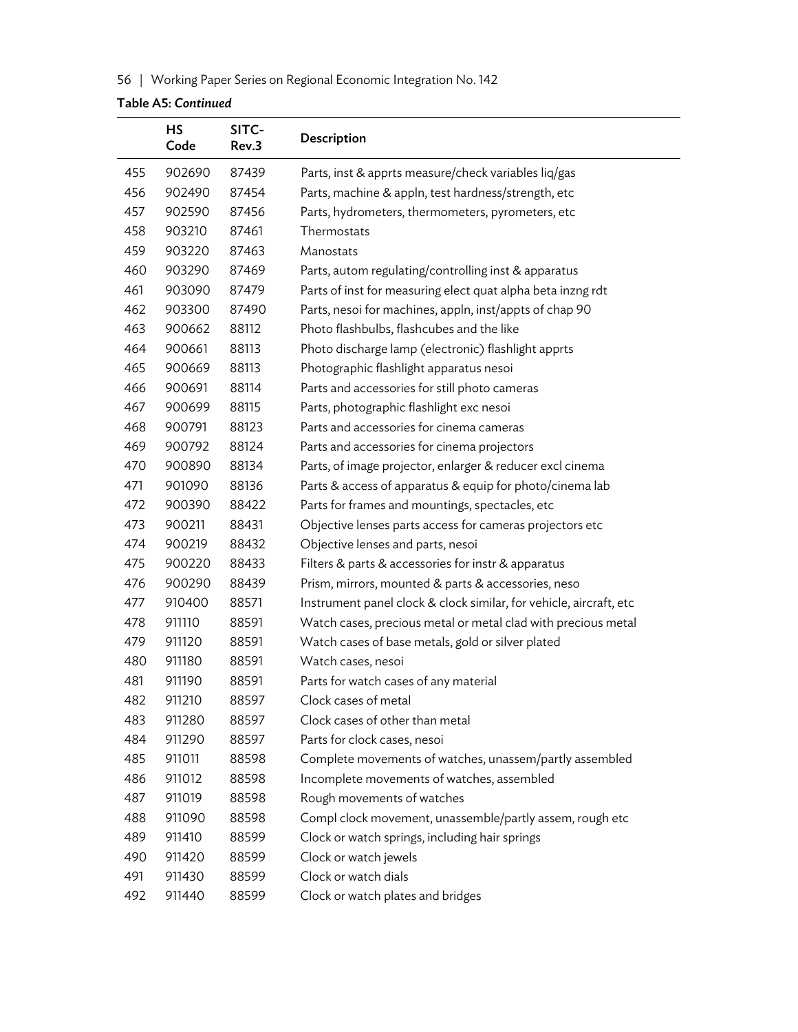**Table A5: *Continued***

| | HS Code | SITC-Rev.3 | Description |
|---|---|---|---|
| 455 | 902690 | 87439 | Parts, inst & apprts measure/check variables liq/gas |
| 456 | 902490 | 87454 | Parts, machine & appln, test hardness/strength, etc |
| 457 | 902590 | 87456 | Parts, hydrometers, thermometers, pyrometers, etc |
| 458 | 903210 | 87461 | Thermostats |
| 459 | 903220 | 87463 | Manostats |
| 460 | 903290 | 87469 | Parts, autom regulating/controlling inst & apparatus |
| 461 | 903090 | 87479 | Parts of inst for measuring elect quat alpha beta inzng rdt |
| 462 | 903300 | 87490 | Parts, nesoi for machines, appln, inst/appts of chap 90 |
| 463 | 900662 | 88112 | Photo flashbulbs, flashcubes and the like |
| 464 | 900661 | 88113 | Photo discharge lamp (electronic) flashlight apprts |
| 465 | 900669 | 88113 | Photographic flashlight apparatus nesoi |
| 466 | 900691 | 88114 | Parts and accessories for still photo cameras |
| 467 | 900699 | 88115 | Parts, photographic flashlight exc nesoi |
| 468 | 900791 | 88123 | Parts and accessories for cinema cameras |
| 469 | 900792 | 88124 | Parts and accessories for cinema projectors |
| 470 | 900890 | 88134 | Parts, of image projector, enlarger & reducer excl cinema |
| 471 | 901090 | 88136 | Parts & access of apparatus & equip for photo/cinema lab |
| 472 | 900390 | 88422 | Parts for frames and mountings, spectacles, etc |
| 473 | 900211 | 88431 | Objective lenses parts access for cameras projectors etc |
| 474 | 900219 | 88432 | Objective lenses and parts, nesoi |
| 475 | 900220 | 88433 | Filters & parts & accessories for instr & apparatus |
| 476 | 900290 | 88439 | Prism, mirrors, mounted & parts & accessories, neso |
| 477 | 910400 | 88571 | Instrument panel clock & clock similar, for vehicle, aircraft, etc |
| 478 | 911110 | 88591 | Watch cases, precious metal or metal clad with precious metal |
| 479 | 911120 | 88591 | Watch cases of base metals, gold or silver plated |
| 480 | 911180 | 88591 | Watch cases, nesoi |
| 481 | 911190 | 88591 | Parts for watch cases of any material |
| 482 | 911210 | 88597 | Clock cases of metal |
| 483 | 911280 | 88597 | Clock cases of other than metal |
| 484 | 911290 | 88597 | Parts for clock cases, nesoi |
| 485 | 911011 | 88598 | Complete movements of watches, unassem/partly assembled |
| 486 | 911012 | 88598 | Incomplete movements of watches, assembled |
| 487 | 911019 | 88598 | Rough movements of watches |
| 488 | 911090 | 88598 | Compl clock movement, unassemble/partly assem, rough etc |
| 489 | 911410 | 88599 | Clock or watch springs, including hair springs |
| 490 | 911420 | 88599 | Clock or watch jewels |
| 491 | 911430 | 88599 | Clock or watch dials |
| 492 | 911440 | 88599 | Clock or watch plates and bridges |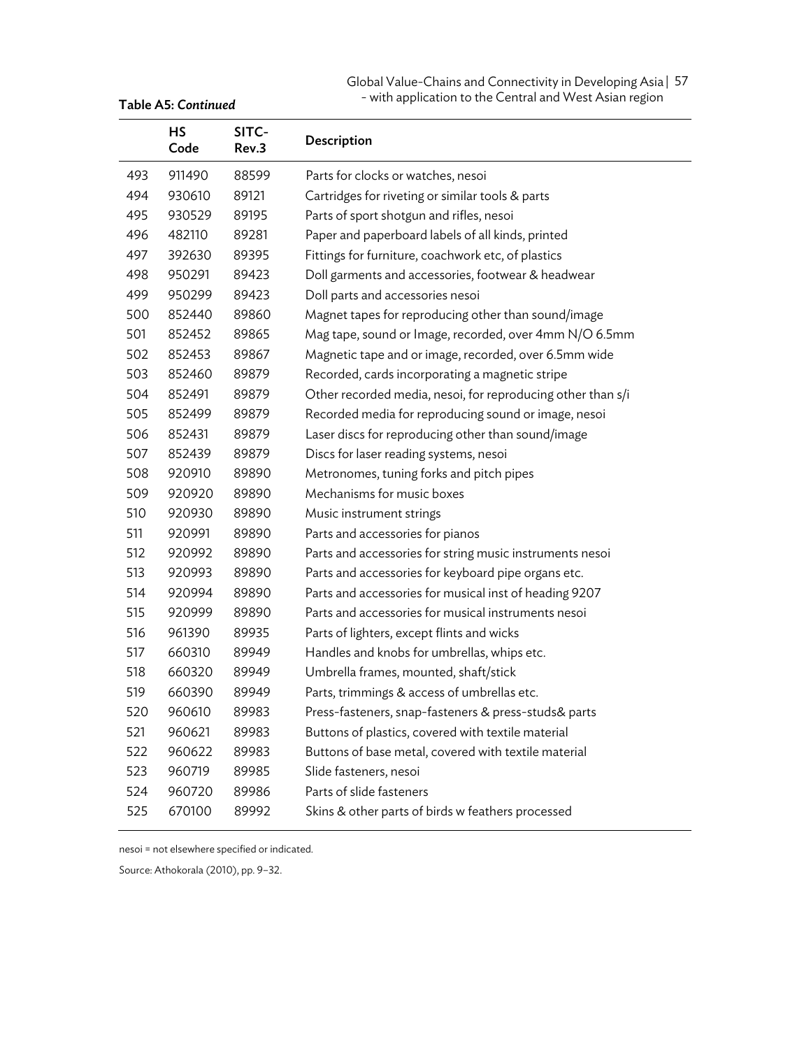**Table A5: *Continued***

| | HS Code | SITC-Rev.3 | Description |
|---|---|---|---|
| 493 | 911490 | 88599 | Parts for clocks or watches, nesoi |
| 494 | 930610 | 89121 | Cartridges for riveting or similar tools & parts |
| 495 | 930529 | 89195 | Parts of sport shotgun and rifles, nesoi |
| 496 | 482110 | 89281 | Paper and paperboard labels of all kinds, printed |
| 497 | 392630 | 89395 | Fittings for furniture, coachwork etc, of plastics |
| 498 | 950291 | 89423 | Doll garments and accessories, footwear & headwear |
| 499 | 950299 | 89423 | Doll parts and accessories nesoi |
| 500 | 852440 | 89860 | Magnet tapes for reproducing other than sound/image |
| 501 | 852452 | 89865 | Mag tape, sound or Image, recorded, over 4mm N/O 6.5mm |
| 502 | 852453 | 89867 | Magnetic tape and or image, recorded, over 6.5mm wide |
| 503 | 852460 | 89879 | Recorded, cards incorporating a magnetic stripe |
| 504 | 852491 | 89879 | Other recorded media, nesoi, for reproducing other than s/i |
| 505 | 852499 | 89879 | Recorded media for reproducing sound or image, nesoi |
| 506 | 852431 | 89879 | Laser discs for reproducing other than sound/image |
| 507 | 852439 | 89879 | Discs for laser reading systems, nesoi |
| 508 | 920910 | 89890 | Metronomes, tuning forks and pitch pipes |
| 509 | 920920 | 89890 | Mechanisms for music boxes |
| 510 | 920930 | 89890 | Music instrument strings |
| 511 | 920991 | 89890 | Parts and accessories for pianos |
| 512 | 920992 | 89890 | Parts and accessories for string music instruments nesoi |
| 513 | 920993 | 89890 | Parts and accessories for keyboard pipe organs etc. |
| 514 | 920994 | 89890 | Parts and accessories for musical inst of heading 9207 |
| 515 | 920999 | 89890 | Parts and accessories for musical instruments nesoi |
| 516 | 961390 | 89935 | Parts of lighters, except flints and wicks |
| 517 | 660310 | 89949 | Handles and knobs for umbrellas, whips etc. |
| 518 | 660320 | 89949 | Umbrella frames, mounted, shaft/stick |
| 519 | 660390 | 89949 | Parts, trimmings & access of umbrellas etc. |
| 520 | 960610 | 89983 | Press-fasteners, snap-fasteners & press-studs& parts |
| 521 | 960621 | 89983 | Buttons of plastics, covered with textile material |
| 522 | 960622 | 89983 | Buttons of base metal, covered with textile material |
| 523 | 960719 | 89985 | Slide fasteners, nesoi |
| 524 | 960720 | 89986 | Parts of slide fasteners |
| 525 | 670100 | 89992 | Skins & other parts of birds w feathers processed |

nesoi = not elsewhere specified or indicated.

Source: Athokorala (2010), pp. 9–32.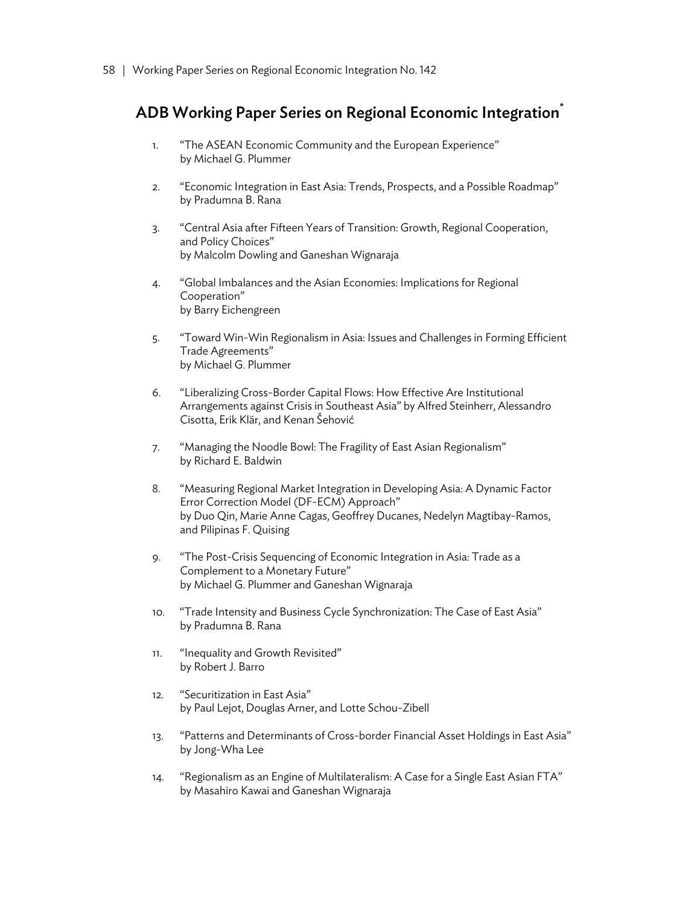## ADB Working Paper Series on Regional Economic Integration*

1. "The ASEAN Economic Community and the European Experience"
   by Michael G. Plummer

2. "Economic Integration in East Asia: Trends, Prospects, and a Possible Roadmap"
   by Pradumna B. Rana

3. "Central Asia after Fifteen Years of Transition: Growth, Regional Cooperation, and Policy Choices"
   by Malcolm Dowling and Ganeshan Wignaraja

4. "Global Imbalances and the Asian Economies: Implications for Regional Cooperation"
   by Barry Eichengreen

5. "Toward Win-Win Regionalism in Asia: Issues and Challenges in Forming Efficient Trade Agreements"
   by Michael G. Plummer

6. "Liberalizing Cross-Border Capital Flows: How Effective Are Institutional Arrangements against Crisis in Southeast Asia" by Alfred Steinherr, Alessandro Cisotta, Erik Klär, and Kenan Šehović

7. "Managing the Noodle Bowl: The Fragility of East Asian Regionalism"
   by Richard E. Baldwin

8. "Measuring Regional Market Integration in Developing Asia: A Dynamic Factor Error Correction Model (DF-ECM) Approach"
   by Duo Qin, Marie Anne Cagas, Geoffrey Ducanes, Nedelyn Magtibay-Ramos, and Pilipinas F. Quising

9. "The Post-Crisis Sequencing of Economic Integration in Asia: Trade as a Complement to a Monetary Future"
   by Michael G. Plummer and Ganeshan Wignaraja

10. "Trade Intensity and Business Cycle Synchronization: The Case of East Asia"
    by Pradumna B. Rana

11. "Inequality and Growth Revisited"
    by Robert J. Barro

12. "Securitization in East Asia"
    by Paul Lejot, Douglas Arner, and Lotte Schou-Zibell

13. "Patterns and Determinants of Cross-border Financial Asset Holdings in East Asia"
    by Jong-Wha Lee

14. "Regionalism as an Engine of Multilateralism: A Case for a Single East Asian FTA"
    by Masahiro Kawai and Ganeshan Wignaraja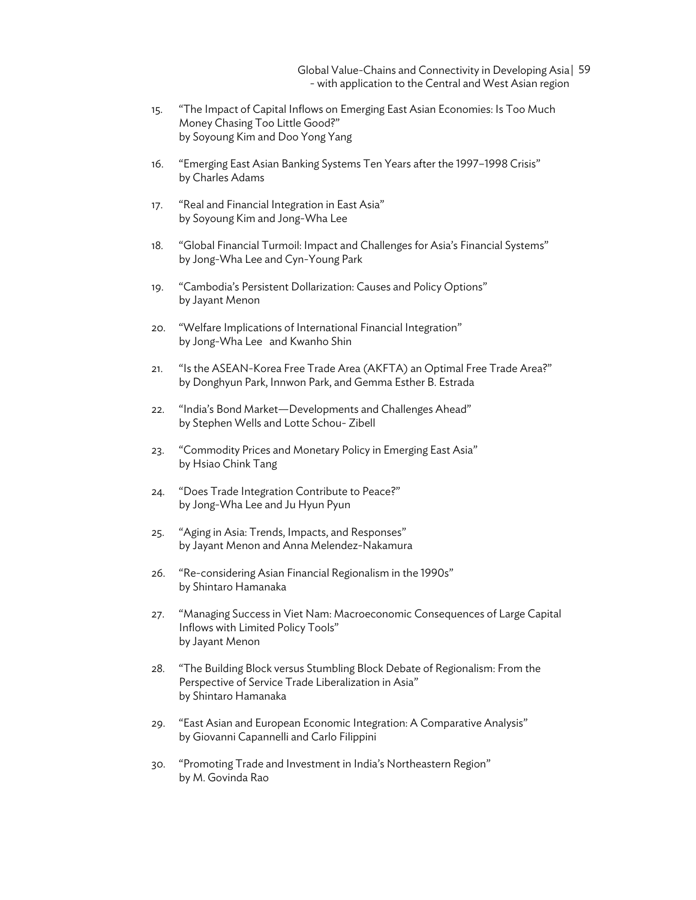15. "The Impact of Capital Inflows on Emerging East Asian Economies: Is Too Much Money Chasing Too Little Good?"
    by Soyoung Kim and Doo Yong Yang

16. "Emerging East Asian Banking Systems Ten Years after the 1997–1998 Crisis"
    by Charles Adams

17. "Real and Financial Integration in East Asia"
    by Soyoung Kim and Jong-Wha Lee

18. "Global Financial Turmoil: Impact and Challenges for Asia's Financial Systems"
    by Jong-Wha Lee and Cyn-Young Park

19. "Cambodia's Persistent Dollarization: Causes and Policy Options"
    by Jayant Menon

20. "Welfare Implications of International Financial Integration"
    by Jong-Wha Lee and Kwanho Shin

21. "Is the ASEAN-Korea Free Trade Area (AKFTA) an Optimal Free Trade Area?"
    by Donghyun Park, Innwon Park, and Gemma Esther B. Estrada

22. "India's Bond Market—Developments and Challenges Ahead"
    by Stephen Wells and Lotte Schou- Zibell

23. "Commodity Prices and Monetary Policy in Emerging East Asia"
    by Hsiao Chink Tang

24. "Does Trade Integration Contribute to Peace?"
    by Jong-Wha Lee and Ju Hyun Pyun

25. "Aging in Asia: Trends, Impacts, and Responses"
    by Jayant Menon and Anna Melendez-Nakamura

26. "Re-considering Asian Financial Regionalism in the 1990s"
    by Shintaro Hamanaka

27. "Managing Success in Viet Nam: Macroeconomic Consequences of Large Capital Inflows with Limited Policy Tools"
    by Jayant Menon

28. "The Building Block versus Stumbling Block Debate of Regionalism: From the Perspective of Service Trade Liberalization in Asia"
    by Shintaro Hamanaka

29. "East Asian and European Economic Integration: A Comparative Analysis"
    by Giovanni Capannelli and Carlo Filippini

30. "Promoting Trade and Investment in India's Northeastern Region"
    by M. Govinda Rao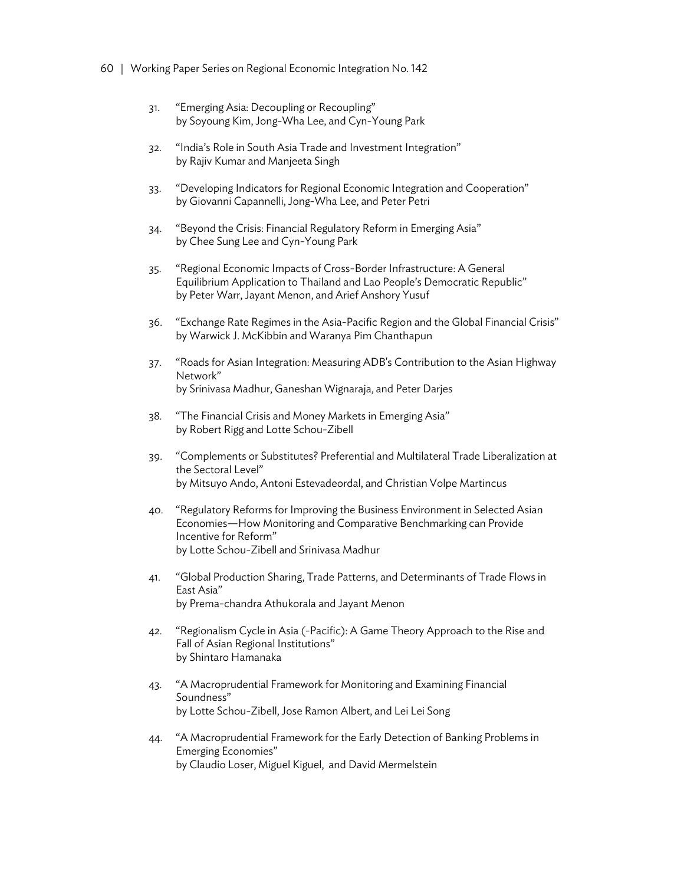31. "Emerging Asia: Decoupling or Recoupling"
   by Soyoung Kim, Jong-Wha Lee, and Cyn-Young Park

32. "India's Role in South Asia Trade and Investment Integration"
   by Rajiv Kumar and Manjeeta Singh

33. "Developing Indicators for Regional Economic Integration and Cooperation"
   by Giovanni Capannelli, Jong-Wha Lee, and Peter Petri

34. "Beyond the Crisis: Financial Regulatory Reform in Emerging Asia"
   by Chee Sung Lee and Cyn-Young Park

35. "Regional Economic Impacts of Cross-Border Infrastructure: A General Equilibrium Application to Thailand and Lao People's Democratic Republic"
   by Peter Warr, Jayant Menon, and Arief Anshory Yusuf

36. "Exchange Rate Regimes in the Asia-Pacific Region and the Global Financial Crisis"
   by Warwick J. McKibbin and Waranya Pim Chanthapun

37. "Roads for Asian Integration: Measuring ADB's Contribution to the Asian Highway Network"
   by Srinivasa Madhur, Ganeshan Wignaraja, and Peter Darjes

38. "The Financial Crisis and Money Markets in Emerging Asia"
   by Robert Rigg and Lotte Schou-Zibell

39. "Complements or Substitutes? Preferential and Multilateral Trade Liberalization at the Sectoral Level"
   by Mitsuyo Ando, Antoni Estevadeordal, and Christian Volpe Martincus

40. "Regulatory Reforms for Improving the Business Environment in Selected Asian Economies—How Monitoring and Comparative Benchmarking can Provide Incentive for Reform"
   by Lotte Schou-Zibell and Srinivasa Madhur

41. "Global Production Sharing, Trade Patterns, and Determinants of Trade Flows in East Asia"
   by Prema-chandra Athukorala and Jayant Menon

42. "Regionalism Cycle in Asia (-Pacific): A Game Theory Approach to the Rise and Fall of Asian Regional Institutions"
   by Shintaro Hamanaka

43. "A Macroprudential Framework for Monitoring and Examining Financial Soundness"
   by Lotte Schou-Zibell, Jose Ramon Albert, and Lei Lei Song

44. "A Macroprudential Framework for the Early Detection of Banking Problems in Emerging Economies"
   by Claudio Loser, Miguel Kiguel, and David Mermelstein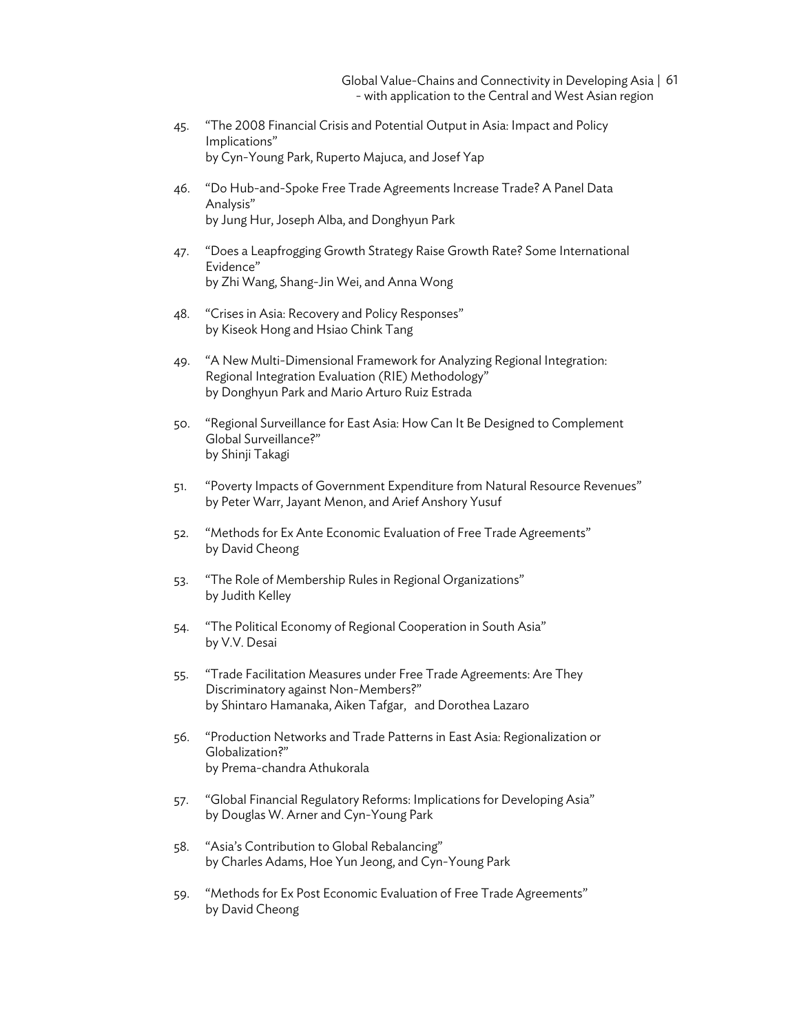45. "The 2008 Financial Crisis and Potential Output in Asia: Impact and Policy Implications"
    by Cyn-Young Park, Ruperto Majuca, and Josef Yap

46. "Do Hub-and-Spoke Free Trade Agreements Increase Trade? A Panel Data Analysis"
    by Jung Hur, Joseph Alba, and Donghyun Park

47. "Does a Leapfrogging Growth Strategy Raise Growth Rate? Some International Evidence"
    by Zhi Wang, Shang-Jin Wei, and Anna Wong

48. "Crises in Asia: Recovery and Policy Responses"
    by Kiseok Hong and Hsiao Chink Tang

49. "A New Multi-Dimensional Framework for Analyzing Regional Integration: Regional Integration Evaluation (RIE) Methodology"
    by Donghyun Park and Mario Arturo Ruiz Estrada

50. "Regional Surveillance for East Asia: How Can It Be Designed to Complement Global Surveillance?"
    by Shinji Takagi

51. "Poverty Impacts of Government Expenditure from Natural Resource Revenues"
    by Peter Warr, Jayant Menon, and Arief Anshory Yusuf

52. "Methods for Ex Ante Economic Evaluation of Free Trade Agreements"
    by David Cheong

53. "The Role of Membership Rules in Regional Organizations"
    by Judith Kelley

54. "The Political Economy of Regional Cooperation in South Asia"
    by V.V. Desai

55. "Trade Facilitation Measures under Free Trade Agreements: Are They Discriminatory against Non-Members?"
    by Shintaro Hamanaka, Aiken Tafgar, and Dorothea Lazaro

56. "Production Networks and Trade Patterns in East Asia: Regionalization or Globalization?"
    by Prema-chandra Athukorala

57. "Global Financial Regulatory Reforms: Implications for Developing Asia"
    by Douglas W. Arner and Cyn-Young Park

58. "Asia's Contribution to Global Rebalancing"
    by Charles Adams, Hoe Yun Jeong, and Cyn-Young Park

59. "Methods for Ex Post Economic Evaluation of Free Trade Agreements"
    by David Cheong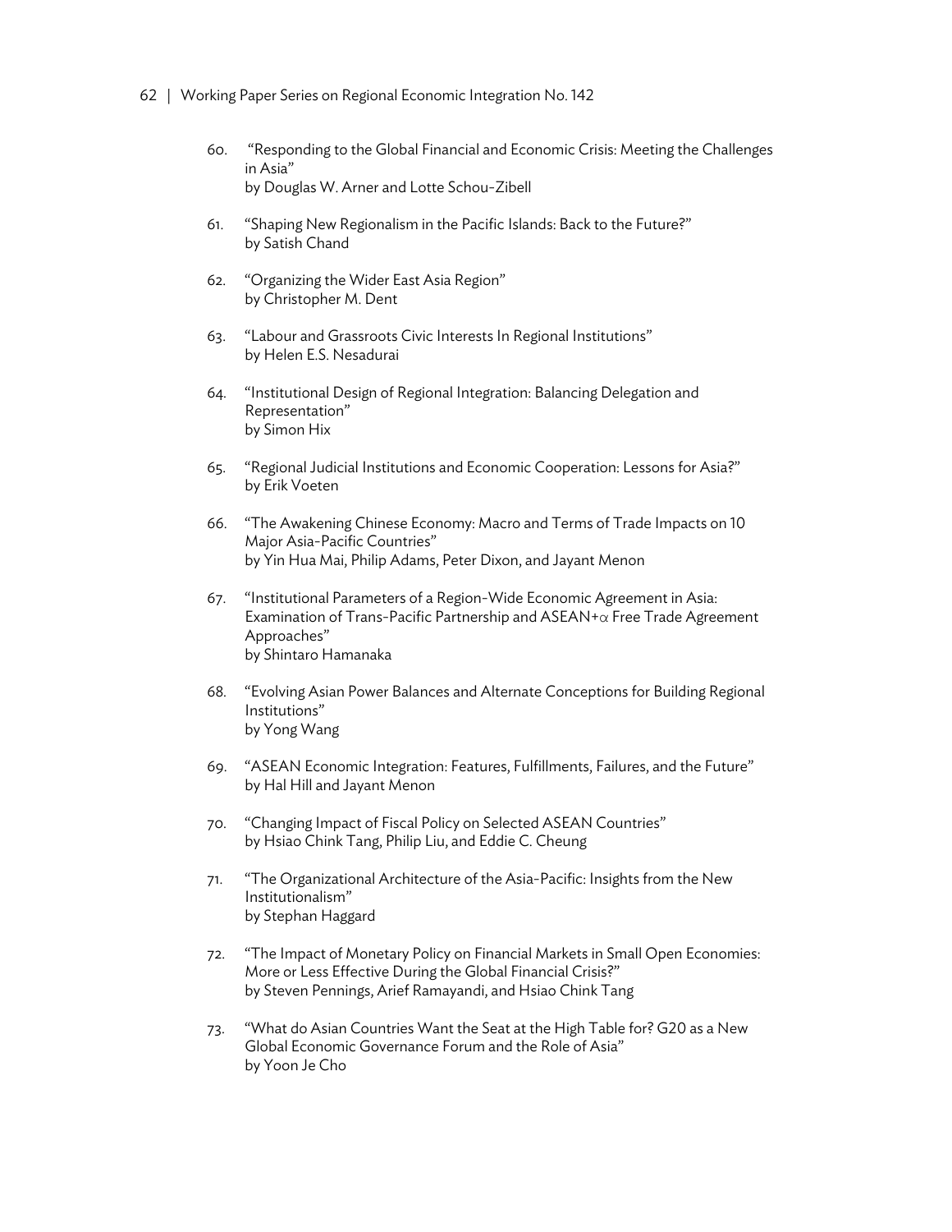60. "Responding to the Global Financial and Economic Crisis: Meeting the Challenges in Asia"
    by Douglas W. Arner and Lotte Schou-Zibell

61. "Shaping New Regionalism in the Pacific Islands: Back to the Future?"
    by Satish Chand

62. "Organizing the Wider East Asia Region"
    by Christopher M. Dent

63. "Labour and Grassroots Civic Interests In Regional Institutions"
    by Helen E.S. Nesadurai

64. "Institutional Design of Regional Integration: Balancing Delegation and Representation"
    by Simon Hix

65. "Regional Judicial Institutions and Economic Cooperation: Lessons for Asia?"
    by Erik Voeten

66. "The Awakening Chinese Economy: Macro and Terms of Trade Impacts on 10 Major Asia-Pacific Countries"
    by Yin Hua Mai, Philip Adams, Peter Dixon, and Jayant Menon

67. "Institutional Parameters of a Region-Wide Economic Agreement in Asia: Examination of Trans-Pacific Partnership and ASEAN+$\alpha$ Free Trade Agreement Approaches"
    by Shintaro Hamanaka

68. "Evolving Asian Power Balances and Alternate Conceptions for Building Regional Institutions"
    by Yong Wang

69. "ASEAN Economic Integration: Features, Fulfillments, Failures, and the Future"
    by Hal Hill and Jayant Menon

70. "Changing Impact of Fiscal Policy on Selected ASEAN Countries"
    by Hsiao Chink Tang, Philip Liu, and Eddie C. Cheung

71. "The Organizational Architecture of the Asia-Pacific: Insights from the New Institutionalism"
    by Stephan Haggard

72. "The Impact of Monetary Policy on Financial Markets in Small Open Economies: More or Less Effective During the Global Financial Crisis?"
    by Steven Pennings, Arief Ramayandi, and Hsiao Chink Tang

73. "What do Asian Countries Want the Seat at the High Table for? G20 as a New Global Economic Governance Forum and the Role of Asia"
    by Yoon Je Cho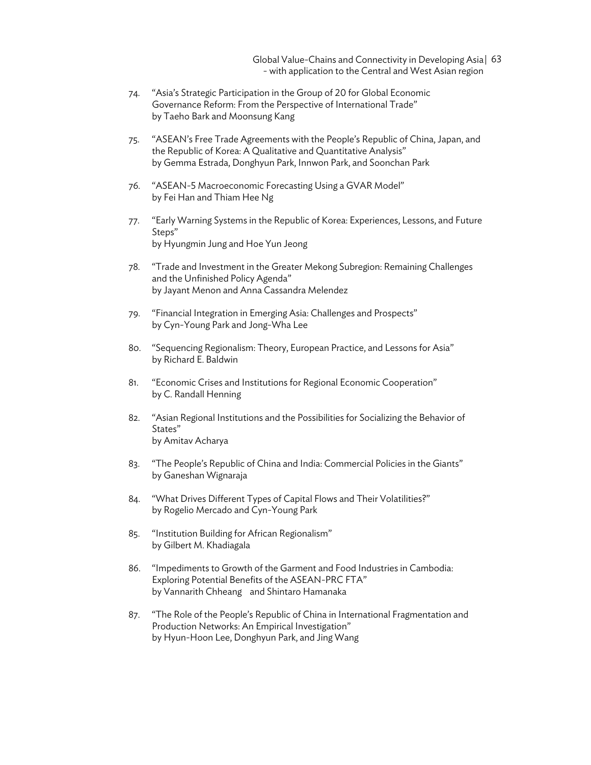74. "Asia's Strategic Participation in the Group of 20 for Global Economic Governance Reform: From the Perspective of International Trade"
by Taeho Bark and Moonsung Kang

75. "ASEAN's Free Trade Agreements with the People's Republic of China, Japan, and the Republic of Korea: A Qualitative and Quantitative Analysis"
by Gemma Estrada, Donghyun Park, Innwon Park, and Soonchan Park

76. "ASEAN-5 Macroeconomic Forecasting Using a GVAR Model"
by Fei Han and Thiam Hee Ng

77. "Early Warning Systems in the Republic of Korea: Experiences, Lessons, and Future Steps"
by Hyungmin Jung and Hoe Yun Jeong

78. "Trade and Investment in the Greater Mekong Subregion: Remaining Challenges and the Unfinished Policy Agenda"
by Jayant Menon and Anna Cassandra Melendez

79. "Financial Integration in Emerging Asia: Challenges and Prospects"
by Cyn-Young Park and Jong-Wha Lee

80. "Sequencing Regionalism: Theory, European Practice, and Lessons for Asia"
by Richard E. Baldwin

81. "Economic Crises and Institutions for Regional Economic Cooperation"
by C. Randall Henning

82. "Asian Regional Institutions and the Possibilities for Socializing the Behavior of States"
by Amitav Acharya

83. "The People's Republic of China and India: Commercial Policies in the Giants"
by Ganeshan Wignaraja

84. "What Drives Different Types of Capital Flows and Their Volatilities?"
by Rogelio Mercado and Cyn-Young Park

85. "Institution Building for African Regionalism"
by Gilbert M. Khadiagala

86. "Impediments to Growth of the Garment and Food Industries in Cambodia: Exploring Potential Benefits of the ASEAN-PRC FTA"
by Vannarith Chheang and Shintaro Hamanaka

87. "The Role of the People's Republic of China in International Fragmentation and Production Networks: An Empirical Investigation"
by Hyun-Hoon Lee, Donghyun Park, and Jing Wang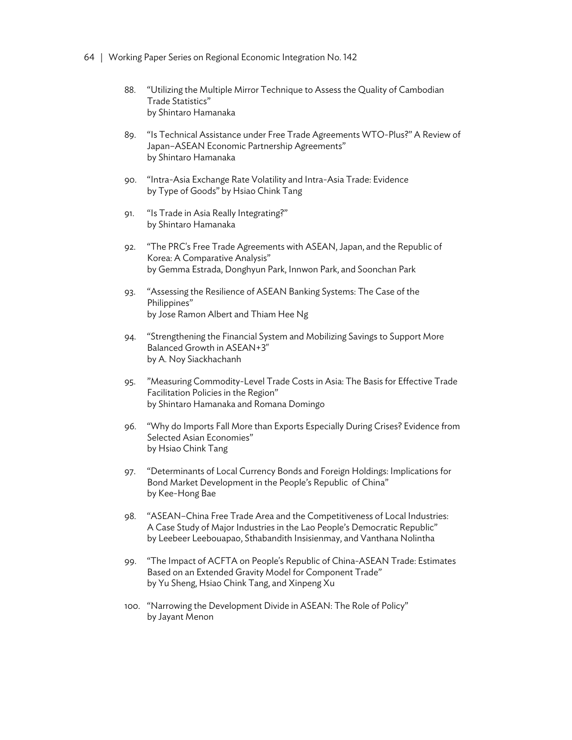88. "Utilizing the Multiple Mirror Technique to Assess the Quality of Cambodian Trade Statistics"
    by Shintaro Hamanaka

89. "Is Technical Assistance under Free Trade Agreements WTO-Plus?" A Review of Japan–ASEAN Economic Partnership Agreements"
    by Shintaro Hamanaka

90. "Intra-Asia Exchange Rate Volatility and Intra-Asia Trade: Evidence by Type of Goods" by Hsiao Chink Tang

91. "Is Trade in Asia Really Integrating?"
    by Shintaro Hamanaka

92. "The PRC's Free Trade Agreements with ASEAN, Japan, and the Republic of Korea: A Comparative Analysis"
    by Gemma Estrada, Donghyun Park, Innwon Park, and Soonchan Park

93. "Assessing the Resilience of ASEAN Banking Systems: The Case of the Philippines"
    by Jose Ramon Albert and Thiam Hee Ng

94. "Strengthening the Financial System and Mobilizing Savings to Support More Balanced Growth in ASEAN+3"
    by A. Noy Siackhachanh

95. "Measuring Commodity-Level Trade Costs in Asia: The Basis for Effective Trade Facilitation Policies in the Region"
    by Shintaro Hamanaka and Romana Domingo

96. "Why do Imports Fall More than Exports Especially During Crises? Evidence from Selected Asian Economies"
    by Hsiao Chink Tang

97. "Determinants of Local Currency Bonds and Foreign Holdings: Implications for Bond Market Development in the People's Republic of China"
    by Kee-Hong Bae

98. "ASEAN–China Free Trade Area and the Competitiveness of Local Industries: A Case Study of Major Industries in the Lao People's Democratic Republic"
    by Leebeer Leebouapao, Sthabandith Insisienmay, and Vanthana Nolintha

99. "The Impact of ACFTA on People's Republic of China-ASEAN Trade: Estimates Based on an Extended Gravity Model for Component Trade"
    by Yu Sheng, Hsiao Chink Tang, and Xinpeng Xu

100. "Narrowing the Development Divide in ASEAN: The Role of Policy"
     by Jayant Menon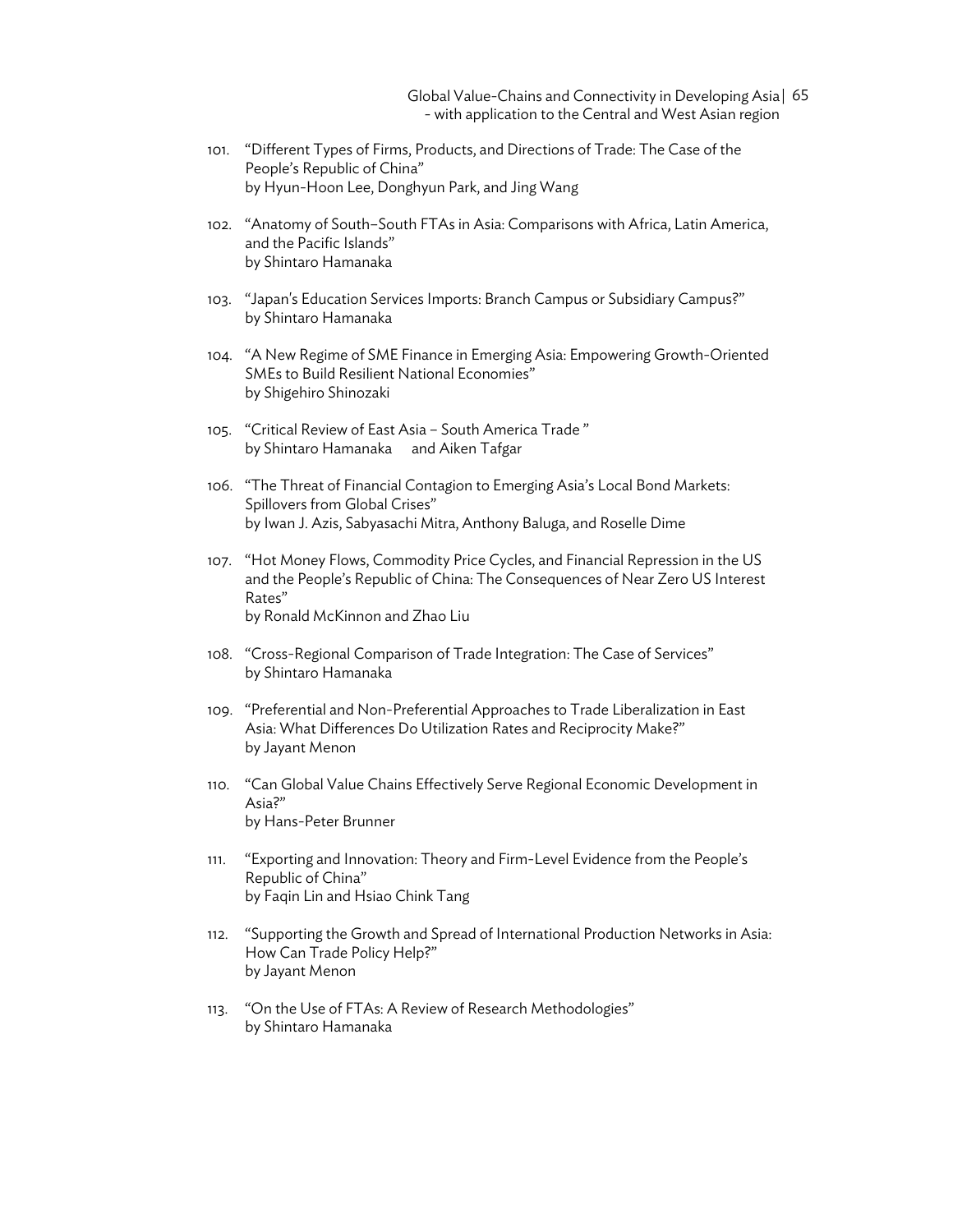101. "Different Types of Firms, Products, and Directions of Trade: The Case of the People's Republic of China"
by Hyun-Hoon Lee, Donghyun Park, and Jing Wang

102. "Anatomy of South–South FTAs in Asia: Comparisons with Africa, Latin America, and the Pacific Islands"
by Shintaro Hamanaka

103. "Japan's Education Services Imports: Branch Campus or Subsidiary Campus?"
by Shintaro Hamanaka

104. "A New Regime of SME Finance in Emerging Asia: Empowering Growth-Oriented SMEs to Build Resilient National Economies"
by Shigehiro Shinozaki

105. "Critical Review of East Asia – South America Trade "
by Shintaro Hamanaka and Aiken Tafgar

106. "The Threat of Financial Contagion to Emerging Asia's Local Bond Markets: Spillovers from Global Crises"
by Iwan J. Azis, Sabyasachi Mitra, Anthony Baluga, and Roselle Dime

107. "Hot Money Flows, Commodity Price Cycles, and Financial Repression in the US and the People's Republic of China: The Consequences of Near Zero US Interest Rates"
by Ronald McKinnon and Zhao Liu

108. "Cross-Regional Comparison of Trade Integration: The Case of Services"
by Shintaro Hamanaka

109. "Preferential and Non-Preferential Approaches to Trade Liberalization in East Asia: What Differences Do Utilization Rates and Reciprocity Make?"
by Jayant Menon

110. "Can Global Value Chains Effectively Serve Regional Economic Development in Asia?"
by Hans-Peter Brunner

111. "Exporting and Innovation: Theory and Firm-Level Evidence from the People's Republic of China"
by Faqin Lin and Hsiao Chink Tang

112. "Supporting the Growth and Spread of International Production Networks in Asia: How Can Trade Policy Help?"
by Jayant Menon

113. "On the Use of FTAs: A Review of Research Methodologies"
by Shintaro Hamanaka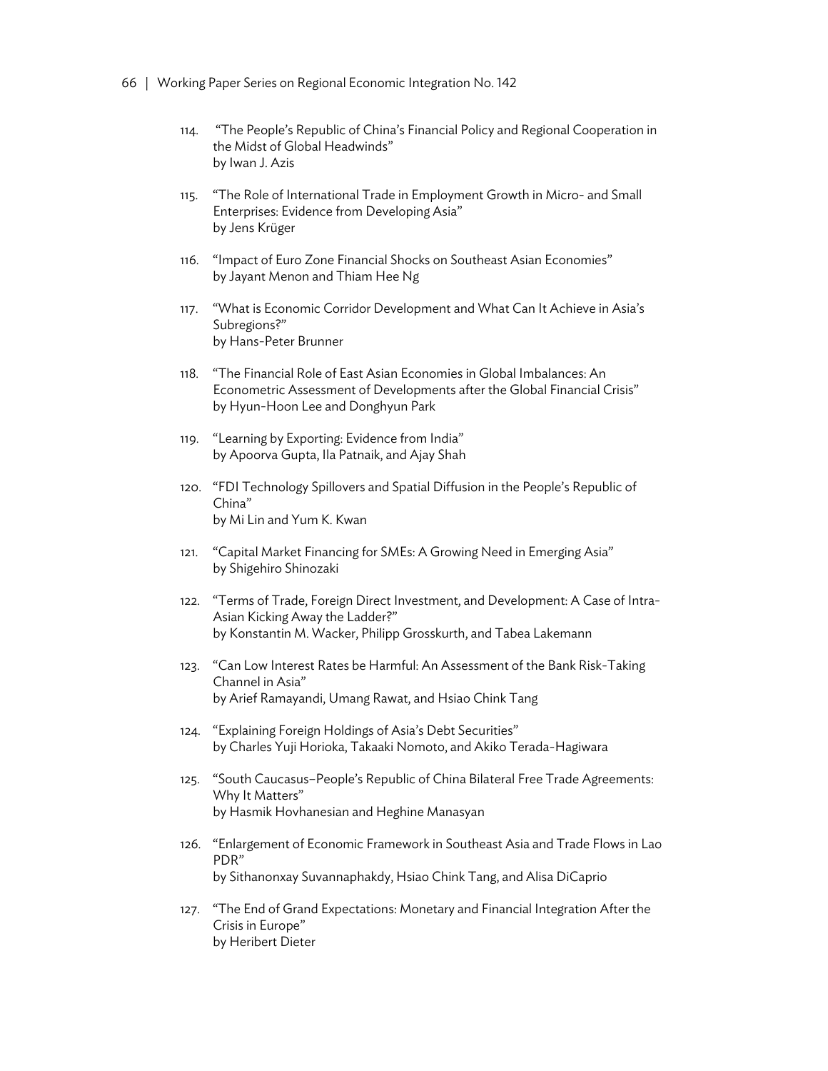114. "The People's Republic of China's Financial Policy and Regional Cooperation in the Midst of Global Headwinds"
by Iwan J. Azis

115. "The Role of International Trade in Employment Growth in Micro- and Small Enterprises: Evidence from Developing Asia"
by Jens Krüger

116. "Impact of Euro Zone Financial Shocks on Southeast Asian Economies"
by Jayant Menon and Thiam Hee Ng

117. "What is Economic Corridor Development and What Can It Achieve in Asia's Subregions?"
by Hans-Peter Brunner

118. "The Financial Role of East Asian Economies in Global Imbalances: An Econometric Assessment of Developments after the Global Financial Crisis"
by Hyun-Hoon Lee and Donghyun Park

119. "Learning by Exporting: Evidence from India"
by Apoorva Gupta, Ila Patnaik, and Ajay Shah

120. "FDI Technology Spillovers and Spatial Diffusion in the People's Republic of China"
by Mi Lin and Yum K. Kwan

121. "Capital Market Financing for SMEs: A Growing Need in Emerging Asia"
by Shigehiro Shinozaki

122. "Terms of Trade, Foreign Direct Investment, and Development: A Case of Intra-Asian Kicking Away the Ladder?"
by Konstantin M. Wacker, Philipp Grosskurth, and Tabea Lakemann

123. "Can Low Interest Rates be Harmful: An Assessment of the Bank Risk-Taking Channel in Asia"
by Arief Ramayandi, Umang Rawat, and Hsiao Chink Tang

124. "Explaining Foreign Holdings of Asia's Debt Securities"
by Charles Yuji Horioka, Takaaki Nomoto, and Akiko Terada-Hagiwara

125. "South Caucasus–People's Republic of China Bilateral Free Trade Agreements: Why It Matters"
by Hasmik Hovhanesian and Heghine Manasyan

126. "Enlargement of Economic Framework in Southeast Asia and Trade Flows in Lao PDR"
by Sithanonxay Suvannaphakdy, Hsiao Chink Tang, and Alisa DiCaprio

127. "The End of Grand Expectations: Monetary and Financial Integration After the Crisis in Europe"
by Heribert Dieter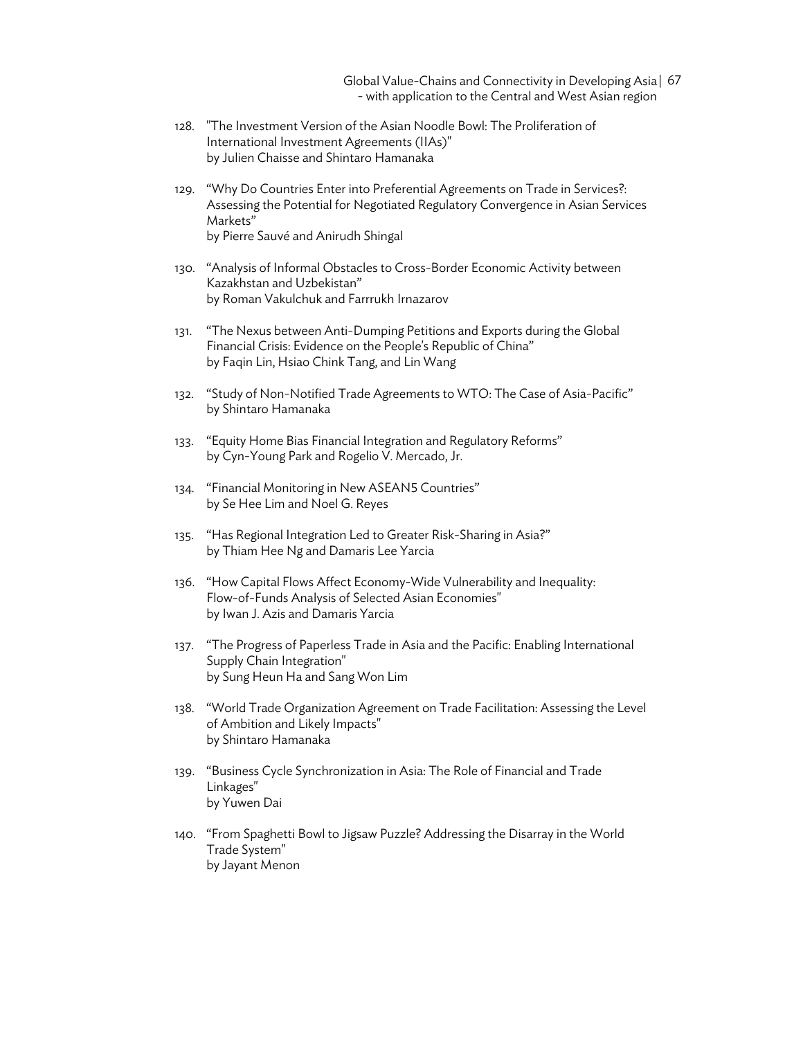128. "The Investment Version of the Asian Noodle Bowl: The Proliferation of International Investment Agreements (IIAs)"
by Julien Chaisse and Shintaro Hamanaka

129. "Why Do Countries Enter into Preferential Agreements on Trade in Services?: Assessing the Potential for Negotiated Regulatory Convergence in Asian Services Markets"
by Pierre Sauvé and Anirudh Shingal

130. "Analysis of Informal Obstacles to Cross-Border Economic Activity between Kazakhstan and Uzbekistan"
by Roman Vakulchuk and Farrrukh Irnazarov

131. "The Nexus between Anti-Dumping Petitions and Exports during the Global Financial Crisis: Evidence on the People's Republic of China"
by Faqin Lin, Hsiao Chink Tang, and Lin Wang

132. "Study of Non-Notified Trade Agreements to WTO: The Case of Asia-Pacific"
by Shintaro Hamanaka

133. "Equity Home Bias Financial Integration and Regulatory Reforms"
by Cyn-Young Park and Rogelio V. Mercado, Jr.

134. "Financial Monitoring in New ASEAN5 Countries"
by Se Hee Lim and Noel G. Reyes

135. "Has Regional Integration Led to Greater Risk-Sharing in Asia?"
by Thiam Hee Ng and Damaris Lee Yarcia

136. "How Capital Flows Affect Economy-Wide Vulnerability and Inequality: Flow-of-Funds Analysis of Selected Asian Economies"
by Iwan J. Azis and Damaris Yarcia

137. "The Progress of Paperless Trade in Asia and the Pacific: Enabling International Supply Chain Integration"
by Sung Heun Ha and Sang Won Lim

138. "World Trade Organization Agreement on Trade Facilitation: Assessing the Level of Ambition and Likely Impacts"
by Shintaro Hamanaka

139. "Business Cycle Synchronization in Asia: The Role of Financial and Trade Linkages"
by Yuwen Dai

140. "From Spaghetti Bowl to Jigsaw Puzzle? Addressing the Disarray in the World Trade System"
by Jayant Menon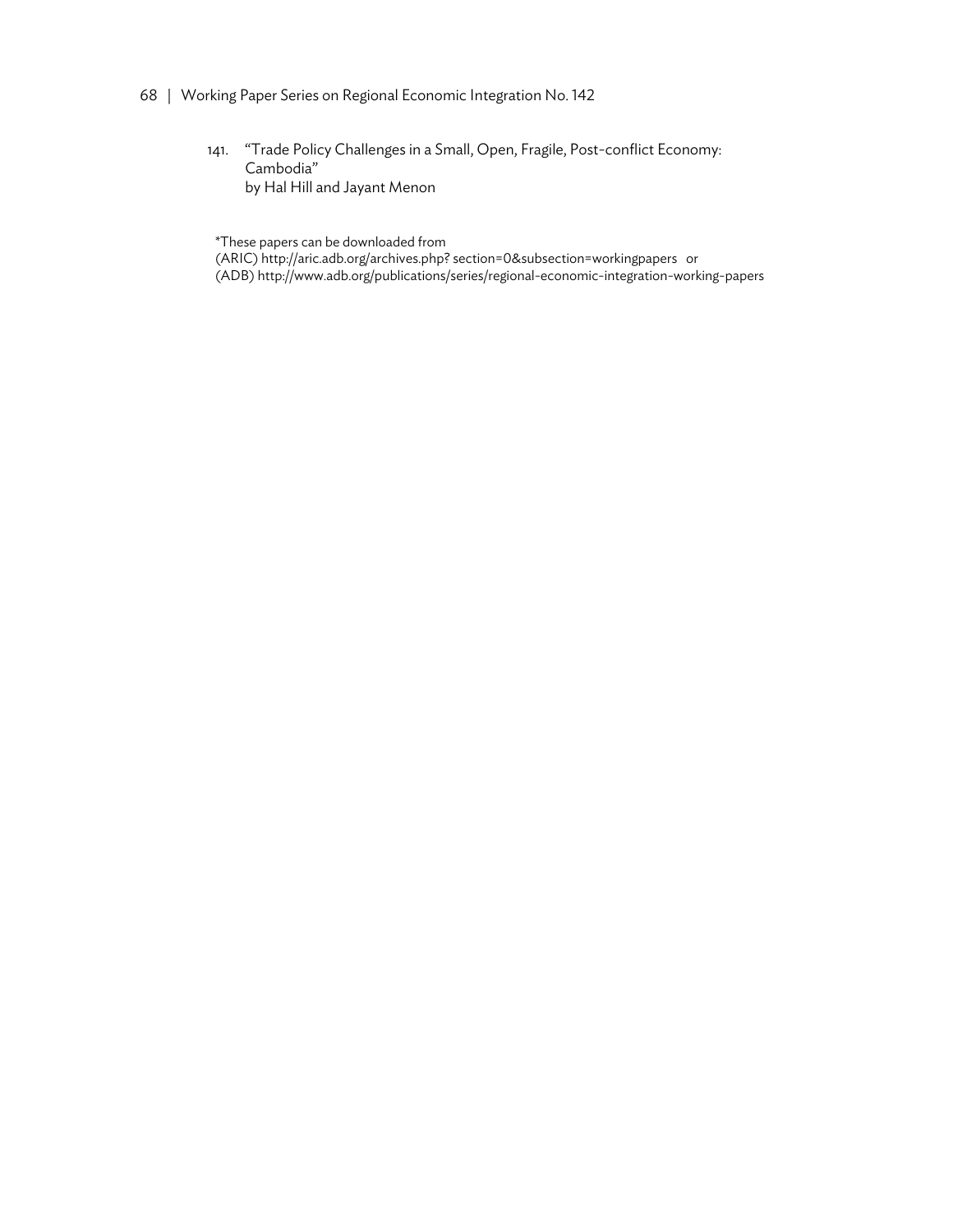141. “Trade Policy Challenges in a Small, Open, Fragile, Post-conflict Economy: Cambodia”
by Hal Hill and Jayant Menon

*These papers can be downloaded from
(ARIC) http://aric.adb.org/archives.php? section=0&subsection=workingpapers or
(ADB) http://www.adb.org/publications/series/regional-economic-integration-working-papers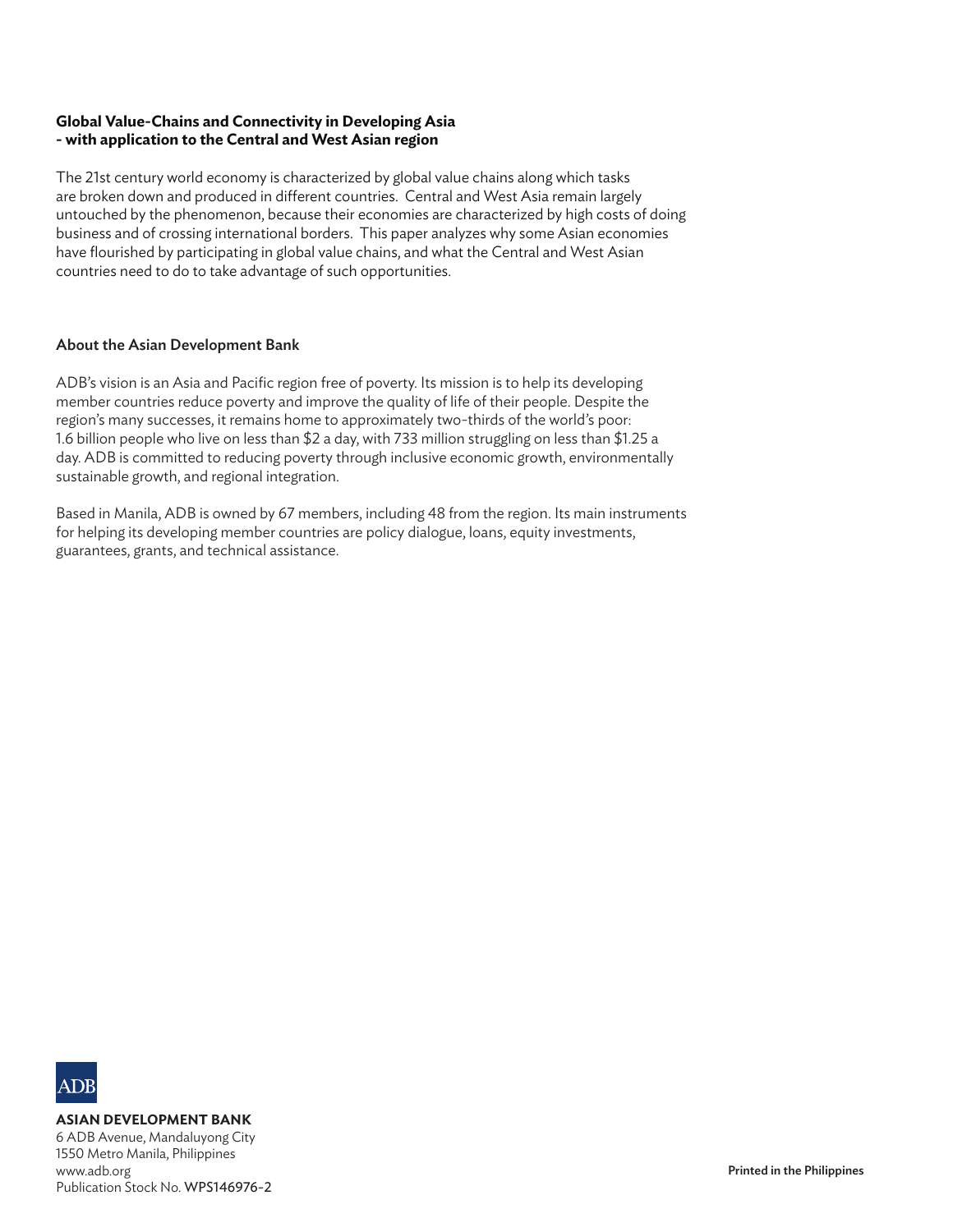**Global Value-Chains and Connectivity in Developing Asia - with application to the Central and West Asian region**

The 21st century world economy is characterized by global value chains along which tasks are broken down and produced in different countries. Central and West Asia remain largely untouched by the phenomenon, because their economies are characterized by high costs of doing business and of crossing international borders. This paper analyzes why some Asian economies have flourished by participating in global value chains, and what the Central and West Asian countries need to do to take advantage of such opportunities.

## About the Asian Development Bank

ADB's vision is an Asia and Pacific region free of poverty. Its mission is to help its developing member countries reduce poverty and improve the quality of life of their people. Despite the region's many successes, it remains home to approximately two-thirds of the world's poor: 1.6 billion people who live on less than $2 a day, with 733 million struggling on less than $1.25 a day. ADB is committed to reducing poverty through inclusive economic growth, environmentally sustainable growth, and regional integration.

Based in Manila, ADB is owned by 67 members, including 48 from the region. Its main instruments for helping its developing member countries are policy dialogue, loans, equity investments, guarantees, grants, and technical assistance.

ADB

**ASIAN DEVELOPMENT BANK**
6 ADB Avenue, Mandaluyong City
1550 Metro Manila, Philippines
www.adb.org
Publication Stock No. WPS146976-2

**Printed in the Philippines**